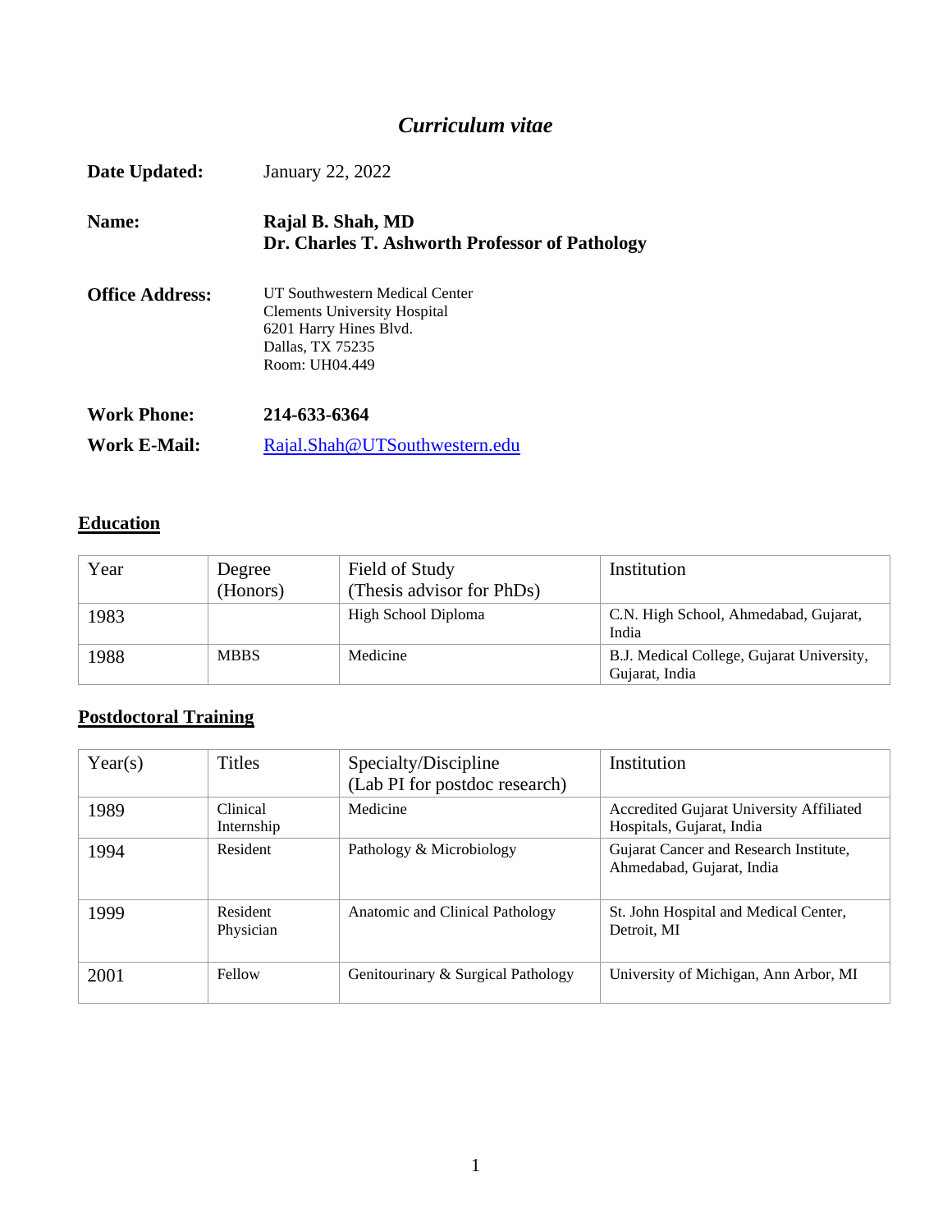# *Curriculum vitae*

**Date Updated:** January 22, 2022

**Name:** **Rajal B. Shah, MD**
**Dr. Charles T. Ashworth Professor of Pathology**

**Office Address:**
UT Southwestern Medical Center
Clements University Hospital
6201 Harry Hines Blvd.
Dallas, TX 75235
Room: UH04.449

**Work Phone:** **214-633-6364**

**Work E-Mail:** Rajal.Shah@UTSouthwestern.edu

## Education

| Year | Degree (Honors) | Field of Study (Thesis advisor for PhDs) | Institution |
|---|---|---|---|
| 1983 | | High School Diploma | C.N. High School, Ahmedabad, Gujarat, India |
| 1988 | MBBS | Medicine | B.J. Medical College, Gujarat University, Gujarat, India |

## Postdoctoral Training

| Year(s) | Titles | Specialty/Discipline (Lab PI for postdoc research) | Institution |
|---|---|---|---|
| 1989 | Clinical Internship | Medicine | Accredited Gujarat University Affiliated Hospitals, Gujarat, India |
| 1994 | Resident | Pathology & Microbiology | Gujarat Cancer and Research Institute, Ahmedabad, Gujarat, India |
| 1999 | Resident Physician | Anatomic and Clinical Pathology | St. John Hospital and Medical Center, Detroit, MI |
| 2001 | Fellow | Genitourinary & Surgical Pathology | University of Michigan, Ann Arbor, MI |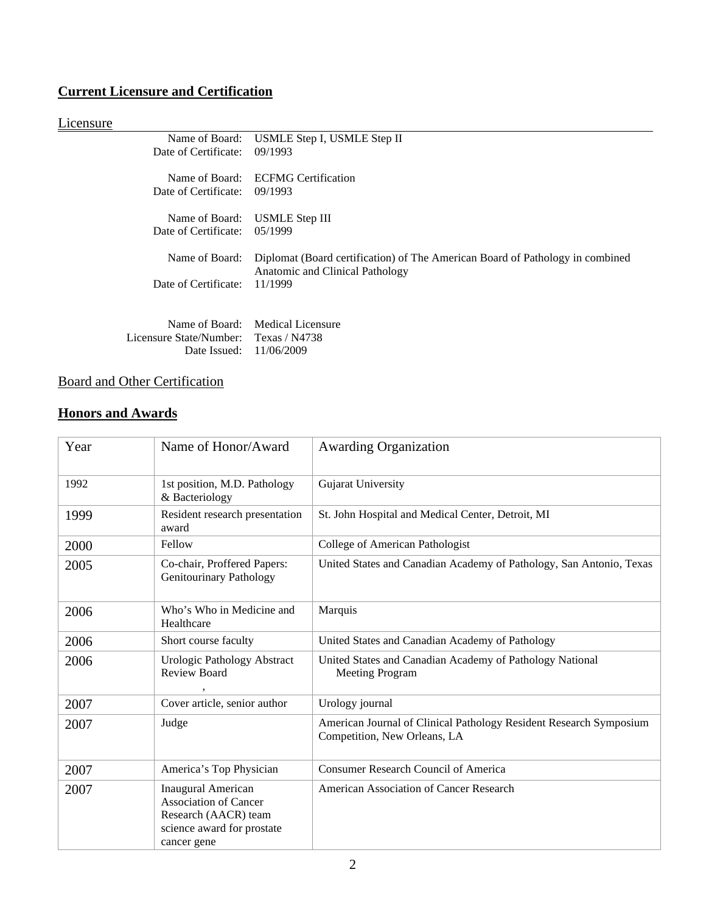## Current Licensure and Certification

### Licensure

Name of Board: USMLE Step I, USMLE Step II
Date of Certificate: 09/1993

Name of Board: ECFMG Certification
Date of Certificate: 09/1993

Name of Board: USMLE Step III
Date of Certificate: 05/1999

Name of Board: Diplomat (Board certification) of The American Board of Pathology in combined Anatomic and Clinical Pathology
Date of Certificate: 11/1999

Name of Board: Medical Licensure
Licensure State/Number: Texas / N4738
Date Issued: 11/06/2009

### Board and Other Certification

## Honors and Awards

| Year | Name of Honor/Award | Awarding Organization |
|---|---|---|
| 1992 | 1st position, M.D. Pathology & Bacteriology | Gujarat University |
| 1999 | Resident research presentation award | St. John Hospital and Medical Center, Detroit, MI |
| 2000 | Fellow | College of American Pathologist |
| 2005 | Co-chair, Proffered Papers: Genitourinary Pathology | United States and Canadian Academy of Pathology, San Antonio, Texas |
| 2006 | Who's Who in Medicine and Healthcare | Marquis |
| 2006 | Short course faculty | United States and Canadian Academy of Pathology |
| 2006 | Urologic Pathology Abstract Review Board , | United States and Canadian Academy of Pathology National Meeting Program |
| 2007 | Cover article, senior author | Urology journal |
| 2007 | Judge | American Journal of Clinical Pathology Resident Research Symposium Competition, New Orleans, LA |
| 2007 | America's Top Physician | Consumer Research Council of America |
| 2007 | Inaugural American Association of Cancer Research (AACR) team science award for prostate cancer gene | American Association of Cancer Research |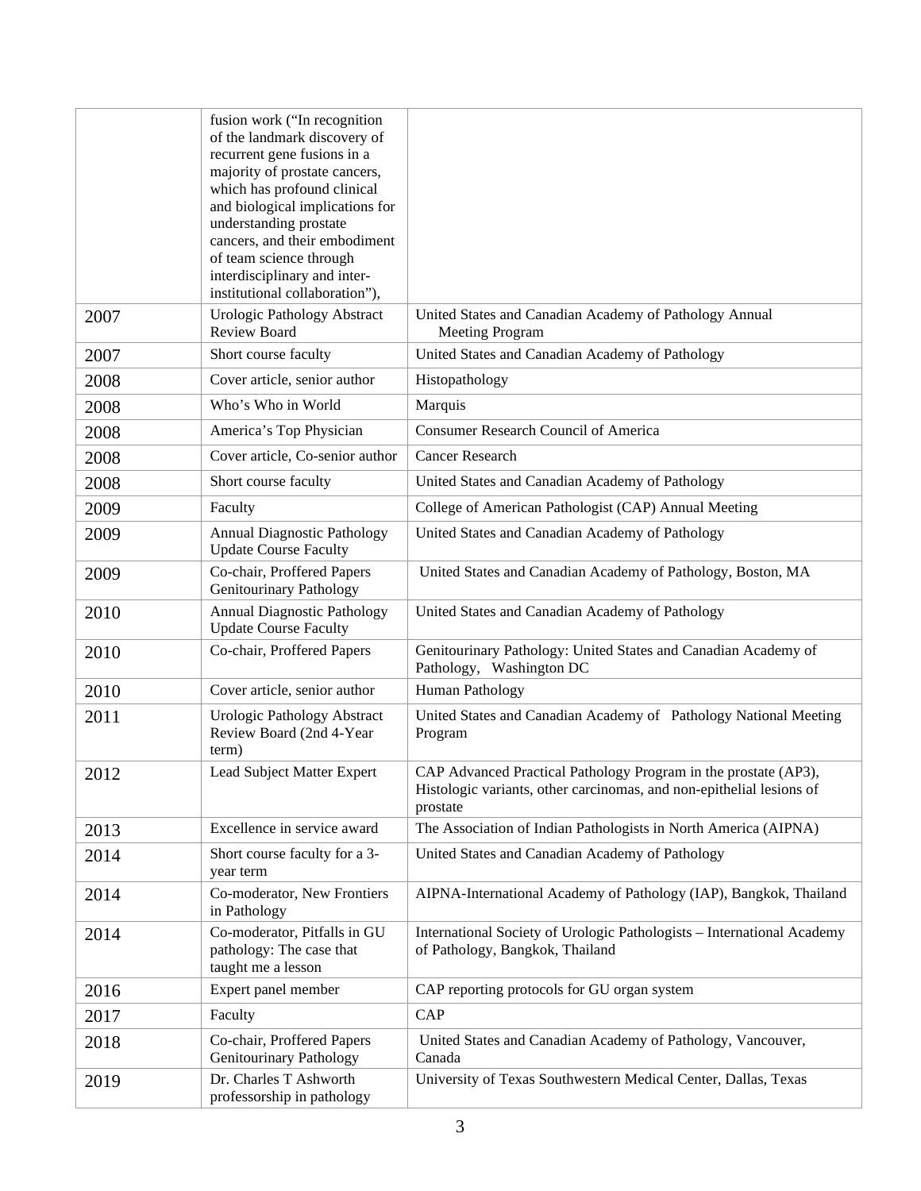| | | |
|---|---|---|
| | fusion work ("In recognition of the landmark discovery of recurrent gene fusions in a majority of prostate cancers, which has profound clinical and biological implications for understanding prostate cancers, and their embodiment of team science through interdisciplinary and inter-institutional collaboration"), | |
| 2007 | Urologic Pathology Abstract Review Board | United States and Canadian Academy of Pathology Annual Meeting Program |
| 2007 | Short course faculty | United States and Canadian Academy of Pathology |
| 2008 | Cover article, senior author | Histopathology |
| 2008 | Who's Who in World | Marquis |
| 2008 | America's Top Physician | Consumer Research Council of America |
| 2008 | Cover article, Co-senior author | Cancer Research |
| 2008 | Short course faculty | United States and Canadian Academy of Pathology |
| 2009 | Faculty | College of American Pathologist (CAP) Annual Meeting |
| 2009 | Annual Diagnostic Pathology Update Course Faculty | United States and Canadian Academy of Pathology |
| 2009 | Co-chair, Proffered Papers Genitourinary Pathology | United States and Canadian Academy of Pathology, Boston, MA |
| 2010 | Annual Diagnostic Pathology Update Course Faculty | United States and Canadian Academy of Pathology |
| 2010 | Co-chair, Proffered Papers | Genitourinary Pathology: United States and Canadian Academy of Pathology, Washington DC |
| 2010 | Cover article, senior author | Human Pathology |
| 2011 | Urologic Pathology Abstract Review Board (2nd 4-Year term) | United States and Canadian Academy of Pathology National Meeting Program |
| 2012 | Lead Subject Matter Expert | CAP Advanced Practical Pathology Program in the prostate (AP3), Histologic variants, other carcinomas, and non-epithelial lesions of prostate |
| 2013 | Excellence in service award | The Association of Indian Pathologists in North America (AIPNA) |
| 2014 | Short course faculty for a 3-year term | United States and Canadian Academy of Pathology |
| 2014 | Co-moderator, New Frontiers in Pathology | AIPNA-International Academy of Pathology (IAP), Bangkok, Thailand |
| 2014 | Co-moderator, Pitfalls in GU pathology: The case that taught me a lesson | International Society of Urologic Pathologists – International Academy of Pathology, Bangkok, Thailand |
| 2016 | Expert panel member | CAP reporting protocols for GU organ system |
| 2017 | Faculty | CAP |
| 2018 | Co-chair, Proffered Papers Genitourinary Pathology | United States and Canadian Academy of Pathology, Vancouver, Canada |
| 2019 | Dr. Charles T Ashworth professorship in pathology | University of Texas Southwestern Medical Center, Dallas, Texas |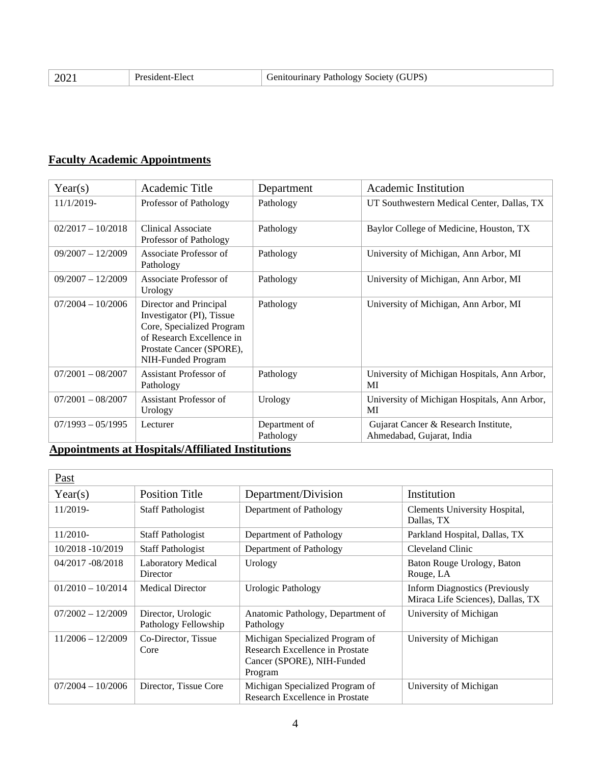| 2021 | President-Elect | Genitourinary Pathology Society (GUPS) |
|---|---|---|

## **Faculty Academic Appointments**

| Year(s) | Academic Title | Department | Academic Institution |
|---|---|---|---|
| 11/1/2019- | Professor of Pathology | Pathology | UT Southwestern Medical Center, Dallas, TX |
| 02/2017 – 10/2018 | Clinical Associate Professor of Pathology | Pathology | Baylor College of Medicine, Houston, TX |
| 09/2007 – 12/2009 | Associate Professor of Pathology | Pathology | University of Michigan, Ann Arbor, MI |
| 09/2007 – 12/2009 | Associate Professor of Urology | Pathology | University of Michigan, Ann Arbor, MI |
| 07/2004 – 10/2006 | Director and Principal Investigator (PI), Tissue Core, Specialized Program of Research Excellence in Prostate Cancer (SPORE), NIH-Funded Program | Pathology | University of Michigan, Ann Arbor, MI |
| 07/2001 – 08/2007 | Assistant Professor of Pathology | Pathology | University of Michigan Hospitals, Ann Arbor, MI |
| 07/2001 – 08/2007 | Assistant Professor of Urology | Urology | University of Michigan Hospitals, Ann Arbor, MI |
| 07/1993 – 05/1995 | Lecturer | Department of Pathology | Gujarat Cancer & Research Institute, Ahmedabad, Gujarat, India |

## **Appointments at Hospitals/Affiliated Institutions**

| Past | | | |
|---|---|---|---|
| Year(s) | Position Title | Department/Division | Institution |
| 11/2019- | Staff Pathologist | Department of Pathology | Clements University Hospital, Dallas, TX |
| 11/2010- | Staff Pathologist | Department of Pathology | Parkland Hospital, Dallas, TX |
| 10/2018 -10/2019 | Staff Pathologist | Department of Pathology | Cleveland Clinic |
| 04/2017 -08/2018 | Laboratory Medical Director | Urology | Baton Rouge Urology, Baton Rouge, LA |
| 01/2010 – 10/2014 | Medical Director | Urologic Pathology | Inform Diagnostics (Previously Miraca Life Sciences), Dallas, TX |
| 07/2002 – 12/2009 | Director, Urologic Pathology Fellowship | Anatomic Pathology, Department of Pathology | University of Michigan |
| 11/2006 – 12/2009 | Co-Director, Tissue Core | Michigan Specialized Program of Research Excellence in Prostate Cancer (SPORE), NIH-Funded Program | University of Michigan |
| 07/2004 – 10/2006 | Director, Tissue Core | Michigan Specialized Program of Research Excellence in Prostate | University of Michigan |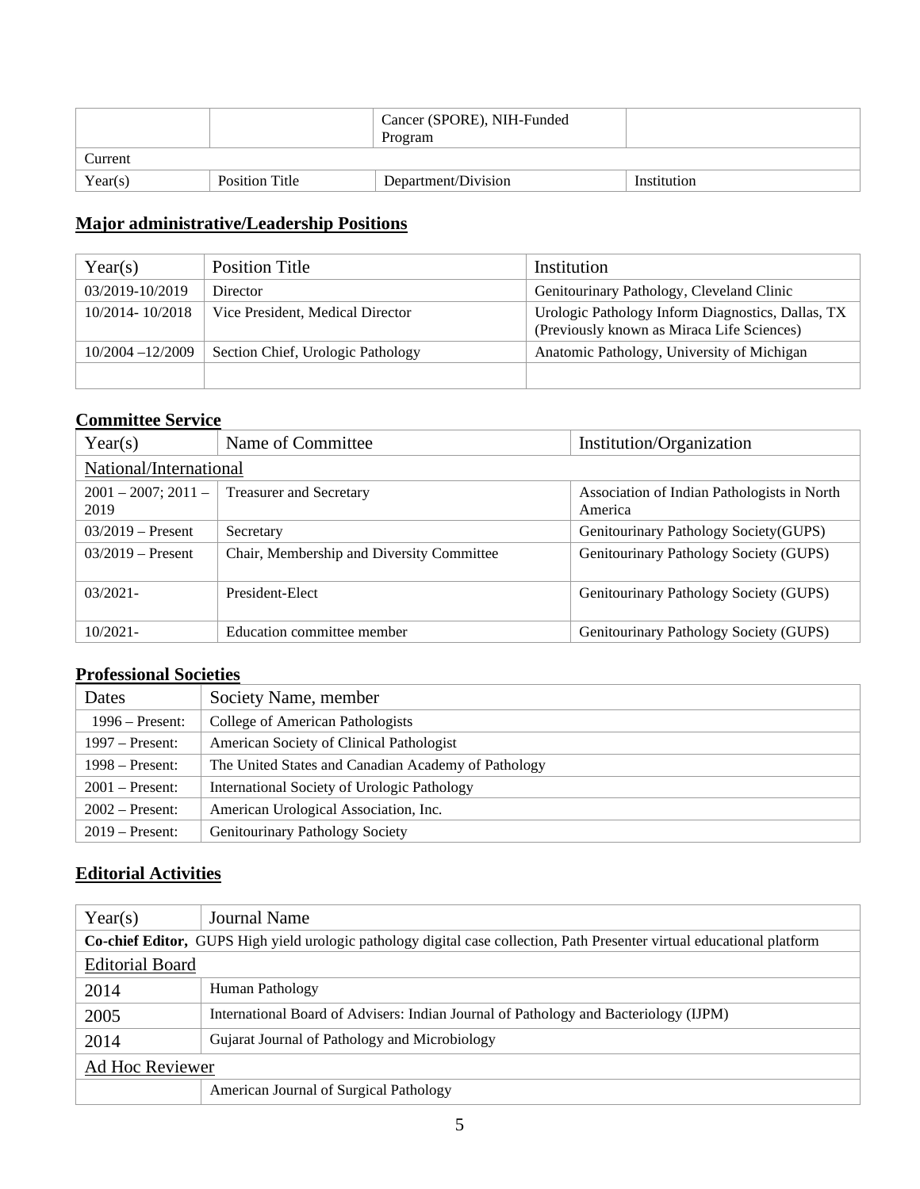| | | Cancer (SPORE), NIH-Funded Program | |
|---|---|---|---|
| Current | | | |
| Year(s) | Position Title | Department/Division | Institution |

## Major administrative/Leadership Positions

| Year(s) | Position Title | Institution |
|---|---|---|
| 03/2019-10/2019 | Director | Genitourinary Pathology, Cleveland Clinic |
| 10/2014- 10/2018 | Vice President, Medical Director | Urologic Pathology Inform Diagnostics, Dallas, TX (Previously known as Miraca Life Sciences) |
| 10/2004 –12/2009 | Section Chief, Urologic Pathology | Anatomic Pathology, University of Michigan |
| | | |

## Committee Service

| Year(s) | Name of Committee | Institution/Organization |
|---|---|---|
| National/International | | |
| 2001 – 2007; 2011 – 2019 | Treasurer and Secretary | Association of Indian Pathologists in North America |
| 03/2019 – Present | Secretary | Genitourinary Pathology Society(GUPS) |
| 03/2019 – Present | Chair, Membership and Diversity Committee | Genitourinary Pathology Society (GUPS) |
| 03/2021- | President-Elect | Genitourinary Pathology Society (GUPS) |
| 10/2021- | Education committee member | Genitourinary Pathology Society (GUPS) |

## Professional Societies

| Dates | Society Name, member |
|---|---|
| 1996 – Present: | College of American Pathologists |
| 1997 – Present: | American Society of Clinical Pathologist |
| 1998 – Present: | The United States and Canadian Academy of Pathology |
| 2001 – Present: | International Society of Urologic Pathology |
| 2002 – Present: | American Urological Association, Inc. |
| 2019 – Present: | Genitourinary Pathology Society |

## Editorial Activities

| Year(s) | Journal Name |
|---|---|
| **Co-chief Editor,** GUPS High yield urologic pathology digital case collection, Path Presenter virtual educational platform | |
| Editorial Board | |
| 2014 | Human Pathology |
| 2005 | International Board of Advisers: Indian Journal of Pathology and Bacteriology (IJPM) |
| 2014 | Gujarat Journal of Pathology and Microbiology |
| Ad Hoc Reviewer | |
| | American Journal of Surgical Pathology |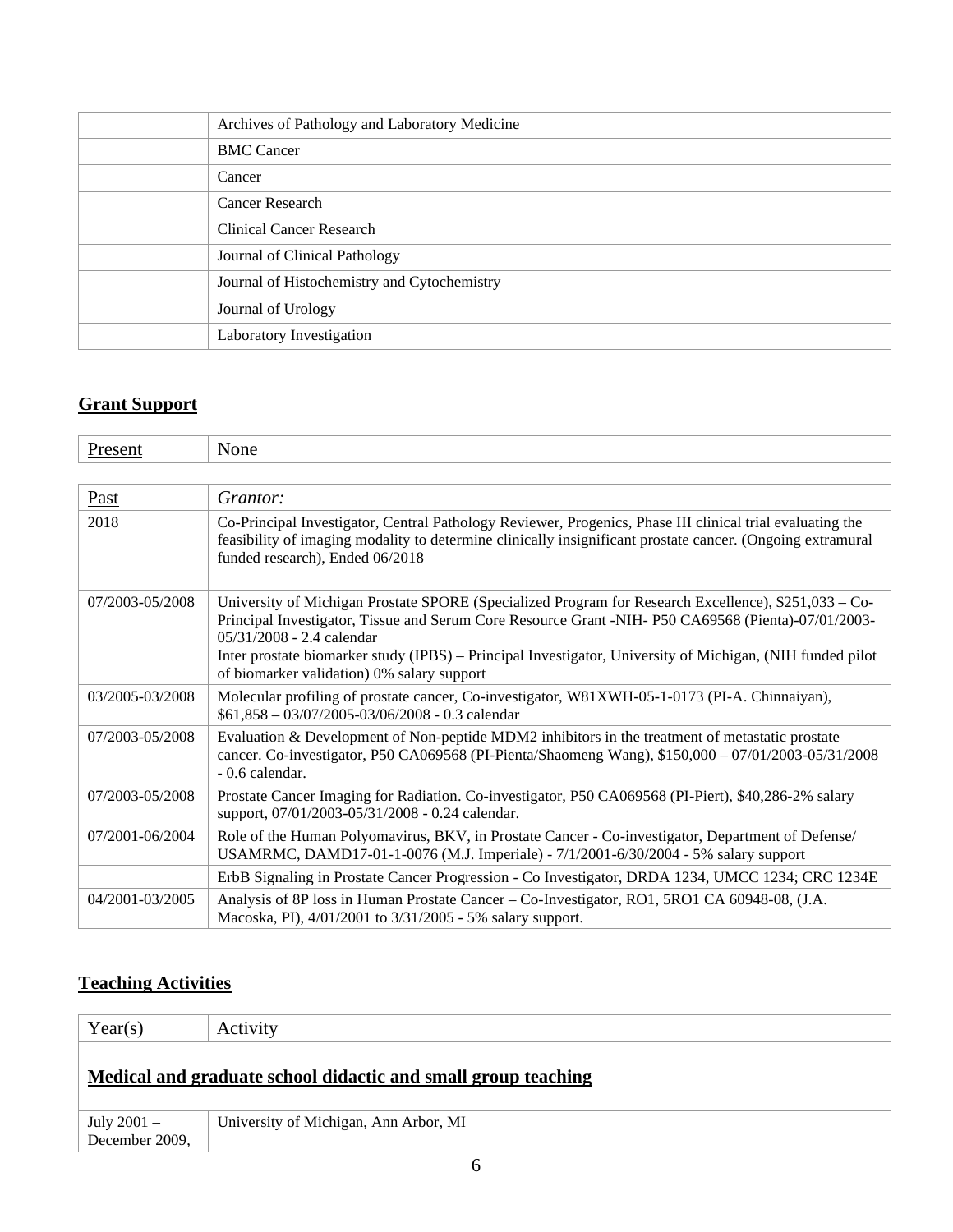| | |
|---|---|
| | Archives of Pathology and Laboratory Medicine |
| | BMC Cancer |
| | Cancer |
| | Cancer Research |
| | Clinical Cancer Research |
| | Journal of Clinical Pathology |
| | Journal of Histochemistry and Cytochemistry |
| | Journal of Urology |
| | Laboratory Investigation |

## Grant Support

| | |
|---|---|
| Present | None |

| Past | *Grantor:* |
|---|---|
| 2018 | Co-Principal Investigator, Central Pathology Reviewer, Progenics, Phase III clinical trial evaluating the feasibility of imaging modality to determine clinically insignificant prostate cancer. (Ongoing extramural funded research), Ended 06/2018 |
| 07/2003-05/2008 | University of Michigan Prostate SPORE (Specialized Program for Research Excellence), $251,033 – Co-Principal Investigator, Tissue and Serum Core Resource Grant -NIH- P50 CA69568 (Pienta)-07/01/2003-05/31/2008 - 2.4 calendar<br>Inter prostate biomarker study (IPBS) – Principal Investigator, University of Michigan, (NIH funded pilot of biomarker validation) 0% salary support |
| 03/2005-03/2008 | Molecular profiling of prostate cancer, Co-investigator, W81XWH-05-1-0173 (PI-A. Chinnaiyan), $61,858 – 03/07/2005-03/06/2008 - 0.3 calendar |
| 07/2003-05/2008 | Evaluation & Development of Non-peptide MDM2 inhibitors in the treatment of metastatic prostate cancer. Co-investigator, P50 CA069568 (PI-Pienta/Shaomeng Wang), $150,000 – 07/01/2003-05/31/2008 - 0.6 calendar. |
| 07/2003-05/2008 | Prostate Cancer Imaging for Radiation. Co-investigator, P50 CA069568 (PI-Piert), $40,286-2% salary support, 07/01/2003-05/31/2008 - 0.24 calendar. |
| 07/2001-06/2004 | Role of the Human Polyomavirus, BKV, in Prostate Cancer - Co-investigator, Department of Defense/ USAMRMC, DAMD17-01-1-0076 (M.J. Imperiale) - 7/1/2001-6/30/2004 - 5% salary support |
| | ErbB Signaling in Prostate Cancer Progression - Co Investigator, DRDA 1234, UMCC 1234; CRC 1234E |
| 04/2001-03/2005 | Analysis of 8P loss in Human Prostate Cancer – Co-Investigator, RO1, 5RO1 CA 60948-08, (J.A. Macoska, PI), 4/01/2001 to 3/31/2005 - 5% salary support. |

## Teaching Activities

| Year(s) | Activity |
|---|---|
| **Medical and graduate school didactic and small group teaching** | |
| July 2001 – December 2009, | University of Michigan, Ann Arbor, MI |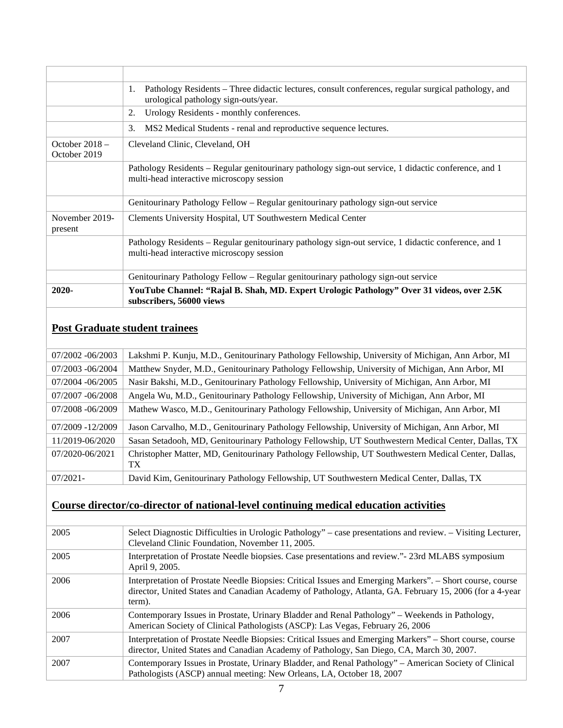| | |
|---|---|
| | 1. Pathology Residents – Three didactic lectures, consult conferences, regular surgical pathology, and urological pathology sign-outs/year. |
| | 2. Urology Residents - monthly conferences. |
| | 3. MS2 Medical Students - renal and reproductive sequence lectures. |
| October 2018 – October 2019 | Cleveland Clinic, Cleveland, OH |
| | Pathology Residents – Regular genitourinary pathology sign-out service, 1 didactic conference, and 1 multi-head interactive microscopy session |
| | Genitourinary Pathology Fellow – Regular genitourinary pathology sign-out service |
| November 2019-present | Clements University Hospital, UT Southwestern Medical Center |
| | Pathology Residents – Regular genitourinary pathology sign-out service, 1 didactic conference, and 1 multi-head interactive microscopy session |
| | Genitourinary Pathology Fellow – Regular genitourinary pathology sign-out service |
| **2020-** | **YouTube Channel: "Rajal B. Shah, MD. Expert Urologic Pathology" Over 31 videos, over 2.5K subscribers, 56000 views** |

## Post Graduate student trainees

| | |
|---|---|
| 07/2002 -06/2003 | Lakshmi P. Kunju, M.D., Genitourinary Pathology Fellowship, University of Michigan, Ann Arbor, MI |
| 07/2003 -06/2004 | Matthew Snyder, M.D., Genitourinary Pathology Fellowship, University of Michigan, Ann Arbor, MI |
| 07/2004 -06/2005 | Nasir Bakshi, M.D., Genitourinary Pathology Fellowship, University of Michigan, Ann Arbor, MI |
| 07/2007 -06/2008 | Angela Wu, M.D., Genitourinary Pathology Fellowship, University of Michigan, Ann Arbor, MI |
| 07/2008 -06/2009 | Mathew Wasco, M.D., Genitourinary Pathology Fellowship, University of Michigan, Ann Arbor, MI |
| 07/2009 -12/2009 | Jason Carvalho, M.D., Genitourinary Pathology Fellowship, University of Michigan, Ann Arbor, MI |
| 11/2019-06/2020 | Sasan Setadooh, MD, Genitourinary Pathology Fellowship, UT Southwestern Medical Center, Dallas, TX |
| 07/2020-06/2021 | Christopher Matter, MD, Genitourinary Pathology Fellowship, UT Southwestern Medical Center, Dallas, TX |
| 07/2021- | David Kim, Genitourinary Pathology Fellowship, UT Southwestern Medical Center, Dallas, TX |

## Course director/co-director of national-level continuing medical education activities

| | |
|---|---|
| 2005 | Select Diagnostic Difficulties in Urologic Pathology" – case presentations and review. – Visiting Lecturer, Cleveland Clinic Foundation, November 11, 2005. |
| 2005 | Interpretation of Prostate Needle biopsies. Case presentations and review."- 23rd MLABS symposium April 9, 2005. |
| 2006 | Interpretation of Prostate Needle Biopsies: Critical Issues and Emerging Markers". – Short course, course director, United States and Canadian Academy of Pathology, Atlanta, GA. February 15, 2006 (for a 4-year term). |
| 2006 | Contemporary Issues in Prostate, Urinary Bladder and Renal Pathology" – Weekends in Pathology, American Society of Clinical Pathologists (ASCP): Las Vegas, February 26, 2006 |
| 2007 | Interpretation of Prostate Needle Biopsies: Critical Issues and Emerging Markers" – Short course, course director, United States and Canadian Academy of Pathology, San Diego, CA, March 30, 2007. |
| 2007 | Contemporary Issues in Prostate, Urinary Bladder, and Renal Pathology" – American Society of Clinical Pathologists (ASCP) annual meeting: New Orleans, LA, October 18, 2007 |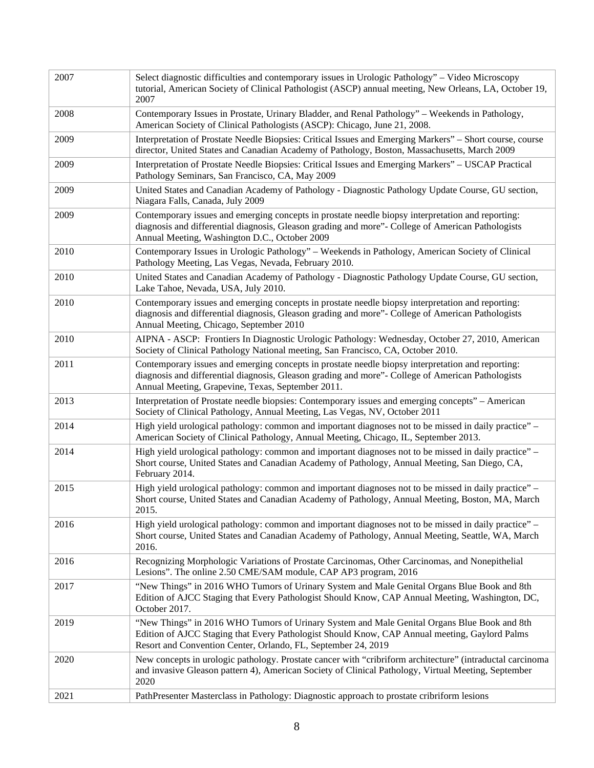| | |
|---|---|
| 2007 | Select diagnostic difficulties and contemporary issues in Urologic Pathology" – Video Microscopy tutorial, American Society of Clinical Pathologist (ASCP) annual meeting, New Orleans, LA, October 19, 2007 |
| 2008 | Contemporary Issues in Prostate, Urinary Bladder, and Renal Pathology" – Weekends in Pathology, American Society of Clinical Pathologists (ASCP): Chicago, June 21, 2008. |
| 2009 | Interpretation of Prostate Needle Biopsies: Critical Issues and Emerging Markers" – Short course, course director, United States and Canadian Academy of Pathology, Boston, Massachusetts, March 2009 |
| 2009 | Interpretation of Prostate Needle Biopsies: Critical Issues and Emerging Markers" – USCAP Practical Pathology Seminars, San Francisco, CA, May 2009 |
| 2009 | United States and Canadian Academy of Pathology - Diagnostic Pathology Update Course, GU section, Niagara Falls, Canada, July 2009 |
| 2009 | Contemporary issues and emerging concepts in prostate needle biopsy interpretation and reporting: diagnosis and differential diagnosis, Gleason grading and more"- College of American Pathologists Annual Meeting, Washington D.C., October 2009 |
| 2010 | Contemporary Issues in Urologic Pathology" – Weekends in Pathology, American Society of Clinical Pathology Meeting, Las Vegas, Nevada, February 2010. |
| 2010 | United States and Canadian Academy of Pathology - Diagnostic Pathology Update Course, GU section, Lake Tahoe, Nevada, USA, July 2010. |
| 2010 | Contemporary issues and emerging concepts in prostate needle biopsy interpretation and reporting: diagnosis and differential diagnosis, Gleason grading and more"- College of American Pathologists Annual Meeting, Chicago, September 2010 |
| 2010 | AIPNA - ASCP: Frontiers In Diagnostic Urologic Pathology: Wednesday, October 27, 2010, American Society of Clinical Pathology National meeting, San Francisco, CA, October 2010. |
| 2011 | Contemporary issues and emerging concepts in prostate needle biopsy interpretation and reporting: diagnosis and differential diagnosis, Gleason grading and more"- College of American Pathologists Annual Meeting, Grapevine, Texas, September 2011. |
| 2013 | Interpretation of Prostate needle biopsies: Contemporary issues and emerging concepts" – American Society of Clinical Pathology, Annual Meeting, Las Vegas, NV, October 2011 |
| 2014 | High yield urological pathology: common and important diagnoses not to be missed in daily practice" – American Society of Clinical Pathology, Annual Meeting, Chicago, IL, September 2013. |
| 2014 | High yield urological pathology: common and important diagnoses not to be missed in daily practice" – Short course, United States and Canadian Academy of Pathology, Annual Meeting, San Diego, CA, February 2014. |
| 2015 | High yield urological pathology: common and important diagnoses not to be missed in daily practice" – Short course, United States and Canadian Academy of Pathology, Annual Meeting, Boston, MA, March 2015. |
| 2016 | High yield urological pathology: common and important diagnoses not to be missed in daily practice" – Short course, United States and Canadian Academy of Pathology, Annual Meeting, Seattle, WA, March 2016. |
| 2016 | Recognizing Morphologic Variations of Prostate Carcinomas, Other Carcinomas, and Nonepithelial Lesions". The online 2.50 CME/SAM module, CAP AP3 program, 2016 |
| 2017 | "New Things" in 2016 WHO Tumors of Urinary System and Male Genital Organs Blue Book and 8th Edition of AJCC Staging that Every Pathologist Should Know, CAP Annual Meeting, Washington, DC, October 2017. |
| 2019 | "New Things" in 2016 WHO Tumors of Urinary System and Male Genital Organs Blue Book and 8th Edition of AJCC Staging that Every Pathologist Should Know, CAP Annual meeting, Gaylord Palms Resort and Convention Center, Orlando, FL, September 24, 2019 |
| 2020 | New concepts in urologic pathology. Prostate cancer with "cribriform architecture" (intraductal carcinoma and invasive Gleason pattern 4), American Society of Clinical Pathology, Virtual Meeting, September 2020 |
| 2021 | PathPresenter Masterclass in Pathology: Diagnostic approach to prostate cribriform lesions |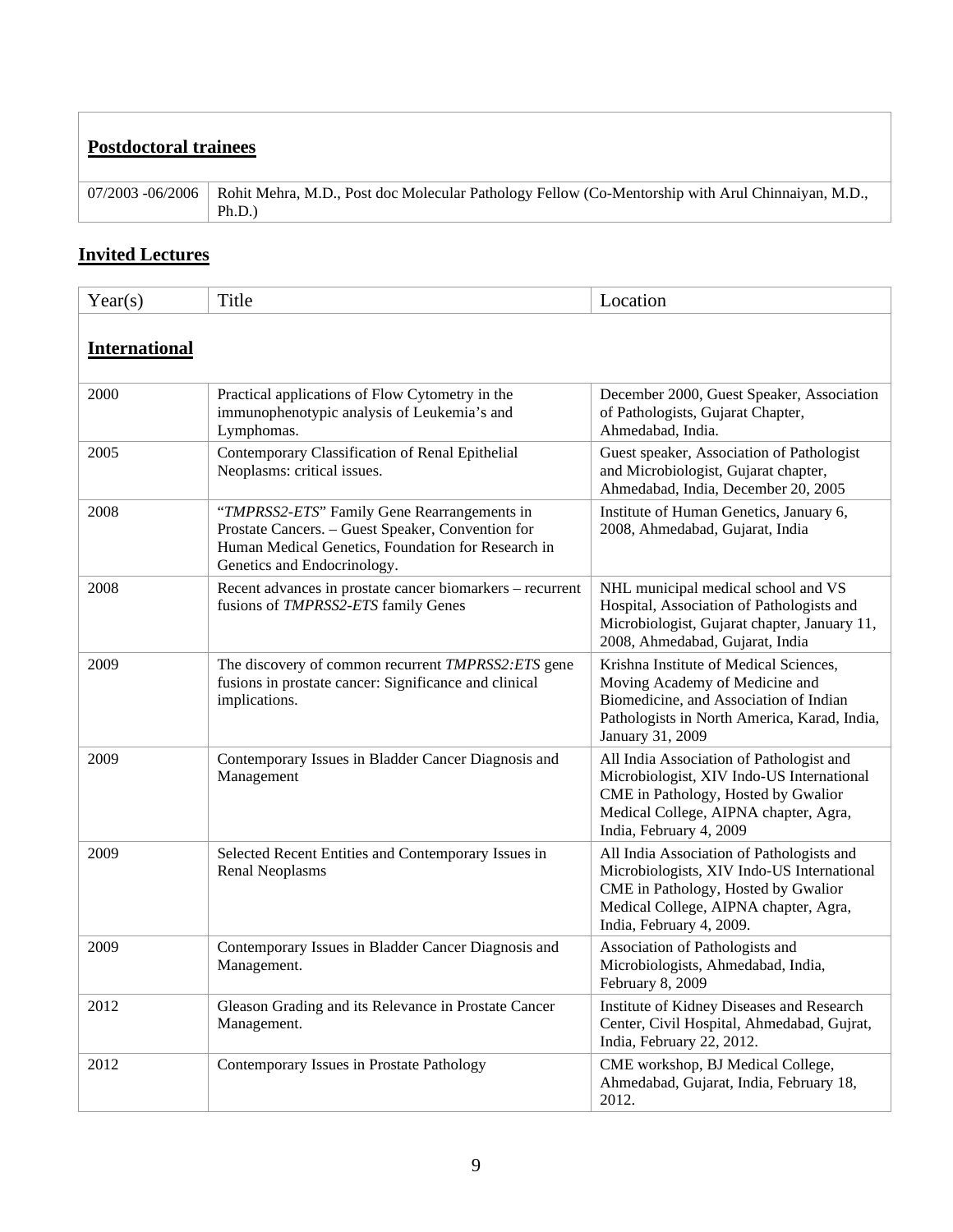| **Postdoctoral trainees** | |
|---|---|
| 07/2003 -06/2006 | Rohit Mehra, M.D., Post doc Molecular Pathology Fellow (Co-Mentorship with Arul Chinnaiyan, M.D., Ph.D.) |

## Invited Lectures

| Year(s) | Title | Location |
|---|---|---|
| **International** | | |
| 2000 | Practical applications of Flow Cytometry in the immunophenotypic analysis of Leukemia's and Lymphomas. | December 2000, Guest Speaker, Association of Pathologists, Gujarat Chapter, Ahmedabad, India. |
| 2005 | Contemporary Classification of Renal Epithelial Neoplasms: critical issues. | Guest speaker, Association of Pathologist and Microbiologist, Gujarat chapter, Ahmedabad, India, December 20, 2005 |
| 2008 | "*TMPRSS2-ETS*" Family Gene Rearrangements in Prostate Cancers. – Guest Speaker, Convention for Human Medical Genetics, Foundation for Research in Genetics and Endocrinology. | Institute of Human Genetics, January 6, 2008, Ahmedabad, Gujarat, India |
| 2008 | Recent advances in prostate cancer biomarkers – recurrent fusions of *TMPRSS2-ETS* family Genes | NHL municipal medical school and VS Hospital, Association of Pathologists and Microbiologist, Gujarat chapter, January 11, 2008, Ahmedabad, Gujarat, India |
| 2009 | The discovery of common recurrent *TMPRSS2:ETS* gene fusions in prostate cancer: Significance and clinical implications. | Krishna Institute of Medical Sciences, Moving Academy of Medicine and Biomedicine, and Association of Indian Pathologists in North America, Karad, India, January 31, 2009 |
| 2009 | Contemporary Issues in Bladder Cancer Diagnosis and Management | All India Association of Pathologist and Microbiologist, XIV Indo-US International CME in Pathology, Hosted by Gwalior Medical College, AIPNA chapter, Agra, India, February 4, 2009 |
| 2009 | Selected Recent Entities and Contemporary Issues in Renal Neoplasms | All India Association of Pathologists and Microbiologists, XIV Indo-US International CME in Pathology, Hosted by Gwalior Medical College, AIPNA chapter, Agra, India, February 4, 2009. |
| 2009 | Contemporary Issues in Bladder Cancer Diagnosis and Management. | Association of Pathologists and Microbiologists, Ahmedabad, India, February 8, 2009 |
| 2012 | Gleason Grading and its Relevance in Prostate Cancer Management. | Institute of Kidney Diseases and Research Center, Civil Hospital, Ahmedabad, Gujrat, India, February 22, 2012. |
| 2012 | Contemporary Issues in Prostate Pathology | CME workshop, BJ Medical College, Ahmedabad, Gujarat, India, February 18, 2012. |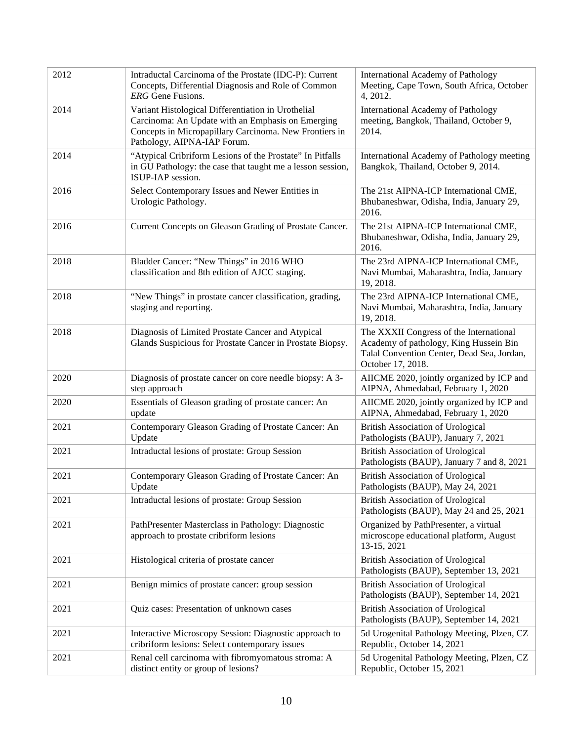| | | |
|---|---|---|
| 2012 | Intraductal Carcinoma of the Prostate (IDC-P): Current Concepts, Differential Diagnosis and Role of Common *ERG* Gene Fusions. | International Academy of Pathology Meeting, Cape Town, South Africa, October 4, 2012. |
| 2014 | Variant Histological Differentiation in Urothelial Carcinoma: An Update with an Emphasis on Emerging Concepts in Micropapillary Carcinoma. New Frontiers in Pathology, AIPNA-IAP Forum. | International Academy of Pathology meeting, Bangkok, Thailand, October 9, 2014. |
| 2014 | "Atypical Cribriform Lesions of the Prostate" In Pitfalls in GU Pathology: the case that taught me a lesson session, ISUP-IAP session. | International Academy of Pathology meeting Bangkok, Thailand, October 9, 2014. |
| 2016 | Select Contemporary Issues and Newer Entities in Urologic Pathology. | The 21st AIPNA-ICP International CME, Bhubaneshwar, Odisha, India, January 29, 2016. |
| 2016 | Current Concepts on Gleason Grading of Prostate Cancer. | The 21st AIPNA-ICP International CME, Bhubaneshwar, Odisha, India, January 29, 2016. |
| 2018 | Bladder Cancer: "New Things" in 2016 WHO classification and 8th edition of AJCC staging. | The 23rd AIPNA-ICP International CME, Navi Mumbai, Maharashtra, India, January 19, 2018. |
| 2018 | "New Things" in prostate cancer classification, grading, staging and reporting. | The 23rd AIPNA-ICP International CME, Navi Mumbai, Maharashtra, India, January 19, 2018. |
| 2018 | Diagnosis of Limited Prostate Cancer and Atypical Glands Suspicious for Prostate Cancer in Prostate Biopsy. | The XXXII Congress of the International Academy of pathology, King Hussein Bin Talal Convention Center, Dead Sea, Jordan, October 17, 2018. |
| 2020 | Diagnosis of prostate cancer on core needle biopsy: A 3-step approach | AIICME 2020, jointly organized by ICP and AIPNA, Ahmedabad, February 1, 2020 |
| 2020 | Essentials of Gleason grading of prostate cancer: An update | AIICME 2020, jointly organized by ICP and AIPNA, Ahmedabad, February 1, 2020 |
| 2021 | Contemporary Gleason Grading of Prostate Cancer: An Update | British Association of Urological Pathologists (BAUP), January 7, 2021 |
| 2021 | Intraductal lesions of prostate: Group Session | British Association of Urological Pathologists (BAUP), January 7 and 8, 2021 |
| 2021 | Contemporary Gleason Grading of Prostate Cancer: An Update | British Association of Urological Pathologists (BAUP), May 24, 2021 |
| 2021 | Intraductal lesions of prostate: Group Session | British Association of Urological Pathologists (BAUP), May 24 and 25, 2021 |
| 2021 | PathPresenter Masterclass in Pathology: Diagnostic approach to prostate cribriform lesions | Organized by PathPresenter, a virtual microscope educational platform, August 13-15, 2021 |
| 2021 | Histological criteria of prostate cancer | British Association of Urological Pathologists (BAUP), September 13, 2021 |
| 2021 | Benign mimics of prostate cancer: group session | British Association of Urological Pathologists (BAUP), September 14, 2021 |
| 2021 | Quiz cases: Presentation of unknown cases | British Association of Urological Pathologists (BAUP), September 14, 2021 |
| 2021 | Interactive Microscopy Session: Diagnostic approach to cribriform lesions: Select contemporary issues | 5d Urogenital Pathology Meeting, Plzen, CZ Republic, October 14, 2021 |
| 2021 | Renal cell carcinoma with fibromyomatous stroma: A distinct entity or group of lesions? | 5d Urogenital Pathology Meeting, Plzen, CZ Republic, October 15, 2021 |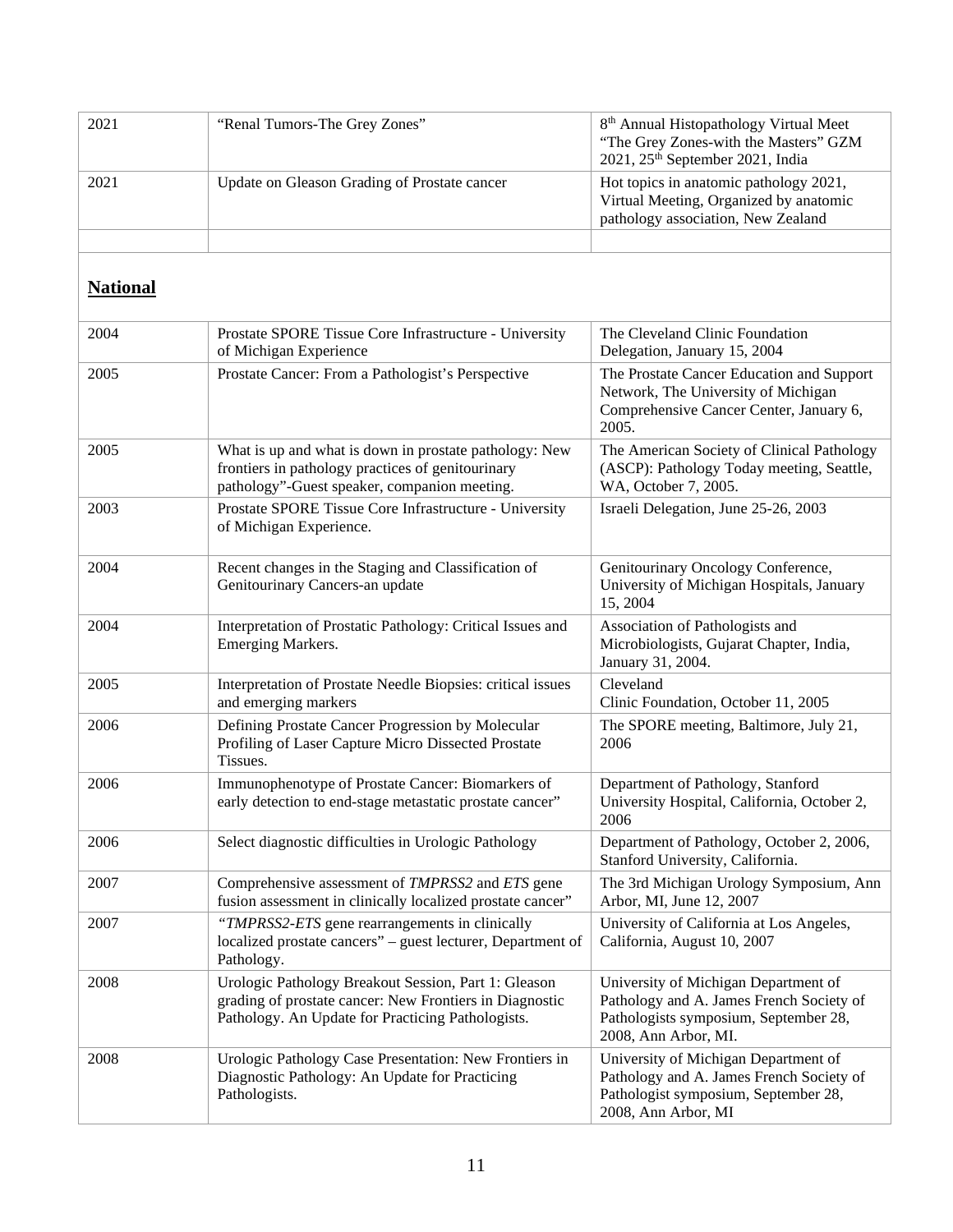| | | |
|---|---|---|
| 2021 | "Renal Tumors-The Grey Zones" | 8th Annual Histopathology Virtual Meet "The Grey Zones-with the Masters" GZM 2021, 25th September 2021, India |
| 2021 | Update on Gleason Grading of Prostate cancer | Hot topics in anatomic pathology 2021, Virtual Meeting, Organized by anatomic pathology association, New Zealand |
| | | |

## **National**

| | | |
|---|---|---|
| 2004 | Prostate SPORE Tissue Core Infrastructure - University of Michigan Experience | The Cleveland Clinic Foundation Delegation, January 15, 2004 |
| 2005 | Prostate Cancer: From a Pathologist's Perspective | The Prostate Cancer Education and Support Network, The University of Michigan Comprehensive Cancer Center, January 6, 2005. |
| 2005 | What is up and what is down in prostate pathology: New frontiers in pathology practices of genitourinary pathology"-Guest speaker, companion meeting. | The American Society of Clinical Pathology (ASCP): Pathology Today meeting, Seattle, WA, October 7, 2005. |
| 2003 | Prostate SPORE Tissue Core Infrastructure - University of Michigan Experience. | Israeli Delegation, June 25-26, 2003 |
| 2004 | Recent changes in the Staging and Classification of Genitourinary Cancers-an update | Genitourinary Oncology Conference, University of Michigan Hospitals, January 15, 2004 |
| 2004 | Interpretation of Prostatic Pathology: Critical Issues and Emerging Markers. | Association of Pathologists and Microbiologists, Gujarat Chapter, India, January 31, 2004. |
| 2005 | Interpretation of Prostate Needle Biopsies: critical issues and emerging markers | Cleveland Clinic Foundation, October 11, 2005 |
| 2006 | Defining Prostate Cancer Progression by Molecular Profiling of Laser Capture Micro Dissected Prostate Tissues. | The SPORE meeting, Baltimore, July 21, 2006 |
| 2006 | Immunophenotype of Prostate Cancer: Biomarkers of early detection to end-stage metastatic prostate cancer" | Department of Pathology, Stanford University Hospital, California, October 2, 2006 |
| 2006 | Select diagnostic difficulties in Urologic Pathology | Department of Pathology, October 2, 2006, Stanford University, California. |
| 2007 | Comprehensive assessment of *TMPRSS2* and *ETS* gene fusion assessment in clinically localized prostate cancer" | The 3rd Michigan Urology Symposium, Ann Arbor, MI, June 12, 2007 |
| 2007 | *"TMPRSS2-ETS* gene rearrangements in clinically localized prostate cancers" – guest lecturer, Department of Pathology. | University of California at Los Angeles, California, August 10, 2007 |
| 2008 | Urologic Pathology Breakout Session, Part 1: Gleason grading of prostate cancer: New Frontiers in Diagnostic Pathology. An Update for Practicing Pathologists. | University of Michigan Department of Pathology and A. James French Society of Pathologists symposium, September 28, 2008, Ann Arbor, MI. |
| 2008 | Urologic Pathology Case Presentation: New Frontiers in Diagnostic Pathology: An Update for Practicing Pathologists. | University of Michigan Department of Pathology and A. James French Society of Pathologist symposium, September 28, 2008, Ann Arbor, MI |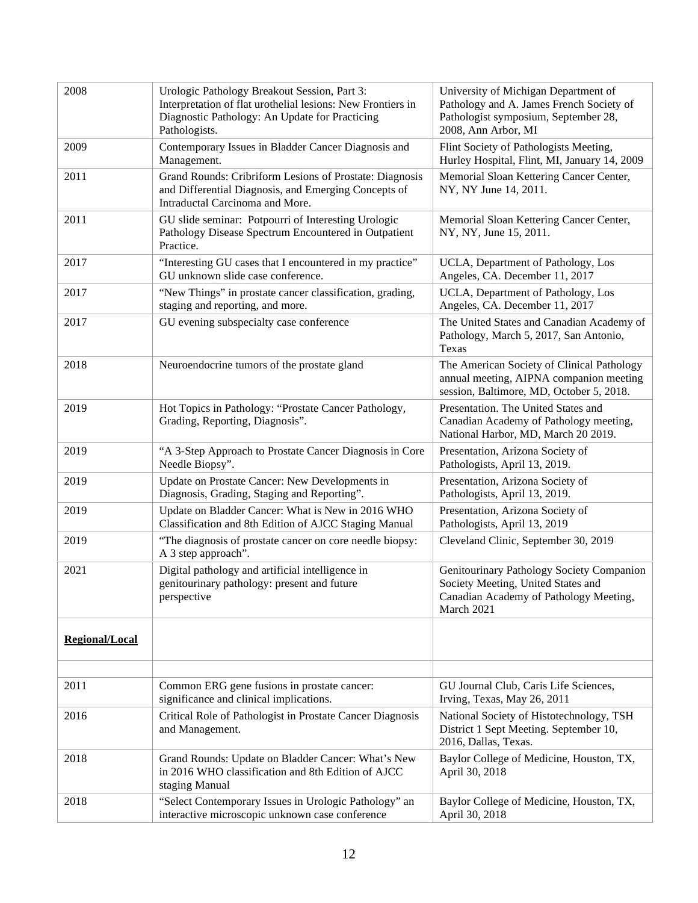| | | |
|---|---|---|
| 2008 | Urologic Pathology Breakout Session, Part 3: Interpretation of flat urothelial lesions: New Frontiers in Diagnostic Pathology: An Update for Practicing Pathologists. | University of Michigan Department of Pathology and A. James French Society of Pathologist symposium, September 28, 2008, Ann Arbor, MI |
| 2009 | Contemporary Issues in Bladder Cancer Diagnosis and Management. | Flint Society of Pathologists Meeting, Hurley Hospital, Flint, MI, January 14, 2009 |
| 2011 | Grand Rounds: Cribriform Lesions of Prostate: Diagnosis and Differential Diagnosis, and Emerging Concepts of Intraductal Carcinoma and More. | Memorial Sloan Kettering Cancer Center, NY, NY June 14, 2011. |
| 2011 | GU slide seminar: Potpourri of Interesting Urologic Pathology Disease Spectrum Encountered in Outpatient Practice. | Memorial Sloan Kettering Cancer Center, NY, NY, June 15, 2011. |
| 2017 | "Interesting GU cases that I encountered in my practice" GU unknown slide case conference. | UCLA, Department of Pathology, Los Angeles, CA. December 11, 2017 |
| 2017 | "New Things" in prostate cancer classification, grading, staging and reporting, and more. | UCLA, Department of Pathology, Los Angeles, CA. December 11, 2017 |
| 2017 | GU evening subspecialty case conference | The United States and Canadian Academy of Pathology, March 5, 2017, San Antonio, Texas |
| 2018 | Neuroendocrine tumors of the prostate gland | The American Society of Clinical Pathology annual meeting, AIPNA companion meeting session, Baltimore, MD, October 5, 2018. |
| 2019 | Hot Topics in Pathology: "Prostate Cancer Pathology, Grading, Reporting, Diagnosis". | Presentation. The United States and Canadian Academy of Pathology meeting, National Harbor, MD, March 20 2019. |
| 2019 | "A 3-Step Approach to Prostate Cancer Diagnosis in Core Needle Biopsy". | Presentation, Arizona Society of Pathologists, April 13, 2019. |
| 2019 | Update on Prostate Cancer: New Developments in Diagnosis, Grading, Staging and Reporting". | Presentation, Arizona Society of Pathologists, April 13, 2019. |
| 2019 | Update on Bladder Cancer: What is New in 2016 WHO Classification and 8th Edition of AJCC Staging Manual | Presentation, Arizona Society of Pathologists, April 13, 2019 |
| 2019 | "The diagnosis of prostate cancer on core needle biopsy: A 3 step approach". | Cleveland Clinic, September 30, 2019 |
| 2021 | Digital pathology and artificial intelligence in genitourinary pathology: present and future perspective | Genitourinary Pathology Society Companion Society Meeting, United States and Canadian Academy of Pathology Meeting, March 2021 |
| **Regional/Local** | | |
| | | |
| 2011 | Common ERG gene fusions in prostate cancer: significance and clinical implications. | GU Journal Club, Caris Life Sciences, Irving, Texas, May 26, 2011 |
| 2016 | Critical Role of Pathologist in Prostate Cancer Diagnosis and Management. | National Society of Histotechnology, TSH District 1 Sept Meeting. September 10, 2016, Dallas, Texas. |
| 2018 | Grand Rounds: Update on Bladder Cancer: What's New in 2016 WHO classification and 8th Edition of AJCC staging Manual | Baylor College of Medicine, Houston, TX, April 30, 2018 |
| 2018 | "Select Contemporary Issues in Urologic Pathology" an interactive microscopic unknown case conference | Baylor College of Medicine, Houston, TX, April 30, 2018 |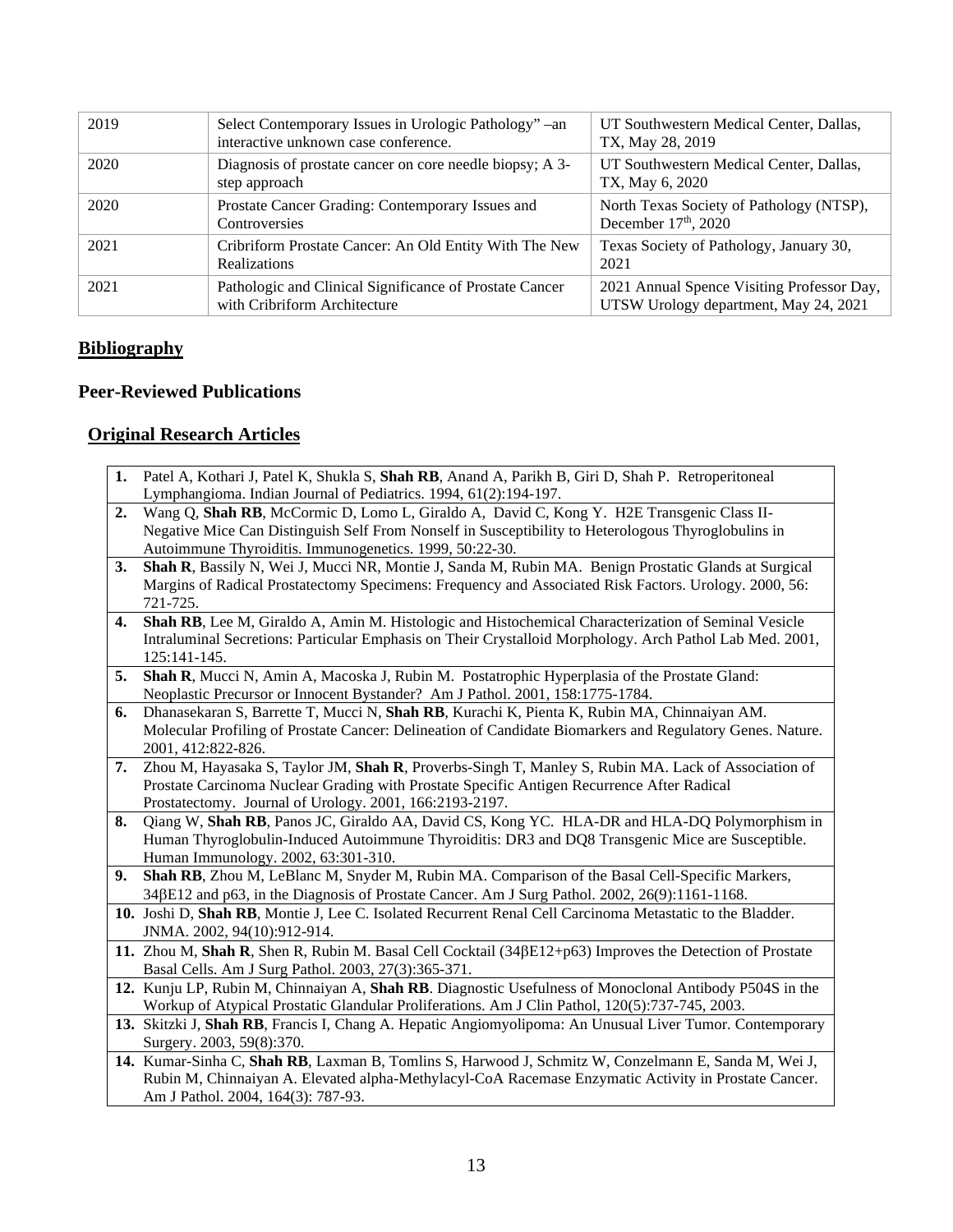| | | |
|---|---|---|
| 2019 | Select Contemporary Issues in Urologic Pathology" –an interactive unknown case conference. | UT Southwestern Medical Center, Dallas, TX, May 28, 2019 |
| 2020 | Diagnosis of prostate cancer on core needle biopsy; A 3-step approach | UT Southwestern Medical Center, Dallas, TX, May 6, 2020 |
| 2020 | Prostate Cancer Grading: Contemporary Issues and Controversies | North Texas Society of Pathology (NTSP), December 17th, 2020 |
| 2021 | Cribriform Prostate Cancer: An Old Entity With The New Realizations | Texas Society of Pathology, January 30, 2021 |
| 2021 | Pathologic and Clinical Significance of Prostate Cancer with Cribriform Architecture | 2021 Annual Spence Visiting Professor Day, UTSW Urology department, May 24, 2021 |

## Bibliography

### Peer-Reviewed Publications

#### Original Research Articles

| | |
|---|---|
| **1.** | Patel A, Kothari J, Patel K, Shukla S, **Shah RB**, Anand A, Parikh B, Giri D, Shah P. Retroperitoneal Lymphangioma. Indian Journal of Pediatrics. 1994, 61(2):194-197. |
| **2.** | Wang Q, **Shah RB**, McCormic D, Lomo L, Giraldo A, David C, Kong Y. H2E Transgenic Class II-Negative Mice Can Distinguish Self From Nonself in Susceptibility to Heterologous Thyroglobulins in Autoimmune Thyroiditis. Immunogenetics. 1999, 50:22-30. |
| **3.** | **Shah R**, Bassily N, Wei J, Mucci NR, Montie J, Sanda M, Rubin MA. Benign Prostatic Glands at Surgical Margins of Radical Prostatectomy Specimens: Frequency and Associated Risk Factors. Urology. 2000, 56: 721-725. |
| **4.** | **Shah RB**, Lee M, Giraldo A, Amin M. Histologic and Histochemical Characterization of Seminal Vesicle Intraluminal Secretions: Particular Emphasis on Their Crystalloid Morphology. Arch Pathol Lab Med. 2001, 125:141-145. |
| **5.** | **Shah R**, Mucci N, Amin A, Macoska J, Rubin M. Postatrophic Hyperplasia of the Prostate Gland: Neoplastic Precursor or Innocent Bystander? Am J Pathol. 2001, 158:1775-1784. |
| **6.** | Dhanasekaran S, Barrette T, Mucci N, **Shah RB**, Kurachi K, Pienta K, Rubin MA, Chinnaiyan AM. Molecular Profiling of Prostate Cancer: Delineation of Candidate Biomarkers and Regulatory Genes. Nature. 2001, 412:822-826. |
| **7.** | Zhou M, Hayasaka S, Taylor JM, **Shah R**, Proverbs-Singh T, Manley S, Rubin MA. Lack of Association of Prostate Carcinoma Nuclear Grading with Prostate Specific Antigen Recurrence After Radical Prostatectomy. Journal of Urology. 2001, 166:2193-2197. |
| **8.** | Qiang W, **Shah RB**, Panos JC, Giraldo AA, David CS, Kong YC. HLA-DR and HLA-DQ Polymorphism in Human Thyroglobulin-Induced Autoimmune Thyroiditis: DR3 and DQ8 Transgenic Mice are Susceptible. Human Immunology. 2002, 63:301-310. |
| **9.** | **Shah RB**, Zhou M, LeBlanc M, Snyder M, Rubin MA. Comparison of the Basal Cell-Specific Markers, 34βE12 and p63, in the Diagnosis of Prostate Cancer. Am J Surg Pathol. 2002, 26(9):1161-1168. |
| **10.** | Joshi D, **Shah RB**, Montie J, Lee C. Isolated Recurrent Renal Cell Carcinoma Metastatic to the Bladder. JNMA. 2002, 94(10):912-914. |
| **11.** | Zhou M, **Shah R**, Shen R, Rubin M. Basal Cell Cocktail (34βE12+p63) Improves the Detection of Prostate Basal Cells. Am J Surg Pathol. 2003, 27(3):365-371. |
| **12.** | Kunju LP, Rubin M, Chinnaiyan A, **Shah RB**. Diagnostic Usefulness of Monoclonal Antibody P504S in the Workup of Atypical Prostatic Glandular Proliferations. Am J Clin Pathol, 120(5):737-745, 2003. |
| **13.** | Skitzki J, **Shah RB**, Francis I, Chang A. Hepatic Angiomyolipoma: An Unusual Liver Tumor. Contemporary Surgery. 2003, 59(8):370. |
| **14.** | Kumar-Sinha C, **Shah RB**, Laxman B, Tomlins S, Harwood J, Schmitz W, Conzelmann E, Sanda M, Wei J, Rubin M, Chinnaiyan A. Elevated alpha-Methylacyl-CoA Racemase Enzymatic Activity in Prostate Cancer. Am J Pathol. 2004, 164(3): 787-93. |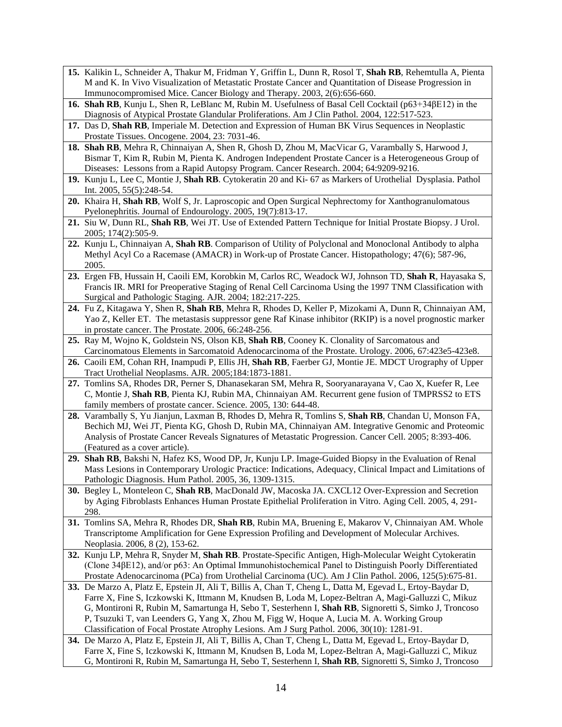**15.** Kalikin L, Schneider A, Thakur M, Fridman Y, Griffin L, Dunn R, Rosol T, **Shah RB**, Rehemtulla A, Pienta M and K. In Vivo Visualization of Metastatic Prostate Cancer and Quantitation of Disease Progression in Immunocompromised Mice. Cancer Biology and Therapy. 2003, 2(6):656-660.

**16.** **Shah RB**, Kunju L, Shen R, LeBlanc M, Rubin M. Usefulness of Basal Cell Cocktail (p63+34βE12) in the Diagnosis of Atypical Prostate Glandular Proliferations. Am J Clin Pathol. 2004, 122:517-523.

**17.** Das D, **Shah RB**, Imperiale M. Detection and Expression of Human BK Virus Sequences in Neoplastic Prostate Tissues. Oncogene. 2004, 23: 7031-46.

**18.** **Shah RB**, Mehra R, Chinnaiyan A, Shen R, Ghosh D, Zhou M, MacVicar G, Varambally S, Harwood J, Bismar T, Kim R, Rubin M, Pienta K. Androgen Independent Prostate Cancer is a Heterogeneous Group of Diseases: Lessons from a Rapid Autopsy Program. Cancer Research. 2004; 64:9209-9216.

**19.** Kunju L, Lee C, Montie J, **Shah RB**. Cytokeratin 20 and Ki- 67 as Markers of Urothelial Dysplasia. Pathol Int. 2005, 55(5):248-54.

**20.** Khaira H, **Shah RB**, Wolf S, Jr. Laproscopic and Open Surgical Nephrectomy for Xanthogranulomatous Pyelonephritis. Journal of Endourology. 2005, 19(7):813-17.

**21.** Siu W, Dunn RL, **Shah RB**, Wei JT. Use of Extended Pattern Technique for Initial Prostate Biopsy. J Urol. 2005; 174(2):505-9.

**22.** Kunju L, Chinnaiyan A, **Shah RB**. Comparison of Utility of Polyclonal and Monoclonal Antibody to alpha Methyl Acyl Co a Racemase (AMACR) in Work-up of Prostate Cancer. Histopathology; 47(6); 587-96, 2005.

**23.** Ergen FB, Hussain H, Caoili EM, Korobkin M, Carlos RC, Weadock WJ, Johnson TD, **Shah R**, Hayasaka S, Francis IR. MRI for Preoperative Staging of Renal Cell Carcinoma Using the 1997 TNM Classification with Surgical and Pathologic Staging. AJR. 2004; 182:217-225.

**24.** Fu Z, Kitagawa Y, Shen R, **Shah RB**, Mehra R, Rhodes D, Keller P, Mizokami A, Dunn R, Chinnaiyan AM, Yao Z, Keller ET. The metastasis suppressor gene Raf Kinase inhibitor (RKIP) is a novel prognostic marker in prostate cancer. The Prostate. 2006, 66:248-256.

**25.** Ray M, Wojno K, Goldstein NS, Olson KB, **Shah RB**, Cooney K. Clonality of Sarcomatous and Carcinomatous Elements in Sarcomatoid Adenocarcinoma of the Prostate. Urology. 2006, 67:423e5-423e8.

**26.** Caoili EM, Cohan RH, Inampudi P, Ellis JH, **Shah RB**, Faerber GJ, Montie JE. MDCT Urography of Upper Tract Urothelial Neoplasms. AJR. 2005;184:1873-1881.

**27.** Tomlins SA, Rhodes DR, Perner S, Dhanasekaran SM, Mehra R, Sooryanarayana V, Cao X, Kuefer R, Lee C, Montie J, **Shah RB**, Pienta KJ, Rubin MA, Chinnaiyan AM. Recurrent gene fusion of TMPRSS2 to ETS family members of prostate cancer. Science. 2005, 130: 644-48.

**28.** Varambally S, Yu Jianjun, Laxman B, Rhodes D, Mehra R, Tomlins S, **Shah RB**, Chandan U, Monson FA, Bechich MJ, Wei JT, Pienta KG, Ghosh D, Rubin MA, Chinnaiyan AM. Integrative Genomic and Proteomic Analysis of Prostate Cancer Reveals Signatures of Metastatic Progression. Cancer Cell. 2005; 8:393-406. (Featured as a cover article).

**29.** **Shah RB**, Bakshi N, Hafez KS, Wood DP, Jr, Kunju LP. Image-Guided Biopsy in the Evaluation of Renal Mass Lesions in Contemporary Urologic Practice: Indications, Adequacy, Clinical Impact and Limitations of Pathologic Diagnosis. Hum Pathol. 2005, 36, 1309-1315.

**30.** Begley L, Monteleon C, **Shah RB**, MacDonald JW, Macoska JA. CXCL12 Over-Expression and Secretion by Aging Fibroblasts Enhances Human Prostate Epithelial Proliferation in Vitro. Aging Cell. 2005, 4, 291-298.

**31.** Tomlins SA, Mehra R, Rhodes DR, **Shah RB**, Rubin MA, Bruening E, Makarov V, Chinnaiyan AM. Whole Transcriptome Amplification for Gene Expression Profiling and Development of Molecular Archives. Neoplasia. 2006, 8 (2), 153-62.

**32.** Kunju LP, Mehra R, Snyder M, **Shah RB**. Prostate-Specific Antigen, High-Molecular Weight Cytokeratin (Clone 34βE12), and/or p63: An Optimal Immunohistochemical Panel to Distinguish Poorly Differentiated Prostate Adenocarcinoma (PCa) from Urothelial Carcinoma (UC). Am J Clin Pathol. 2006, 125(5):675-81.

**33.** De Marzo A, Platz E, Epstein JI, Ali T, Billis A, Chan T, Cheng L, Datta M, Egevad L, Ertoy-Baydar D, Farre X, Fine S, Iczkowski K, Ittmann M, Knudsen B, Loda M, Lopez-Beltran A, Magi-Galluzzi C, Mikuz G, Montironi R, Rubin M, Samartunga H, Sebo T, Sesterhenn I, **Shah RB**, Signoretti S, Simko J, Troncoso P, Tsuzuki T, van Leenders G, Yang X, Zhou M, Figg W, Hoque A, Lucia M. A. Working Group Classification of Focal Prostate Atrophy Lesions. Am J Surg Pathol. 2006, 30(10): 1281-91.

**34.** De Marzo A, Platz E, Epstein JI, Ali T, Billis A, Chan T, Cheng L, Datta M, Egevad L, Ertoy-Baydar D, Farre X, Fine S, Iczkowski K, Ittmann M, Knudsen B, Loda M, Lopez-Beltran A, Magi-Galluzzi C, Mikuz G, Montironi R, Rubin M, Samartunga H, Sebo T, Sesterhenn I, **Shah RB**, Signoretti S, Simko J, Troncoso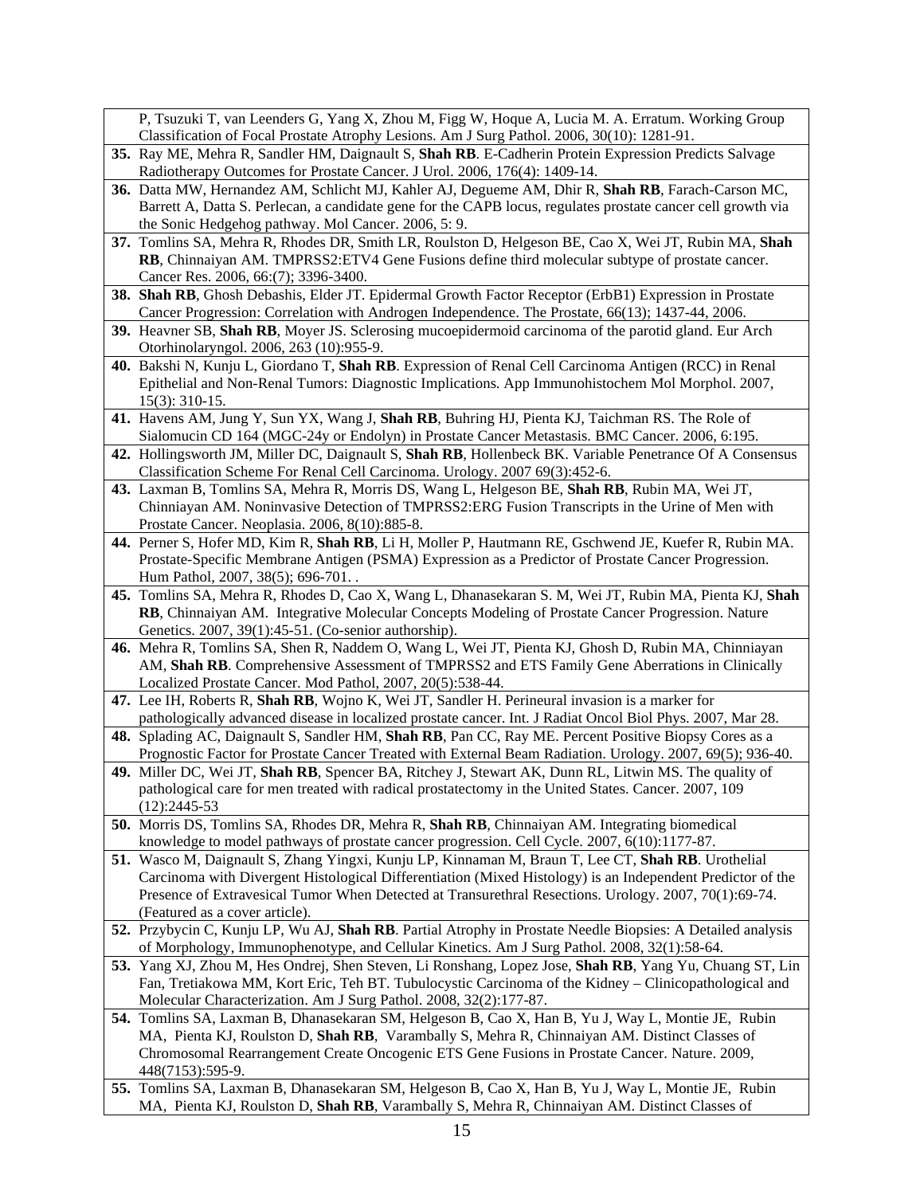P, Tsuzuki T, van Leenders G, Yang X, Zhou M, Figg W, Hoque A, Lucia M. A. Erratum. Working Group Classification of Focal Prostate Atrophy Lesions. Am J Surg Pathol. 2006, 30(10): 1281-91.

**35.** Ray ME, Mehra R, Sandler HM, Daignault S, **Shah RB**. E-Cadherin Protein Expression Predicts Salvage Radiotherapy Outcomes for Prostate Cancer. J Urol. 2006, 176(4): 1409-14.

**36.** Datta MW, Hernandez AM, Schlicht MJ, Kahler AJ, Degueme AM, Dhir R, **Shah RB**, Farach-Carson MC, Barrett A, Datta S. Perlecan, a candidate gene for the CAPB locus, regulates prostate cancer cell growth via the Sonic Hedgehog pathway. Mol Cancer. 2006, 5: 9.

**37.** Tomlins SA, Mehra R, Rhodes DR, Smith LR, Roulston D, Helgeson BE, Cao X, Wei JT, Rubin MA, **Shah RB**, Chinnaiyan AM. TMPRSS2:ETV4 Gene Fusions define third molecular subtype of prostate cancer. Cancer Res. 2006, 66:(7); 3396-3400.

**38.** **Shah RB**, Ghosh Debashis, Elder JT. Epidermal Growth Factor Receptor (ErbB1) Expression in Prostate Cancer Progression: Correlation with Androgen Independence. The Prostate, 66(13); 1437-44, 2006.

**39.** Heavner SB, **Shah RB**, Moyer JS. Sclerosing mucoepidermoid carcinoma of the parotid gland. Eur Arch Otorhinolaryngol. 2006, 263 (10):955-9.

**40.** Bakshi N, Kunju L, Giordano T, **Shah RB**. Expression of Renal Cell Carcinoma Antigen (RCC) in Renal Epithelial and Non-Renal Tumors: Diagnostic Implications. App Immunohistochem Mol Morphol. 2007, 15(3): 310-15.

**41.** Havens AM, Jung Y, Sun YX, Wang J, **Shah RB**, Buhring HJ, Pienta KJ, Taichman RS. The Role of Sialomucin CD 164 (MGC-24y or Endolyn) in Prostate Cancer Metastasis. BMC Cancer. 2006, 6:195.

**42.** Hollingsworth JM, Miller DC, Daignault S, **Shah RB**, Hollenbeck BK. Variable Penetrance Of A Consensus Classification Scheme For Renal Cell Carcinoma. Urology. 2007 69(3):452-6.

**43.** Laxman B, Tomlins SA, Mehra R, Morris DS, Wang L, Helgeson BE, **Shah RB**, Rubin MA, Wei JT, Chinniayan AM. Noninvasive Detection of TMPRSS2:ERG Fusion Transcripts in the Urine of Men with Prostate Cancer. Neoplasia. 2006, 8(10):885-8.

**44.** Perner S, Hofer MD, Kim R, **Shah RB**, Li H, Moller P, Hautmann RE, Gschwend JE, Kuefer R, Rubin MA. Prostate-Specific Membrane Antigen (PSMA) Expression as a Predictor of Prostate Cancer Progression. Hum Pathol, 2007, 38(5); 696-701. .

**45.** Tomlins SA, Mehra R, Rhodes D, Cao X, Wang L, Dhanasekaran S. M, Wei JT, Rubin MA, Pienta KJ, **Shah RB**, Chinnaiyan AM. Integrative Molecular Concepts Modeling of Prostate Cancer Progression. Nature Genetics. 2007, 39(1):45-51. (Co-senior authorship).

**46.** Mehra R, Tomlins SA, Shen R, Naddem O, Wang L, Wei JT, Pienta KJ, Ghosh D, Rubin MA, Chinniayan AM, **Shah RB**. Comprehensive Assessment of TMPRSS2 and ETS Family Gene Aberrations in Clinically Localized Prostate Cancer. Mod Pathol, 2007, 20(5):538-44.

**47.** Lee IH, Roberts R, **Shah RB**, Wojno K, Wei JT, Sandler H. Perineural invasion is a marker for pathologically advanced disease in localized prostate cancer. Int. J Radiat Oncol Biol Phys. 2007, Mar 28.

**48.** Splading AC, Daignault S, Sandler HM, **Shah RB**, Pan CC, Ray ME. Percent Positive Biopsy Cores as a Prognostic Factor for Prostate Cancer Treated with External Beam Radiation. Urology. 2007, 69(5); 936-40.

**49.** Miller DC, Wei JT, **Shah RB**, Spencer BA, Ritchey J, Stewart AK, Dunn RL, Litwin MS. The quality of pathological care for men treated with radical prostatectomy in the United States. Cancer. 2007, 109 (12):2445-53

**50.** Morris DS, Tomlins SA, Rhodes DR, Mehra R, **Shah RB**, Chinnaiyan AM. Integrating biomedical knowledge to model pathways of prostate cancer progression. Cell Cycle. 2007, 6(10):1177-87.

**51.** Wasco M, Daignault S, Zhang Yingxi, Kunju LP, Kinnaman M, Braun T, Lee CT, **Shah RB**. Urothelial Carcinoma with Divergent Histological Differentiation (Mixed Histology) is an Independent Predictor of the Presence of Extravesical Tumor When Detected at Transurethral Resections. Urology. 2007, 70(1):69-74. (Featured as a cover article).

**52.** Przybycin C, Kunju LP, Wu AJ, **Shah RB**. Partial Atrophy in Prostate Needle Biopsies: A Detailed analysis of Morphology, Immunophenotype, and Cellular Kinetics. Am J Surg Pathol. 2008, 32(1):58-64.

**53.** Yang XJ, Zhou M, Hes Ondrej, Shen Steven, Li Ronshang, Lopez Jose, **Shah RB**, Yang Yu, Chuang ST, Lin Fan, Tretiakowa MM, Kort Eric, Teh BT. Tubulocystic Carcinoma of the Kidney – Clinicopathological and Molecular Characterization. Am J Surg Pathol. 2008, 32(2):177-87.

**54.** Tomlins SA, Laxman B, Dhanasekaran SM, Helgeson B, Cao X, Han B, Yu J, Way L, Montie JE, Rubin MA, Pienta KJ, Roulston D, **Shah RB**, Varambally S, Mehra R, Chinnaiyan AM. Distinct Classes of Chromosomal Rearrangement Create Oncogenic ETS Gene Fusions in Prostate Cancer. Nature. 2009, 448(7153):595-9.

**55.** Tomlins SA, Laxman B, Dhanasekaran SM, Helgeson B, Cao X, Han B, Yu J, Way L, Montie JE, Rubin MA, Pienta KJ, Roulston D, **Shah RB**, Varambally S, Mehra R, Chinnaiyan AM. Distinct Classes of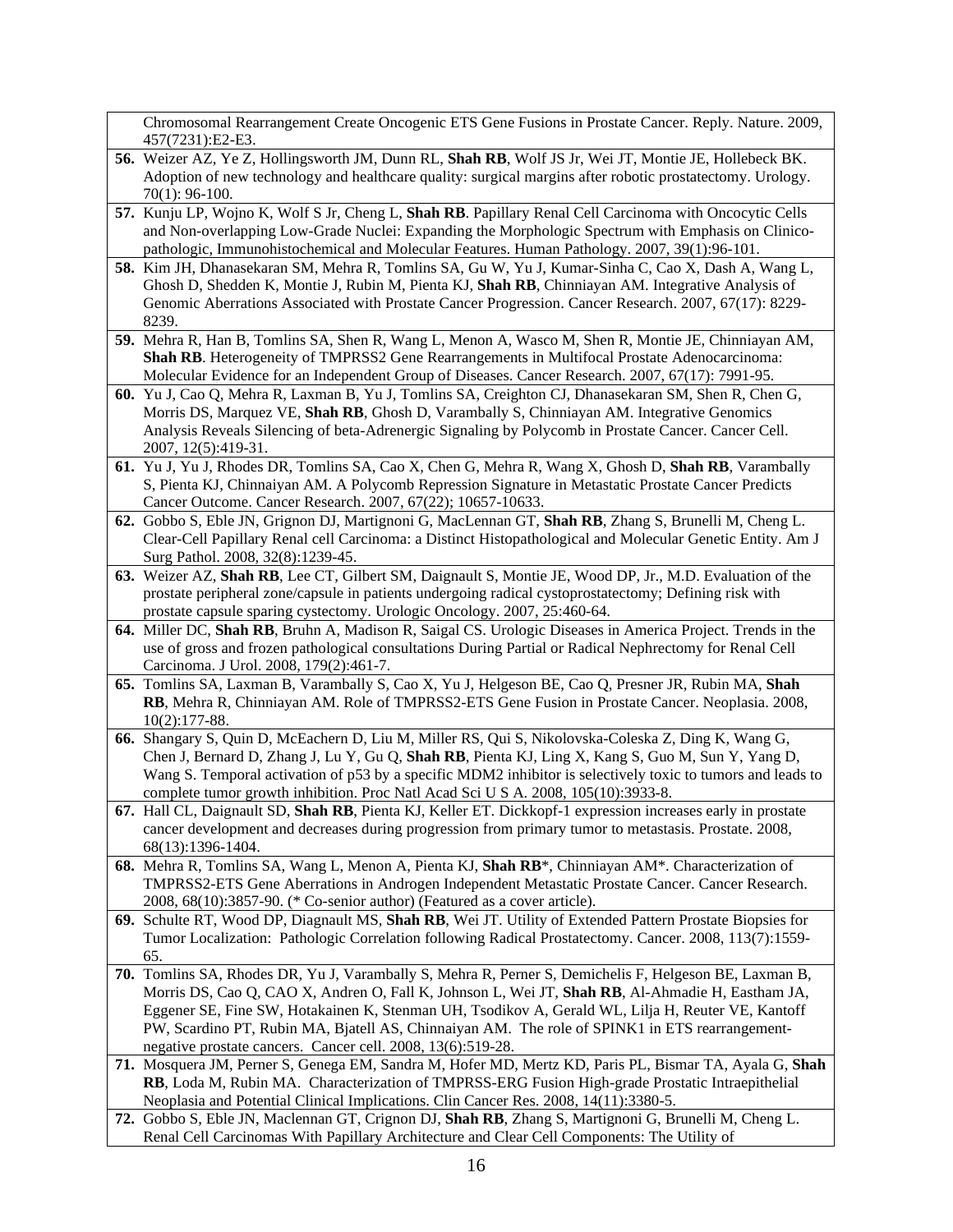Chromosomal Rearrangement Create Oncogenic ETS Gene Fusions in Prostate Cancer. Reply. Nature. 2009, 457(7231):E2-E3.

**56.** Weizer AZ, Ye Z, Hollingsworth JM, Dunn RL, **Shah RB**, Wolf JS Jr, Wei JT, Montie JE, Hollebeck BK. Adoption of new technology and healthcare quality: surgical margins after robotic prostatectomy. Urology. 70(1): 96-100.

**57.** Kunju LP, Wojno K, Wolf S Jr, Cheng L, **Shah RB**. Papillary Renal Cell Carcinoma with Oncocytic Cells and Non-overlapping Low-Grade Nuclei: Expanding the Morphologic Spectrum with Emphasis on Clinico-pathologic, Immunohistochemical and Molecular Features. Human Pathology. 2007, 39(1):96-101.

**58.** Kim JH, Dhanasekaran SM, Mehra R, Tomlins SA, Gu W, Yu J, Kumar-Sinha C, Cao X, Dash A, Wang L, Ghosh D, Shedden K, Montie J, Rubin M, Pienta KJ, **Shah RB**, Chinniayan AM. Integrative Analysis of Genomic Aberrations Associated with Prostate Cancer Progression. Cancer Research. 2007, 67(17): 8229-8239.

**59.** Mehra R, Han B, Tomlins SA, Shen R, Wang L, Menon A, Wasco M, Shen R, Montie JE, Chinniayan AM, **Shah RB**. Heterogeneity of TMPRSS2 Gene Rearrangements in Multifocal Prostate Adenocarcinoma: Molecular Evidence for an Independent Group of Diseases. Cancer Research. 2007, 67(17): 7991-95.

**60.** Yu J, Cao Q, Mehra R, Laxman B, Yu J, Tomlins SA, Creighton CJ, Dhanasekaran SM, Shen R, Chen G, Morris DS, Marquez VE, **Shah RB**, Ghosh D, Varambally S, Chinniayan AM. Integrative Genomics Analysis Reveals Silencing of beta-Adrenergic Signaling by Polycomb in Prostate Cancer. Cancer Cell. 2007, 12(5):419-31.

**61.** Yu J, Yu J, Rhodes DR, Tomlins SA, Cao X, Chen G, Mehra R, Wang X, Ghosh D, **Shah RB**, Varambally S, Pienta KJ, Chinnaiyan AM. A Polycomb Repression Signature in Metastatic Prostate Cancer Predicts Cancer Outcome. Cancer Research. 2007, 67(22); 10657-10633.

**62.** Gobbo S, Eble JN, Grignon DJ, Martignoni G, MacLennan GT, **Shah RB**, Zhang S, Brunelli M, Cheng L. Clear-Cell Papillary Renal cell Carcinoma: a Distinct Histopathological and Molecular Genetic Entity. Am J Surg Pathol. 2008, 32(8):1239-45.

**63.** Weizer AZ, **Shah RB**, Lee CT, Gilbert SM, Daignault S, Montie JE, Wood DP, Jr., M.D. Evaluation of the prostate peripheral zone/capsule in patients undergoing radical cystoprostatectomy; Defining risk with prostate capsule sparing cystectomy. Urologic Oncology. 2007, 25:460-64.

**64.** Miller DC, **Shah RB**, Bruhn A, Madison R, Saigal CS. Urologic Diseases in America Project. Trends in the use of gross and frozen pathological consultations During Partial or Radical Nephrectomy for Renal Cell Carcinoma. J Urol. 2008, 179(2):461-7.

**65.** Tomlins SA, Laxman B, Varambally S, Cao X, Yu J, Helgeson BE, Cao Q, Presner JR, Rubin MA, **Shah RB**, Mehra R, Chinnaiyan AM. Role of TMPRSS2-ETS Gene Fusion in Prostate Cancer. Neoplasia. 2008, 10(2):177-88.

**66.** Shangary S, Quin D, McEachern D, Liu M, Miller RS, Qui S, Nikolovska-Coleska Z, Ding K, Wang G, Chen J, Bernard D, Zhang J, Lu Y, Gu Q, **Shah RB**, Pienta KJ, Ling X, Kang S, Guo M, Sun Y, Yang D, Wang S. Temporal activation of p53 by a specific MDM2 inhibitor is selectively toxic to tumors and leads to complete tumor growth inhibition. Proc Natl Acad Sci U S A. 2008, 105(10):3933-8.

**67.** Hall CL, Daignault SD, **Shah RB**, Pienta KJ, Keller ET. Dickkopf-1 expression increases early in prostate cancer development and decreases during progression from primary tumor to metastasis. Prostate. 2008, 68(13):1396-1404.

**68.** Mehra R, Tomlins SA, Wang L, Menon A, Pienta KJ, **Shah RB***, Chinniayan AM*. Characterization of TMPRSS2-ETS Gene Aberrations in Androgen Independent Metastatic Prostate Cancer. Cancer Research. 2008, 68(10):3857-90. (* Co-senior author) (Featured as a cover article).

**69.** Schulte RT, Wood DP, Diagnault MS, **Shah RB**, Wei JT. Utility of Extended Pattern Prostate Biopsies for Tumor Localization: Pathologic Correlation following Radical Prostatectomy. Cancer. 2008, 113(7):1559-65.

**70.** Tomlins SA, Rhodes DR, Yu J, Varambally S, Mehra R, Perner S, Demichelis F, Helgeson BE, Laxman B, Morris DS, Cao Q, CAO X, Andren O, Fall K, Johnson L, Wei JT, **Shah RB**, Al-Ahmadie H, Eastham JA, Eggener SE, Fine SW, Hotakainen K, Stenman UH, Tsodikov A, Gerald WL, Lilja H, Reuter VE, Kantoff PW, Scardino PT, Rubin MA, Bjatell AS, Chinnaiyan AM. The role of SPINK1 in ETS rearrangement-negative prostate cancers. Cancer cell. 2008, 13(6):519-28.

**71.** Mosquera JM, Perner S, Genega EM, Sandra M, Hofer MD, Mertz KD, Paris PL, Bismar TA, Ayala G, **Shah RB**, Loda M, Rubin MA. Characterization of TMPRSS-ERG Fusion High-grade Prostatic Intraepithelial Neoplasia and Potential Clinical Implications. Clin Cancer Res. 2008, 14(11):3380-5.

**72.** Gobbo S, Eble JN, Maclennan GT, Crignon DJ, **Shah RB**, Zhang S, Martignoni G, Brunelli M, Cheng L. Renal Cell Carcinomas With Papillary Architecture and Clear Cell Components: The Utility of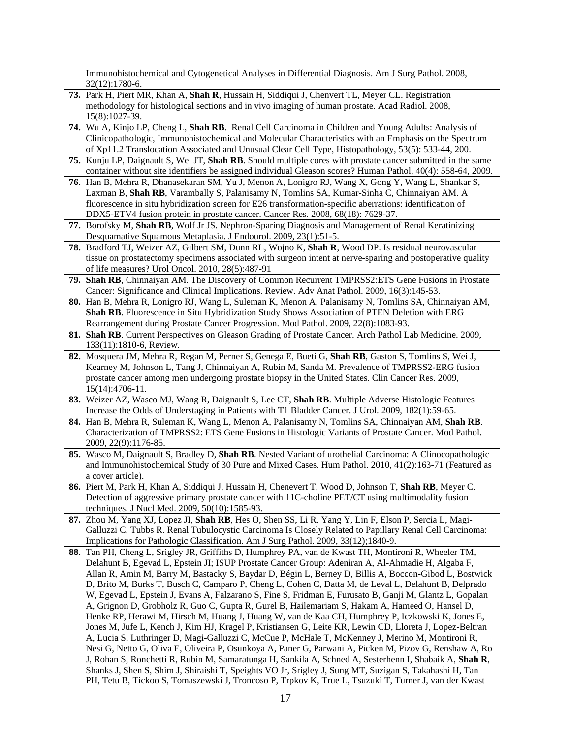Immunohistochemical and Cytogenetical Analyses in Differential Diagnosis. Am J Surg Pathol. 2008, 32(12):1780-6.

**73.** Park H, Piert MR, Khan A, **Shah R**, Hussain H, Siddiqui J, Chenvert TL, Meyer CL. Registration methodology for histological sections and in vivo imaging of human prostate. Acad Radiol. 2008, 15(8):1027-39.

**74.** Wu A, Kinjo LP, Cheng L, **Shah RB**. Renal Cell Carcinoma in Children and Young Adults: Analysis of Clinicopathologic, Immunohistochemical and Molecular Characteristics with an Emphasis on the Spectrum of Xp11.2 Translocation Associated and Unusual Clear Cell Type, Histopathology, 53(5): 533-44, 200.

**75.** Kunju LP, Daignault S, Wei JT, **Shah RB**. Should multiple cores with prostate cancer submitted in the same container without site identifiers be assigned individual Gleason scores? Human Pathol, 40(4): 558-64, 2009.

**76.** Han B, Mehra R, Dhanasekaran SM, Yu J, Menon A, Lonigro RJ, Wang X, Gong Y, Wang L, Shankar S, Laxman B, **Shah RB**, Varambally S, Palanisamy N, Tomlins SA, Kumar-Sinha C, Chinnaiyan AM. A fluorescence in situ hybridization screen for E26 transformation-specific aberrations: identification of DDX5-ETV4 fusion protein in prostate cancer. Cancer Res. 2008, 68(18): 7629-37.

**77.** Borofsky M, **Shah RB**, Wolf Jr JS. Nephron-Sparing Diagnosis and Management of Renal Keratinizing Desquamative Squamous Metaplasia. J Endourol. 2009, 23(1):51-5.

**78.** Bradford TJ, Weizer AZ, Gilbert SM, Dunn RL, Wojno K, **Shah R**, Wood DP. Is residual neurovascular tissue on prostatectomy specimens associated with surgeon intent at nerve-sparing and postoperative quality of life measures? Urol Oncol. 2010, 28(5):487-91

**79.** **Shah RB**, Chinnaiyan AM. The Discovery of Common Recurrent TMPRSS2:ETS Gene Fusions in Prostate Cancer: Significance and Clinical Implications. Review. Adv Anat Pathol. 2009, 16(3):145-53.

**80.** Han B, Mehra R, Lonigro RJ, Wang L, Suleman K, Menon A, Palanisamy N, Tomlins SA, Chinnaiyan AM, **Shah RB**. Fluorescence in Situ Hybridization Study Shows Association of PTEN Deletion with ERG Rearrangement during Prostate Cancer Progression. Mod Pathol. 2009, 22(8):1083-93.

**81.** **Shah RB**. Current Perspectives on Gleason Grading of Prostate Cancer. Arch Pathol Lab Medicine. 2009, 133(11):1810-6, Review.

**82.** Mosquera JM, Mehra R, Regan M, Perner S, Genega E, Bueti G, **Shah RB**, Gaston S, Tomlins S, Wei J, Kearney M, Johnson L, Tang J, Chinnaiyan A, Rubin M, Sanda M. Prevalence of TMPRSS2-ERG fusion prostate cancer among men undergoing prostate biopsy in the United States. Clin Cancer Res. 2009, 15(14):4706-11.

**83.** Weizer AZ, Wasco MJ, Wang R, Daignault S, Lee CT, **Shah RB**. Multiple Adverse Histologic Features Increase the Odds of Understaging in Patients with T1 Bladder Cancer. J Urol. 2009, 182(1):59-65.

**84.** Han B, Mehra R, Suleman K, Wang L, Menon A, Palanisamy N, Tomlins SA, Chinnaiyan AM, **Shah RB**. Characterization of TMPRSS2: ETS Gene Fusions in Histologic Variants of Prostate Cancer. Mod Pathol. 2009, 22(9):1176-85.

**85.** Wasco M, Daignault S, Bradley D, **Shah RB**. Nested Variant of urothelial Carcinoma: A Clinocopathologic and Immunohistochemical Study of 30 Pure and Mixed Cases. Hum Pathol. 2010, 41(2):163-71 (Featured as a cover article).

**86.** Piert M, Park H, Khan A, Siddiqui J, Hussain H, Chenevert T, Wood D, Johnson T, **Shah RB**, Meyer C. Detection of aggressive primary prostate cancer with 11C-choline PET/CT using multimodality fusion techniques. J Nucl Med. 2009, 50(10):1585-93.

**87.** Zhou M, Yang XJ, Lopez JI, **Shah RB**, Hes O, Shen SS, Li R, Yang Y, Lin F, Elson P, Sercia L, Magi-Galluzzi C, Tubbs R. Renal Tubulocystic Carcinoma Is Closely Related to Papillary Renal Cell Carcinoma: Implications for Pathologic Classification. Am J Surg Pathol. 2009, 33(12);1840-9.

**88.** Tan PH, Cheng L, Srigley JR, Griffiths D, Humphrey PA, van de Kwast TH, Montironi R, Wheeler TM, Delahunt B, Egevad L, Epstein JI; ISUP Prostate Cancer Group: Adeniran A, Al-Ahmadie H, Algaba F, Allan R, Amin M, Barry M, Bastacky S, Baydar D, Bégin L, Berney D, Billis A, Boccon-Gibod L, Bostwick D, Brito M, Burks T, Busch C, Camparo P, Cheng L, Cohen C, Datta M, de Leval L, Delahunt B, Delprado W, Egevad L, Epstein J, Evans A, Falzarano S, Fine S, Fridman E, Furusato B, Ganji M, Glantz L, Gopalan A, Grignon D, Grobholz R, Guo C, Gupta R, Gurel B, Hailemariam S, Hakam A, Hameed O, Hansel D, Henke RP, Herawi M, Hirsch M, Huang J, Huang W, van de Kaa CH, Humphrey P, Iczkowski K, Jones E, Jones M, Jufe L, Kench J, Kim HJ, Kragel P, Kristiansen G, Leite KR, Lewin CD, Lloreta J, Lopez-Beltran A, Lucia S, Luthringer D, Magi-Galluzzi C, McCue P, McHale T, McKenney J, Merino M, Montironi R, Nesi G, Netto G, Oliva E, Oliveira P, Osunkoya A, Paner G, Parwani A, Picken M, Pizov G, Renshaw A, Ro J, Rohan S, Ronchetti R, Rubin M, Samaratunga H, Sankila A, Schned A, Sesterhenn I, Shabaik A, **Shah R**, Shanks J, Shen S, Shim J, Shiraishi T, Speights VO Jr, Srigley J, Sung MT, Suzigan S, Takahashi H, Tan PH, Tetu B, Tickoo S, Tomaszewski J, Troncoso P, Trpkov K, True L, Tsuzuki T, Turner J, van der Kwast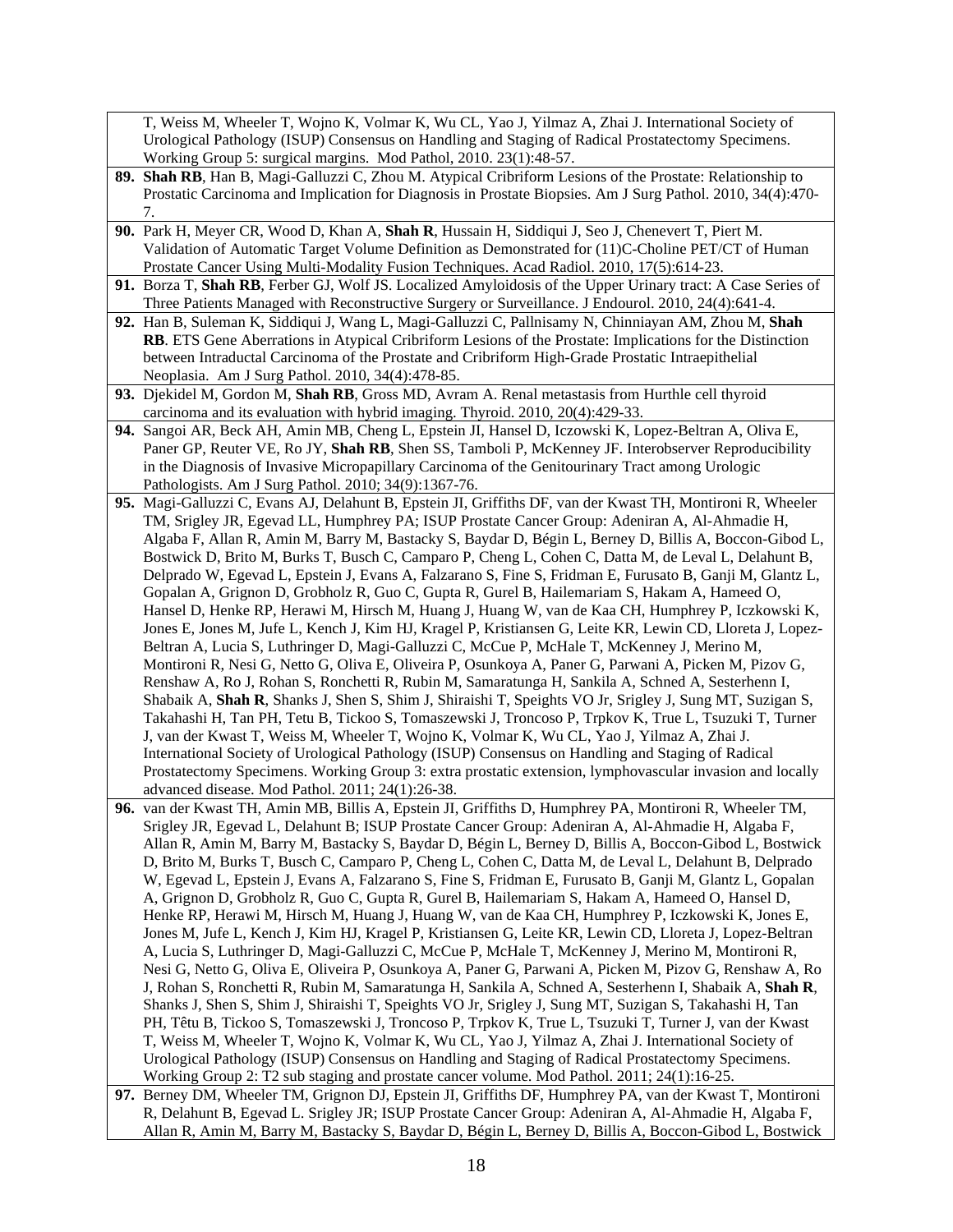T, Weiss M, Wheeler T, Wojno K, Volmar K, Wu CL, Yao J, Yilmaz A, Zhai J. International Society of Urological Pathology (ISUP) Consensus on Handling and Staging of Radical Prostatectomy Specimens. Working Group 5: surgical margins. Mod Pathol, 2010. 23(1):48-57.

**89.** **Shah RB**, Han B, Magi-Galluzzi C, Zhou M. Atypical Cribriform Lesions of the Prostate: Relationship to Prostatic Carcinoma and Implication for Diagnosis in Prostate Biopsies. Am J Surg Pathol. 2010, 34(4):470-7.

**90.** Park H, Meyer CR, Wood D, Khan A, **Shah R**, Hussain H, Siddiqui J, Seo J, Chenevert T, Piert M. Validation of Automatic Target Volume Definition as Demonstrated for (11)C-Choline PET/CT of Human Prostate Cancer Using Multi-Modality Fusion Techniques. Acad Radiol. 2010, 17(5):614-23.

**91.** Borza T, **Shah RB**, Ferber GJ, Wolf JS. Localized Amyloidosis of the Upper Urinary tract: A Case Series of Three Patients Managed with Reconstructive Surgery or Surveillance. J Endourol. 2010, 24(4):641-4.

**92.** Han B, Suleman K, Siddiqui J, Wang L, Magi-Galluzzi C, Pallnisamy N, Chinniayan AM, Zhou M, **Shah RB**. ETS Gene Aberrations in Atypical Cribriform Lesions of the Prostate: Implications for the Distinction between Intraductal Carcinoma of the Prostate and Cribriform High-Grade Prostatic Intraepithelial Neoplasia. Am J Surg Pathol. 2010, 34(4):478-85.

**93.** Djekidel M, Gordon M, **Shah RB**, Gross MD, Avram A. Renal metastasis from Hurthle cell thyroid carcinoma and its evaluation with hybrid imaging. Thyroid. 2010, 20(4):429-33.

**94.** Sangoi AR, Beck AH, Amin MB, Cheng L, Epstein JI, Hansel D, Iczowski K, Lopez-Beltran A, Oliva E, Paner GP, Reuter VE, Ro JY, **Shah RB**, Shen SS, Tamboli P, McKenney JF. Interobserver Reproducibility in the Diagnosis of Invasive Micropapillary Carcinoma of the Genitourinary Tract among Urologic Pathologists. Am J Surg Pathol. 2010; 34(9):1367-76.

**95.** Magi-Galluzzi C, Evans AJ, Delahunt B, Epstein JI, Griffiths DF, van der Kwast TH, Montironi R, Wheeler TM, Srigley JR, Egevad LL, Humphrey PA; ISUP Prostate Cancer Group: Adeniran A, Al-Ahmadie H, Algaba F, Allan R, Amin M, Barry M, Bastacky S, Baydar D, Bégin L, Berney D, Billis A, Boccon-Gibod L, Bostwick D, Brito M, Burks T, Busch C, Camparo P, Cheng L, Cohen C, Datta M, de Leval L, Delahunt B, Delprado W, Egevad L, Epstein J, Evans A, Falzarano S, Fine S, Fridman E, Furusato B, Ganji M, Glantz L, Gopalan A, Grignon D, Grobholz R, Guo C, Gupta R, Gurel B, Hailemariam S, Hakam A, Hameed O, Hansel D, Henke RP, Herawi M, Hirsch M, Huang J, Huang W, van de Kaa CH, Humphrey P, Iczkowski K, Jones E, Jones M, Jufe L, Kench J, Kim HJ, Kragel P, Kristiansen G, Leite KR, Lewin CD, Lloreta J, Lopez-Beltran A, Lucia S, Luthringer D, Magi-Galluzzi C, McCue P, McHale T, McKenney J, Merino M, Montironi R, Nesi G, Netto G, Oliva E, Oliveira P, Osunkoya A, Paner G, Parwani A, Picken M, Pizov G, Renshaw A, Ro J, Rohan S, Ronchetti R, Rubin M, Samaratunga H, Sankila A, Schned A, Sesterhenn I, Shabaik A, **Shah R**, Shanks J, Shen S, Shim J, Shiraishi T, Speights VO Jr, Srigley J, Sung MT, Suzigan S, Takahashi H, Tan PH, Tetu B, Tickoo S, Tomaszewski J, Troncoso P, Trpkov K, True L, Tsuzuki T, Turner J, van der Kwast T, Weiss M, Wheeler T, Wojno K, Volmar K, Wu CL, Yao J, Yilmaz A, Zhai J. International Society of Urological Pathology (ISUP) Consensus on Handling and Staging of Radical Prostatectomy Specimens. Working Group 3: extra prostatic extension, lymphovascular invasion and locally advanced disease. Mod Pathol. 2011; 24(1):26-38.

**96.** van der Kwast TH, Amin MB, Billis A, Epstein JI, Griffiths D, Humphrey PA, Montironi R, Wheeler TM, Srigley JR, Egevad L, Delahunt B; ISUP Prostate Cancer Group: Adeniran A, Al-Ahmadie H, Algaba F, Allan R, Amin M, Barry M, Bastacky S, Baydar D, Bégin L, Berney D, Billis A, Boccon-Gibod L, Bostwick D, Brito M, Burks T, Busch C, Camparo P, Cheng L, Cohen C, Datta M, de Leval L, Delahunt B, Delprado W, Egevad L, Epstein J, Evans A, Falzarano S, Fine S, Fridman E, Furusato B, Ganji M, Glantz L, Gopalan A, Grignon D, Grobholz R, Guo C, Gupta R, Gurel B, Hailemariam S, Hakam A, Hameed O, Hansel D, Henke RP, Herawi M, Hirsch M, Huang J, Huang W, van de Kaa CH, Humphrey P, Iczkowski K, Jones E, Jones M, Jufe L, Kench J, Kim HJ, Kragel P, Kristiansen G, Leite KR, Lewin CD, Lloreta J, Lopez-Beltran A, Lucia S, Luthringer D, Magi-Galluzzi C, McCue P, McHale T, McKenney J, Merino M, Montironi R, Nesi G, Netto G, Oliva E, Oliveira P, Osunkoya A, Paner G, Parwani A, Picken M, Pizov G, Renshaw A, Ro J, Rohan S, Ronchetti R, Rubin M, Samaratunga H, Sankila A, Schned A, Sesterhenn I, Shabaik A, **Shah R**, Shanks J, Shen S, Shim J, Shiraishi T, Speights VO Jr, Srigley J, Sung MT, Suzigan S, Takahashi H, Tan PH, Têtu B, Tickoo S, Tomaszewski J, Troncoso P, Trpkov K, True L, Tsuzuki T, Turner J, van der Kwast T, Weiss M, Wheeler T, Wojno K, Volmar K, Wu CL, Yao J, Yilmaz A, Zhai J. International Society of Urological Pathology (ISUP) Consensus on Handling and Staging of Radical Prostatectomy Specimens. Working Group 2: T2 sub staging and prostate cancer volume. Mod Pathol. 2011; 24(1):16-25.

**97.** Berney DM, Wheeler TM, Grignon DJ, Epstein JI, Griffiths DF, Humphrey PA, van der Kwast T, Montironi R, Delahunt B, Egevad L. Srigley JR; ISUP Prostate Cancer Group: Adeniran A, Al-Ahmadie H, Algaba F, Allan R, Amin M, Barry M, Bastacky S, Baydar D, Bégin L, Berney D, Billis A, Boccon-Gibod L, Bostwick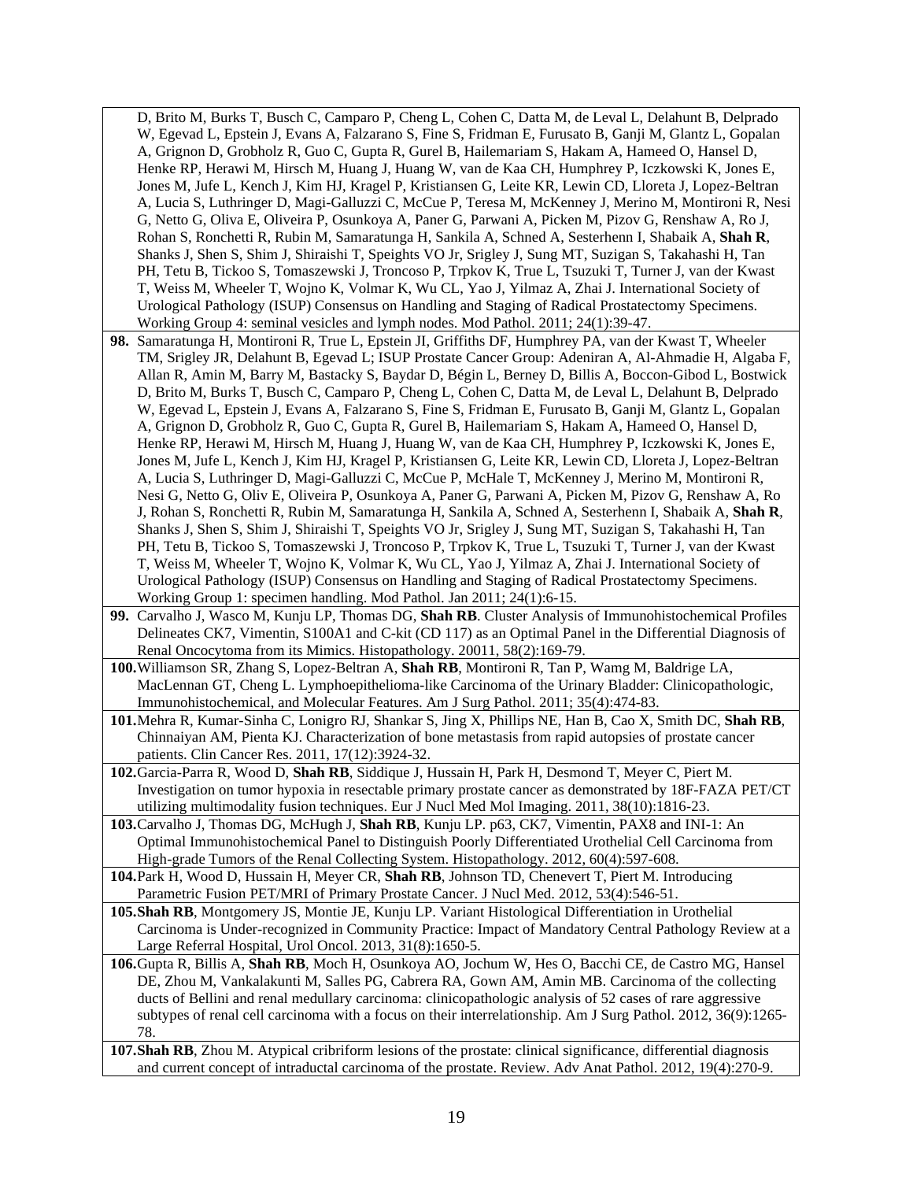D, Brito M, Burks T, Busch C, Camparo P, Cheng L, Cohen C, Datta M, de Leval L, Delahunt B, Delprado W, Egevad L, Epstein J, Evans A, Falzarano S, Fine S, Fridman E, Furusato B, Ganji M, Glantz L, Gopalan A, Grignon D, Grobholz R, Guo C, Gupta R, Gurel B, Hailemariam S, Hakam A, Hameed O, Hansel D, Henke RP, Herawi M, Hirsch M, Huang J, Huang W, van de Kaa CH, Humphrey P, Iczkowski K, Jones E, Jones M, Jufe L, Kench J, Kim HJ, Kragel P, Kristiansen G, Leite KR, Lewin CD, Lloreta J, Lopez-Beltran A, Lucia S, Luthringer D, Magi-Galluzzi C, McCue P, Teresa M, McKenney J, Merino M, Montironi R, Nesi G, Netto G, Oliva E, Oliveira P, Osunkoya A, Paner G, Parwani A, Picken M, Pizov G, Renshaw A, Ro J, Rohan S, Ronchetti R, Rubin M, Samaratunga H, Sankila A, Schned A, Sesterhenn I, Shabaik A, **Shah R**, Shanks J, Shen S, Shim J, Shiraishi T, Speights VO Jr, Srigley J, Sung MT, Suzigan S, Takahashi H, Tan PH, Tetu B, Tickoo S, Tomaszewski J, Troncoso P, Trpkov K, True L, Tsuzuki T, Turner J, van der Kwast T, Weiss M, Wheeler T, Wojno K, Volmar K, Wu CL, Yao J, Yilmaz A, Zhai J. International Society of Urological Pathology (ISUP) Consensus on Handling and Staging of Radical Prostatectomy Specimens. Working Group 4: seminal vesicles and lymph nodes. Mod Pathol. 2011; 24(1):39-47.

**98.** Samaratunga H, Montironi R, True L, Epstein JI, Griffiths DF, Humphrey PA, van der Kwast T, Wheeler TM, Srigley JR, Delahunt B, Egevad L; ISUP Prostate Cancer Group: Adeniran A, Al-Ahmadie H, Algaba F, Allan R, Amin M, Barry M, Bastacky S, Baydar D, Bégin L, Berney D, Billis A, Boccon-Gibod L, Bostwick D, Brito M, Burks T, Busch C, Camparo P, Cheng L, Cohen C, Datta M, de Leval L, Delahunt B, Delprado W, Egevad L, Epstein J, Evans A, Falzarano S, Fine S, Fridman E, Furusato B, Ganji M, Glantz L, Gopalan A, Grignon D, Grobholz R, Guo C, Gupta R, Gurel B, Hailemariam S, Hakam A, Hameed O, Hansel D, Henke RP, Herawi M, Hirsch M, Huang J, Huang W, van de Kaa CH, Humphrey P, Iczkowski K, Jones E, Jones M, Jufe L, Kench J, Kim HJ, Kragel P, Kristiansen G, Leite KR, Lewin CD, Lloreta J, Lopez-Beltran A, Lucia S, Luthringer D, Magi-Galluzzi C, McCue P, McHale T, McKenney J, Merino M, Montironi R, Nesi G, Netto G, Oliv E, Oliveira P, Osunkoya A, Paner G, Parwani A, Picken M, Pizov G, Renshaw A, Ro J, Rohan S, Ronchetti R, Rubin M, Samaratunga H, Sankila A, Schned A, Sesterhenn I, Shabaik A, **Shah R**, Shanks J, Shen S, Shim J, Shiraishi T, Speights VO Jr, Srigley J, Sung MT, Suzigan S, Takahashi H, Tan PH, Tetu B, Tickoo S, Tomaszewski J, Troncoso P, Trpkov K, True L, Tsuzuki T, Turner J, van der Kwast T, Weiss M, Wheeler T, Wojno K, Volmar K, Wu CL, Yao J, Yilmaz A, Zhai J. International Society of Urological Pathology (ISUP) Consensus on Handling and Staging of Radical Prostatectomy Specimens. Working Group 1: specimen handling. Mod Pathol. Jan 2011; 24(1):6-15.

**99.** Carvalho J, Wasco M, Kunju LP, Thomas DG, **Shah RB**. Cluster Analysis of Immunohistochemical Profiles Delineates CK7, Vimentin, S100A1 and C-kit (CD 117) as an Optimal Panel in the Differential Diagnosis of Renal Oncocytoma from its Mimics. Histopathology. 20011, 58(2):169-79.

**100.** Williamson SR, Zhang S, Lopez-Beltran A, **Shah RB**, Montironi R, Tan P, Wamg M, Baldrige LA, MacLennan GT, Cheng L. Lymphoepithelioma-like Carcinoma of the Urinary Bladder: Clinicopathologic, Immunohistochemical, and Molecular Features. Am J Surg Pathol. 2011; 35(4):474-83.

**101.** Mehra R, Kumar-Sinha C, Lonigro RJ, Shankar S, Jing X, Phillips NE, Han B, Cao X, Smith DC, **Shah RB**, Chinnaiyan AM, Pienta KJ. Characterization of bone metastasis from rapid autopsies of prostate cancer patients. Clin Cancer Res. 2011, 17(12):3924-32.

**102.** Garcia-Parra R, Wood D, **Shah RB**, Siddique J, Hussain H, Park H, Desmond T, Meyer C, Piert M. Investigation on tumor hypoxia in resectable primary prostate cancer as demonstrated by 18F-FAZA PET/CT utilizing multimodality fusion techniques. Eur J Nucl Med Mol Imaging. 2011, 38(10):1816-23.

**103.** Carvalho J, Thomas DG, McHugh J, **Shah RB**, Kunju LP. p63, CK7, Vimentin, PAX8 and INI-1: An Optimal Immunohistochemical Panel to Distinguish Poorly Differentiated Urothelial Cell Carcinoma from High-grade Tumors of the Renal Collecting System. Histopathology. 2012, 60(4):597-608.

**104.** Park H, Wood D, Hussain H, Meyer CR, **Shah RB**, Johnson TD, Chenevert T, Piert M. Introducing Parametric Fusion PET/MRI of Primary Prostate Cancer. J Nucl Med. 2012, 53(4):546-51.

**105.** **Shah RB**, Montgomery JS, Montie JE, Kunju LP. Variant Histological Differentiation in Urothelial Carcinoma is Under-recognized in Community Practice: Impact of Mandatory Central Pathology Review at a Large Referral Hospital, Urol Oncol. 2013, 31(8):1650-5.

**106.** Gupta R, Billis A, **Shah RB**, Moch H, Osunkoya AO, Jochum W, Hes O, Bacchi CE, de Castro MG, Hansel DE, Zhou M, Vankalakunti M, Salles PG, Cabrera RA, Gown AM, Amin MB. Carcinoma of the collecting ducts of Bellini and renal medullary carcinoma: clinicopathologic analysis of 52 cases of rare aggressive subtypes of renal cell carcinoma with a focus on their interrelationship. Am J Surg Pathol. 2012, 36(9):1265-78.

**107.** **Shah RB**, Zhou M. Atypical cribriform lesions of the prostate: clinical significance, differential diagnosis and current concept of intraductal carcinoma of the prostate. Review. Adv Anat Pathol. 2012, 19(4):270-9.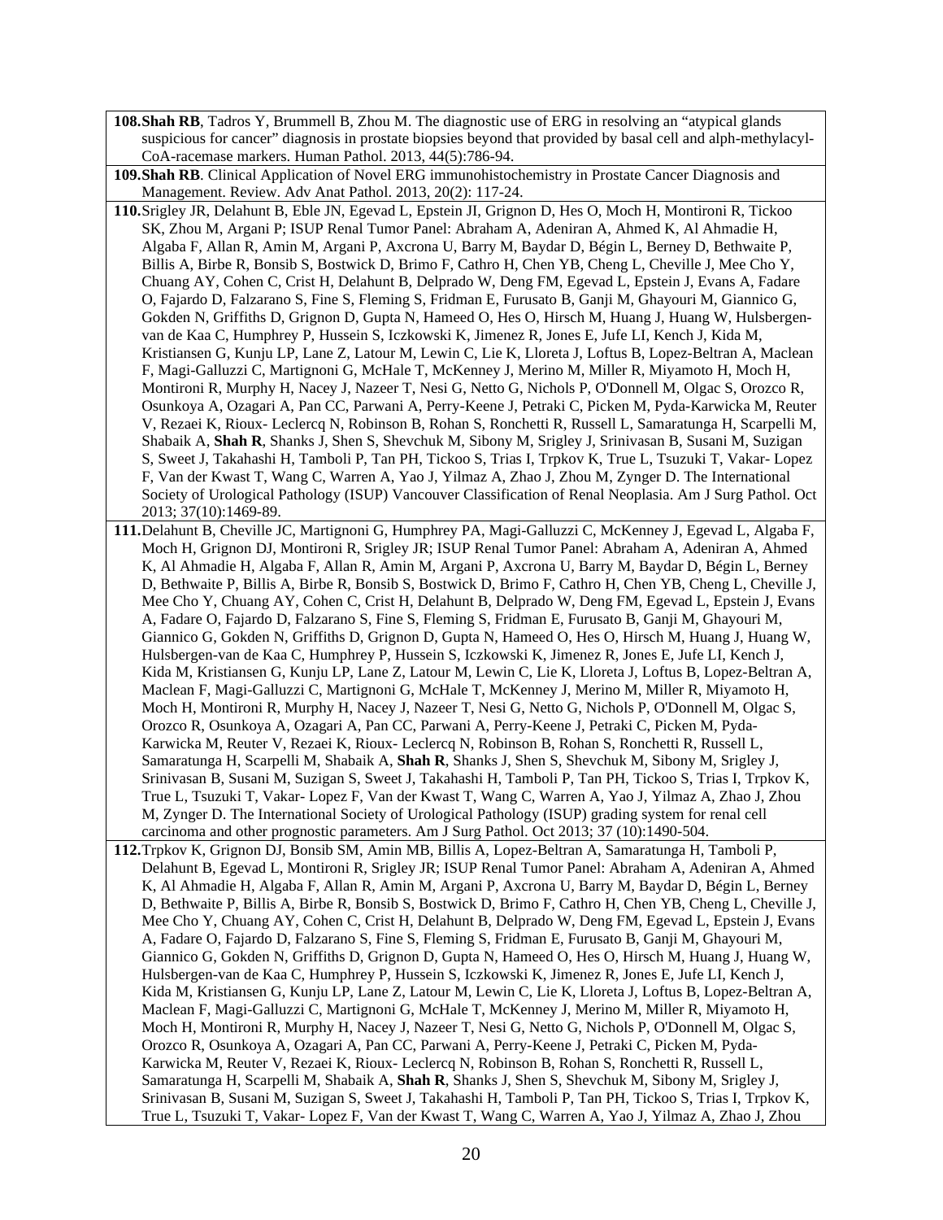108. **Shah RB**, Tadros Y, Brummell B, Zhou M. The diagnostic use of ERG in resolving an "atypical glands suspicious for cancer" diagnosis in prostate biopsies beyond that provided by basal cell and alph-methylacyl-CoA-racemase markers. Human Pathol. 2013, 44(5):786-94.

109. **Shah RB**. Clinical Application of Novel ERG immunohistochemistry in Prostate Cancer Diagnosis and Management. Review. Adv Anat Pathol. 2013, 20(2): 117-24.

110. Srigley JR, Delahunt B, Eble JN, Egevad L, Epstein JI, Grignon D, Hes O, Moch H, Montironi R, Tickoo SK, Zhou M, Argani P; ISUP Renal Tumor Panel: Abraham A, Adeniran A, Ahmed K, Al Ahmadie H, Algaba F, Allan R, Amin M, Argani P, Axcrona U, Barry M, Baydar D, Bégin L, Berney D, Bethwaite P, Billis A, Birbe R, Bonsib S, Bostwick D, Brimo F, Cathro H, Chen YB, Cheng L, Cheville J, Mee Cho Y, Chuang AY, Cohen C, Crist H, Delahunt B, Delprado W, Deng FM, Egevad L, Epstein J, Evans A, Fadare O, Fajardo D, Falzarano S, Fine S, Fleming S, Fridman E, Furusato B, Ganji M, Ghayouri M, Giannico G, Gokden N, Griffiths D, Grignon D, Gupta N, Hameed O, Hes O, Hirsch M, Huang J, Huang W, Hulsbergen-van de Kaa C, Humphrey P, Hussein S, Iczkowski K, Jimenez R, Jones E, Jufe LI, Kench J, Kida M, Kristiansen G, Kunju LP, Lane Z, Latour M, Lewin C, Lie K, Lloreta J, Loftus B, Lopez-Beltran A, Maclean F, Magi-Galluzzi C, Martignoni G, McHale T, McKenney J, Merino M, Miller R, Miyamoto H, Moch H, Montironi R, Murphy H, Nacey J, Nazeer T, Nesi G, Netto G, Nichols P, O'Donnell M, Olgac S, Orozco R, Osunkoya A, Ozagari A, Pan CC, Parwani A, Perry-Keene J, Petraki C, Picken M, Pyda-Karwicka M, Reuter V, Rezaei K, Rioux- Leclercq N, Robinson B, Rohan S, Ronchetti R, Russell L, Samaratunga H, Scarpelli M, Shabaik A, **Shah R**, Shanks J, Shen S, Shevchuk M, Sibony M, Srigley J, Srinivasan B, Susani M, Suzigan S, Sweet J, Takahashi H, Tamboli P, Tan PH, Tickoo S, Trias I, Trpkov K, True L, Tsuzuki T, Vakar- Lopez F, Van der Kwast T, Wang C, Warren A, Yao J, Yilmaz A, Zhao J, Zhou M, Zynger D. The International Society of Urological Pathology (ISUP) Vancouver Classification of Renal Neoplasia. Am J Surg Pathol. Oct 2013; 37(10):1469-89.

111. Delahunt B, Cheville JC, Martignoni G, Humphrey PA, Magi-Galluzzi C, McKenney J, Egevad L, Algaba F, Moch H, Grignon DJ, Montironi R, Srigley JR; ISUP Renal Tumor Panel: Abraham A, Adeniran A, Ahmed K, Al Ahmadie H, Algaba F, Allan R, Amin M, Argani P, Axcrona U, Barry M, Baydar D, Bégin L, Berney D, Bethwaite P, Billis A, Birbe R, Bonsib S, Bostwick D, Brimo F, Cathro H, Chen YB, Cheng L, Cheville J, Mee Cho Y, Chuang AY, Cohen C, Crist H, Delahunt B, Delprado W, Deng FM, Egevad L, Epstein J, Evans A, Fadare O, Fajardo D, Falzarano S, Fine S, Fleming S, Fridman E, Furusato B, Ganji M, Ghayouri M, Giannico G, Gokden N, Griffiths D, Grignon D, Gupta N, Hameed O, Hes O, Hirsch M, Huang J, Huang W, Hulsbergen-van de Kaa C, Humphrey P, Hussein S, Iczkowski K, Jimenez R, Jones E, Jufe LI, Kench J, Kida M, Kristiansen G, Kunju LP, Lane Z, Latour M, Lewin C, Lie K, Lloreta J, Loftus B, Lopez-Beltran A, Maclean F, Magi-Galluzzi C, Martignoni G, McHale T, McKenney J, Merino M, Miller R, Miyamoto H, Moch H, Montironi R, Murphy H, Nacey J, Nazeer T, Nesi G, Netto G, Nichols P, O'Donnell M, Olgac S, Orozco R, Osunkoya A, Ozagari A, Pan CC, Parwani A, Perry-Keene J, Petraki C, Picken M, Pyda-Karwicka M, Reuter V, Rezaei K, Rioux- Leclercq N, Robinson B, Rohan S, Ronchetti R, Russell L, Samaratunga H, Scarpelli M, Shabaik A, **Shah R**, Shanks J, Shen S, Shevchuk M, Sibony M, Srigley J, Srinivasan B, Susani M, Suzigan S, Sweet J, Takahashi H, Tamboli P, Tan PH, Tickoo S, Trias I, Trpkov K, True L, Tsuzuki T, Vakar- Lopez F, Van der Kwast T, Wang C, Warren A, Yao J, Yilmaz A, Zhao J, Zhou M, Zynger D. The International Society of Urological Pathology (ISUP) grading system for renal cell carcinoma and other prognostic parameters. Am J Surg Pathol. Oct 2013; 37 (10):1490-504.

112. Trpkov K, Grignon DJ, Bonsib SM, Amin MB, Billis A, Lopez-Beltran A, Samaratunga H, Tamboli P, Delahunt B, Egevad L, Montironi R, Srigley JR; ISUP Renal Tumor Panel: Abraham A, Adeniran A, Ahmed K, Al Ahmadie H, Algaba F, Allan R, Amin M, Argani P, Axcrona U, Barry M, Baydar D, Bégin L, Berney D, Bethwaite P, Billis A, Birbe R, Bonsib S, Bostwick D, Brimo F, Cathro H, Chen YB, Cheng L, Cheville J, Mee Cho Y, Chuang AY, Cohen C, Crist H, Delahunt B, Delprado W, Deng FM, Egevad L, Epstein J, Evans A, Fadare O, Fajardo D, Falzarano S, Fine S, Fleming S, Fridman E, Furusato B, Ganji M, Ghayouri M, Giannico G, Gokden N, Griffiths D, Grignon D, Gupta N, Hameed O, Hes O, Hirsch M, Huang J, Huang W, Hulsbergen-van de Kaa C, Humphrey P, Hussein S, Iczkowski K, Jimenez R, Jones E, Jufe LI, Kench J, Kida M, Kristiansen G, Kunju LP, Lane Z, Latour M, Lewin C, Lie K, Lloreta J, Loftus B, Lopez-Beltran A, Maclean F, Magi-Galluzzi C, Martignoni G, McHale T, McKenney J, Merino M, Miller R, Miyamoto H, Moch H, Montironi R, Murphy H, Nacey J, Nazeer T, Nesi G, Netto G, Nichols P, O'Donnell M, Olgac S, Orozco R, Osunkoya A, Ozagari A, Pan CC, Parwani A, Perry-Keene J, Petraki C, Picken M, Pyda-Karwicka M, Reuter V, Rezaei K, Rioux- Leclercq N, Robinson B, Rohan S, Ronchetti R, Russell L, Samaratunga H, Scarpelli M, Shabaik A, **Shah R**, Shanks J, Shen S, Shevchuk M, Sibony M, Srigley J, Srinivasan B, Susani M, Suzigan S, Sweet J, Takahashi H, Tamboli P, Tan PH, Tickoo S, Trias I, Trpkov K, True L, Tsuzuki T, Vakar- Lopez F, Van der Kwast T, Wang C, Warren A, Yao J, Yilmaz A, Zhao J, Zhou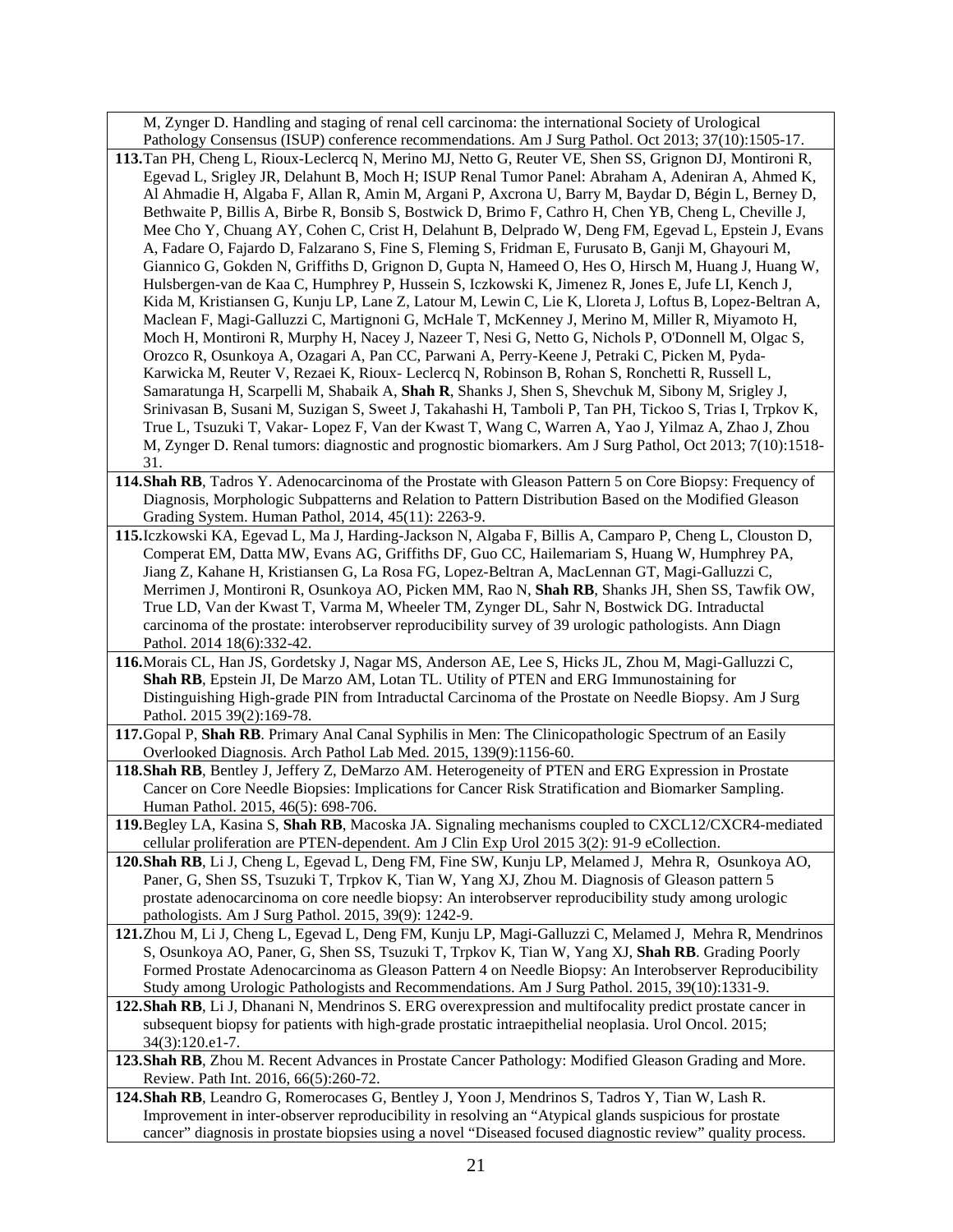M, Zynger D. Handling and staging of renal cell carcinoma: the international Society of Urological Pathology Consensus (ISUP) conference recommendations. Am J Surg Pathol. Oct 2013; 37(10):1505-17.

**113.** Tan PH, Cheng L, Rioux-Leclercq N, Merino MJ, Netto G, Reuter VE, Shen SS, Grignon DJ, Montironi R, Egevad L, Srigley JR, Delahunt B, Moch H; ISUP Renal Tumor Panel: Abraham A, Adeniran A, Ahmed K, Al Ahmadie H, Algaba F, Allan R, Amin M, Argani P, Axcrona U, Barry M, Baydar D, Bégin L, Berney D, Bethwaite P, Billis A, Birbe R, Bonsib S, Bostwick D, Brimo F, Cathro H, Chen YB, Cheng L, Cheville J, Mee Cho Y, Chuang AY, Cohen C, Crist H, Delahunt B, Delprado W, Deng FM, Egevad L, Epstein J, Evans A, Fadare O, Fajardo D, Falzarano S, Fine S, Fleming S, Fridman E, Furusato B, Ganji M, Ghayouri M, Giannico G, Gokden N, Griffiths D, Grignon D, Gupta N, Hameed O, Hes O, Hirsch M, Huang J, Huang W, Hulsbergen-van de Kaa C, Humphrey P, Hussein S, Iczkowski K, Jimenez R, Jones E, Jufe LI, Kench J, Kida M, Kristiansen G, Kunju LP, Lane Z, Latour M, Lewin C, Lie K, Lloreta J, Loftus B, Lopez-Beltran A, Maclean F, Magi-Galluzzi C, Martignoni G, McHale T, McKenney J, Merino M, Miller R, Miyamoto H, Moch H, Montironi R, Murphy H, Nacey J, Nazeer T, Nesi G, Netto G, Nichols P, O'Donnell M, Olgac S, Orozco R, Osunkoya A, Ozagari A, Pan CC, Parwani A, Perry-Keene J, Petraki C, Picken M, Pyda-Karwicka M, Reuter V, Rezaei K, Rioux- Leclercq N, Robinson B, Rohan S, Ronchetti R, Russell L, Samaratunga H, Scarpelli M, Shabaik A, **Shah R**, Shanks J, Shen S, Shevchuk M, Sibony M, Srigley J, Srinivasan B, Susani M, Suzigan S, Sweet J, Takahashi H, Tamboli P, Tan PH, Tickoo S, Trias I, Trpkov K, True L, Tsuzuki T, Vakar- Lopez F, Van der Kwast T, Wang C, Warren A, Yao J, Yilmaz A, Zhao J, Zhou M, Zynger D. Renal tumors: diagnostic and prognostic biomarkers. Am J Surg Pathol, Oct 2013; 7(10):1518-31.

**114.** **Shah RB**, Tadros Y. Adenocarcinoma of the Prostate with Gleason Pattern 5 on Core Biopsy: Frequency of Diagnosis, Morphologic Subpatterns and Relation to Pattern Distribution Based on the Modified Gleason Grading System. Human Pathol, 2014, 45(11): 2263-9.

**115.** Iczkowski KA, Egevad L, Ma J, Harding-Jackson N, Algaba F, Billis A, Camparo P, Cheng L, Clouston D, Comperat EM, Datta MW, Evans AG, Griffiths DF, Guo CC, Hailemariam S, Huang W, Humphrey PA, Jiang Z, Kahane H, Kristiansen G, La Rosa FG, Lopez-Beltran A, MacLennan GT, Magi-Galluzzi C, Merrimen J, Montironi R, Osunkoya AO, Picken MM, Rao N, **Shah RB**, Shanks JH, Shen SS, Tawfik OW, True LD, Van der Kwast T, Varma M, Wheeler TM, Zynger DL, Sahr N, Bostwick DG. Intraductal carcinoma of the prostate: interobserver reproducibility survey of 39 urologic pathologists. Ann Diagn Pathol. 2014 18(6):332-42.

**116.** Morais CL, Han JS, Gordetsky J, Nagar MS, Anderson AE, Lee S, Hicks JL, Zhou M, Magi-Galluzzi C, **Shah RB**, Epstein JI, De Marzo AM, Lotan TL. Utility of PTEN and ERG Immunostaining for Distinguishing High-grade PIN from Intraductal Carcinoma of the Prostate on Needle Biopsy. Am J Surg Pathol. 2015 39(2):169-78.

**117.** Gopal P, **Shah RB**. Primary Anal Canal Syphilis in Men: The Clinicopathologic Spectrum of an Easily Overlooked Diagnosis. Arch Pathol Lab Med. 2015, 139(9):1156-60.

**118.** **Shah RB**, Bentley J, Jeffery Z, DeMarzo AM. Heterogeneity of PTEN and ERG Expression in Prostate Cancer on Core Needle Biopsies: Implications for Cancer Risk Stratification and Biomarker Sampling. Human Pathol. 2015, 46(5): 698-706.

**119.** Begley LA, Kasina S, **Shah RB**, Macoska JA. Signaling mechanisms coupled to CXCL12/CXCR4-mediated cellular proliferation are PTEN-dependent. Am J Clin Exp Urol 2015 3(2): 91-9 eCollection.

**120.** **Shah RB**, Li J, Cheng L, Egevad L, Deng FM, Fine SW, Kunju LP, Melamed J, Mehra R, Osunkoya AO, Paner, G, Shen SS, Tsuzuki T, Trpkov K, Tian W, Yang XJ, Zhou M. Diagnosis of Gleason pattern 5 prostate adenocarcinoma on core needle biopsy: An interobserver reproducibility study among urologic pathologists. Am J Surg Pathol. 2015, 39(9): 1242-9.

**121.** Zhou M, Li J, Cheng L, Egevad L, Deng FM, Kunju LP, Magi-Galluzzi C, Melamed J, Mehra R, Mendrinos S, Osunkoya AO, Paner, G, Shen SS, Tsuzuki T, Trpkov K, Tian W, Yang XJ, **Shah RB**. Grading Poorly Formed Prostate Adenocarcinoma as Gleason Pattern 4 on Needle Biopsy: An Interobserver Reproducibility Study among Urologic Pathologists and Recommendations. Am J Surg Pathol. 2015, 39(10):1331-9.

**122.** **Shah RB**, Li J, Dhanani N, Mendrinos S. ERG overexpression and multifocality predict prostate cancer in subsequent biopsy for patients with high-grade prostatic intraepithelial neoplasia. Urol Oncol. 2015; 34(3):120.e1-7.

**123.** **Shah RB**, Zhou M. Recent Advances in Prostate Cancer Pathology: Modified Gleason Grading and More. Review. Path Int. 2016, 66(5):260-72.

**124.** **Shah RB**, Leandro G, Romerocases G, Bentley J, Yoon J, Mendrinos S, Tadros Y, Tian W, Lash R. Improvement in inter-observer reproducibility in resolving an "Atypical glands suspicious for prostate cancer" diagnosis in prostate biopsies using a novel "Diseased focused diagnostic review" quality process.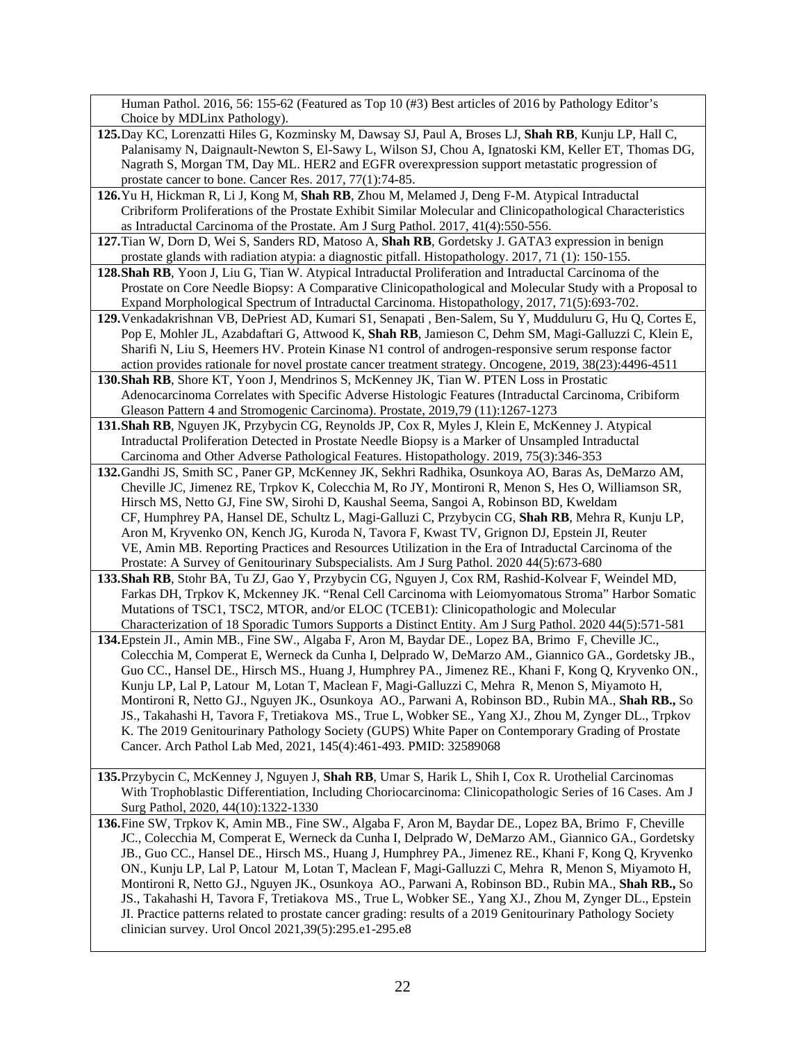Human Pathol. 2016, 56: 155-62 (Featured as Top 10 (#3) Best articles of 2016 by Pathology Editor's Choice by MDLinx Pathology).

**125.** Day KC, Lorenzatti Hiles G, Kozminsky M, Dawsay SJ, Paul A, Broses LJ, **Shah RB**, Kunju LP, Hall C, Palanisamy N, Daignault-Newton S, El-Sawy L, Wilson SJ, Chou A, Ignatoski KM, Keller ET, Thomas DG, Nagrath S, Morgan TM, Day ML. HER2 and EGFR overexpression support metastatic progression of prostate cancer to bone. Cancer Res. 2017, 77(1):74-85.

**126.** Yu H, Hickman R, Li J, Kong M, **Shah RB**, Zhou M, Melamed J, Deng F-M. Atypical Intraductal Cribriform Proliferations of the Prostate Exhibit Similar Molecular and Clinicopathological Characteristics as Intraductal Carcinoma of the Prostate. Am J Surg Pathol. 2017, 41(4):550-556.

**127.** Tian W, Dorn D, Wei S, Sanders RD, Matoso A, **Shah RB**, Gordetsky J. GATA3 expression in benign prostate glands with radiation atypia: a diagnostic pitfall. Histopathology. 2017, 71 (1): 150-155.

**128.** **Shah RB**, Yoon J, Liu G, Tian W. Atypical Intraductal Proliferation and Intraductal Carcinoma of the Prostate on Core Needle Biopsy: A Comparative Clinicopathological and Molecular Study with a Proposal to Expand Morphological Spectrum of Intraductal Carcinoma. Histopathology, 2017, 71(5):693-702.

**129.** Venkadakrishnan VB, DePriest AD, Kumari S1, Senapati , Ben-Salem, Su Y, Mudduluru G, Hu Q, Cortes E, Pop E, Mohler JL, Azabdaftari G, Attwood K, **Shah RB**, Jamieson C, Dehm SM, Magi-Galluzzi C, Klein E, Sharifi N, Liu S, Heemers HV. Protein Kinase N1 control of androgen-responsive serum response factor action provides rationale for novel prostate cancer treatment strategy. Oncogene, 2019, 38(23):4496-4511

**130.** **Shah RB**, Shore KT, Yoon J, Mendrinos S, McKenney JK, Tian W. PTEN Loss in Prostatic Adenocarcinoma Correlates with Specific Adverse Histologic Features (Intraductal Carcinoma, Cribiform Gleason Pattern 4 and Stromogenic Carcinoma). Prostate, 2019,79 (11):1267-1273

**131.** **Shah RB**, Nguyen JK, Przybycin CG, Reynolds JP, Cox R, Myles J, Klein E, McKenney J. Atypical Intraductal Proliferation Detected in Prostate Needle Biopsy is a Marker of Unsampled Intraductal Carcinoma and Other Adverse Pathological Features. Histopathology. 2019, 75(3):346-353

**132.** Gandhi JS, Smith SC , Paner GP, McKenney JK, Sekhri Radhika, Osunkoya AO, Baras As, DeMarzo AM, Cheville JC, Jimenez RE, Trpkov K, Colecchia M, Ro JY, Montironi R, Menon S, Hes O, Williamson SR, Hirsch MS, Netto GJ, Fine SW, Sirohi D, Kaushal Seema, Sangoi A, Robinson BD, Kweldam CF, Humphrey PA, Hansel DE, Schultz L, Magi-Galluzi C, Przybycin CG, **Shah RB**, Mehra R, Kunju LP, Aron M, Kryvenko ON, Kench JG, Kuroda N, Tavora F, Kwast TV, Grignon DJ, Epstein JI, Reuter VE, Amin MB. Reporting Practices and Resources Utilization in the Era of Intraductal Carcinoma of the Prostate: A Survey of Genitourinary Subspecialists. Am J Surg Pathol. 2020 44(5):673-680

**133.** **Shah RB**, Stohr BA, Tu ZJ, Gao Y, Przybycin CG, Nguyen J, Cox RM, Rashid-Kolvear F, Weindel MD, Farkas DH, Trpkov K, Mckenney JK. "Renal Cell Carcinoma with Leiomyomatous Stroma" Harbor Somatic Mutations of TSC1, TSC2, MTOR, and/or ELOC (TCEB1): Clinicopathologic and Molecular Characterization of 18 Sporadic Tumors Supports a Distinct Entity. Am J Surg Pathol. 2020 44(5):571-581

**134.** Epstein JI., Amin MB., Fine SW., Algaba F, Aron M, Baydar DE., Lopez BA, Brimo F, Cheville JC., Colecchia M, Comperat E, Werneck da Cunha I, Delprado W, DeMarzo AM., Giannico GA., Gordetsky JB., Guo CC., Hansel DE., Hirsch MS., Huang J, Humphrey PA., Jimenez RE., Khani F, Kong Q, Kryvenko ON., Kunju LP, Lal P, Latour M, Lotan T, Maclean F, Magi-Galluzzi C, Mehra R, Menon S, Miyamoto H, Montironi R, Netto GJ., Nguyen JK., Osunkoya AO., Parwani A, Robinson BD., Rubin MA., **Shah RB.**, So JS., Takahashi H, Tavora F, Tretiakova MS., True L, Wobker SE., Yang XJ., Zhou M, Zynger DL., Trpkov K. The 2019 Genitourinary Pathology Society (GUPS) White Paper on Contemporary Grading of Prostate Cancer. Arch Pathol Lab Med, 2021, 145(4):461-493. PMID: 32589068

**135.** Przybycin C, McKenney J, Nguyen J, **Shah RB**, Umar S, Harik L, Shih I, Cox R. Urothelial Carcinomas With Trophoblastic Differentiation, Including Choriocarcinoma: Clinicopathologic Series of 16 Cases. Am J Surg Pathol, 2020, 44(10):1322-1330

**136.** Fine SW, Trpkov K, Amin MB., Fine SW., Algaba F, Aron M, Baydar DE., Lopez BA, Brimo F, Cheville JC., Colecchia M, Comperat E, Werneck da Cunha I, Delprado W, DeMarzo AM., Giannico GA., Gordetsky JB., Guo CC., Hansel DE., Hirsch MS., Huang J, Humphrey PA., Jimenez RE., Khani F, Kong Q, Kryvenko ON., Kunju LP, Lal P, Latour M, Lotan T, Maclean F, Magi-Galluzzi C, Mehra R, Menon S, Miyamoto H, Montironi R, Netto GJ., Nguyen JK., Osunkoya AO., Parwani A, Robinson BD., Rubin MA., **Shah RB.**, So JS., Takahashi H, Tavora F, Tretiakova MS., True L, Wobker SE., Yang XJ., Zhou M, Zynger DL., Epstein JI. Practice patterns related to prostate cancer grading: results of a 2019 Genitourinary Pathology Society clinician survey. Urol Oncol 2021,39(5):295.e1-295.e8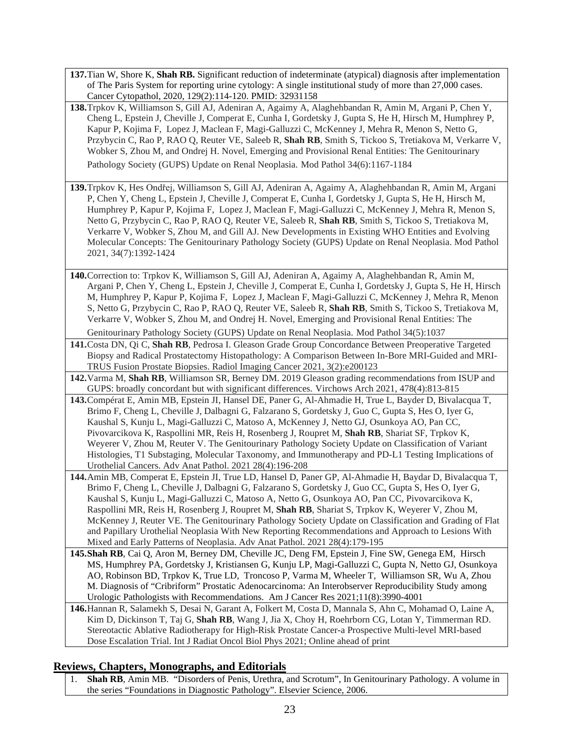**137.** Tian W, Shore K, **Shah RB.** Significant reduction of indeterminate (atypical) diagnosis after implementation of The Paris System for reporting urine cytology: A single institutional study of more than 27,000 cases. Cancer Cytopathol, 2020, 129(2):114-120. PMID: 32931158

**138.** Trpkov K, Williamson S, Gill AJ, Adeniran A, Agaimy A, Alaghehbandan R, Amin M, Argani P, Chen Y, Cheng L, Epstein J, Cheville J, Comperat E, Cunha I, Gordetsky J, Gupta S, He H, Hirsch M, Humphrey P, Kapur P, Kojima F, Lopez J, Maclean F, Magi-Galluzzi C, McKenney J, Mehra R, Menon S, Netto G, Przybycin C, Rao P, RAO Q, Reuter VE, Saleeb R, **Shah RB**, Smith S, Tickoo S, Tretiakova M, Verkarre V, Wobker S, Zhou M, and Ondrej H. Novel, Emerging and Provisional Renal Entities: The Genitourinary Pathology Society (GUPS) Update on Renal Neoplasia. Mod Pathol 34(6):1167-1184

**139.** Trpkov K, Hes Ondřej, Williamson S, Gill AJ, Adeniran A, Agaimy A, Alaghehbandan R, Amin M, Argani P, Chen Y, Cheng L, Epstein J, Cheville J, Comperat E, Cunha I, Gordetsky J, Gupta S, He H, Hirsch M, Humphrey P, Kapur P, Kojima F, Lopez J, Maclean F, Magi-Galluzzi C, McKenney J, Mehra R, Menon S, Netto G, Przybycin C, Rao P, RAO Q, Reuter VE, Saleeb R, **Shah RB**, Smith S, Tickoo S, Tretiakova M, Verkarre V, Wobker S, Zhou M, and Gill AJ. New Developments in Existing WHO Entities and Evolving Molecular Concepts: The Genitourinary Pathology Society (GUPS) Update on Renal Neoplasia. Mod Pathol 2021, 34(7):1392-1424

**140.** Correction to: Trpkov K, Williamson S, Gill AJ, Adeniran A, Agaimy A, Alaghehbandan R, Amin M, Argani P, Chen Y, Cheng L, Epstein J, Cheville J, Comperat E, Cunha I, Gordetsky J, Gupta S, He H, Hirsch M, Humphrey P, Kapur P, Kojima F, Lopez J, Maclean F, Magi-Galluzzi C, McKenney J, Mehra R, Menon S, Netto G, Przybycin C, Rao P, RAO Q, Reuter VE, Saleeb R, **Shah RB**, Smith S, Tickoo S, Tretiakova M, Verkarre V, Wobker S, Zhou M, and Ondrej H. Novel, Emerging and Provisional Renal Entities: The Genitourinary Pathology Society (GUPS) Update on Renal Neoplasia. Mod Pathol 34(5):1037

**141.** Costa DN, Qi C, **Shah RB**, Pedrosa I. Gleason Grade Group Concordance Between Preoperative Targeted Biopsy and Radical Prostatectomy Histopathology: A Comparison Between In-Bore MRI-Guided and MRI-TRUS Fusion Prostate Biopsies. Radiol Imaging Cancer 2021, 3(2):e200123

**142.** Varma M, **Shah RB**, Williamson SR, Berney DM. 2019 Gleason grading recommendations from ISUP and GUPS: broadly concordant but with significant differences. Virchows Arch 2021, 478(4):813-815

**143.** Compérat E, Amin MB, Epstein JI, Hansel DE, Paner G, Al-Ahmadie H, True L, Bayder D, Bivalacqua T, Brimo F, Cheng L, Cheville J, Dalbagni G, Falzarano S, Gordetsky J, Guo C, Gupta S, Hes O, Iyer G, Kaushal S, Kunju L, Magi-Galluzzi C, Matoso A, McKenney J, Netto GJ, Osunkoya AO, Pan CC, Pivovarcikova K, Raspollini MR, Reis H, Rosenberg J, Roupret M, **Shah RB**, Shariat SF, Trpkov K, Weyerer V, Zhou M, Reuter V. The Genitourinary Pathology Society Update on Classification of Variant Histologies, T1 Substaging, Molecular Taxonomy, and Immunotherapy and PD-L1 Testing Implications of Urothelial Cancers. Adv Anat Pathol. 2021 28(4):196-208

**144.** Amin MB, Comperat E, Epstein JI, True LD, Hansel D, Paner GP, Al-Ahmadie H, Baydar D, Bivalacqua T, Brimo F, Cheng L, Cheville J, Dalbagni G, Falzarano S, Gordetsky J, Guo CC, Gupta S, Hes O, Iyer G, Kaushal S, Kunju L, Magi-Galluzzi C, Matoso A, Netto G, Osunkoya AO, Pan CC, Pivovarcikova K, Raspollini MR, Reis H, Rosenberg J, Roupret M, **Shah RB**, Shariat S, Trpkov K, Weyerer V, Zhou M, McKenney J, Reuter VE. The Genitourinary Pathology Society Update on Classification and Grading of Flat and Papillary Urothelial Neoplasia With New Reporting Recommendations and Approach to Lesions With Mixed and Early Patterns of Neoplasia. Adv Anat Pathol. 2021 28(4):179-195

**145.** **Shah RB**, Cai Q, Aron M, Berney DM, Cheville JC, Deng FM, Epstein J, Fine SW, Genega EM, Hirsch MS, Humphrey PA, Gordetsky J, Kristiansen G, Kunju LP, Magi-Galluzzi C, Gupta N, Netto GJ, Osunkoya AO, Robinson BD, Trpkov K, True LD, Troncoso P, Varma M, Wheeler T, Williamson SR, Wu A, Zhou M. Diagnosis of "Cribriform" Prostatic Adenocarcinoma: An Interobserver Reproducibility Study among Urologic Pathologists with Recommendations. Am J Cancer Res 2021;11(8):3990-4001

**146.** Hannan R, Salamekh S, Desai N, Garant A, Folkert M, Costa D, Mannala S, Ahn C, Mohamad O, Laine A, Kim D, Dickinson T, Taj G, **Shah RB**, Wang J, Jia X, Choy H, Roehrborn CG, Lotan Y, Timmerman RD. Stereotactic Ablative Radiotherapy for High-Risk Prostate Cancer-a Prospective Multi-level MRI-based Dose Escalation Trial. Int J Radiat Oncol Biol Phys 2021; Online ahead of print

## Reviews, Chapters, Monographs, and Editorials

1. **Shah RB**, Amin MB. "Disorders of Penis, Urethra, and Scrotum", In Genitourinary Pathology. A volume in the series "Foundations in Diagnostic Pathology". Elsevier Science, 2006.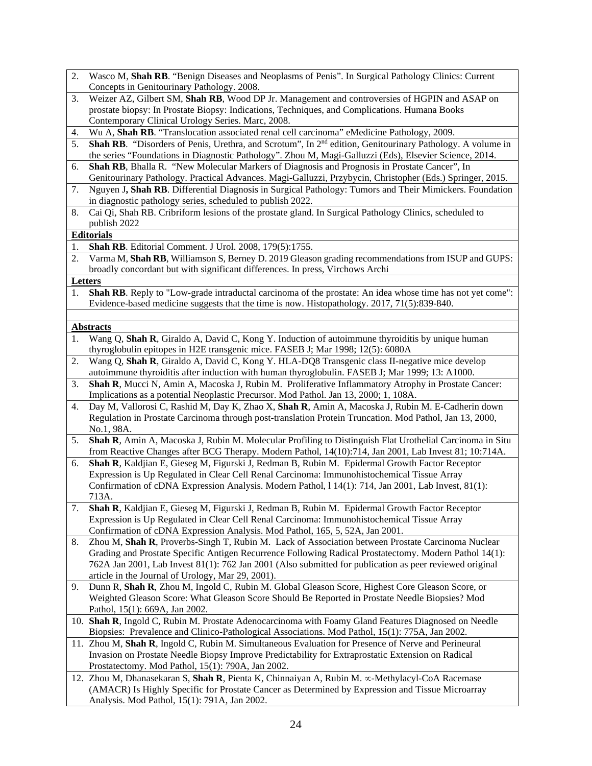2. Wasco M, **Shah RB**. "Benign Diseases and Neoplasms of Penis". In Surgical Pathology Clinics: Current Concepts in Genitourinary Pathology. 2008.
3. Weizer AZ, Gilbert SM, **Shah RB**, Wood DP Jr. Management and controversies of HGPIN and ASAP on prostate biopsy: In Prostate Biopsy: Indications, Techniques, and Complications. Humana Books Contemporary Clinical Urology Series. Marc, 2008.
4. Wu A, **Shah RB**. "Translocation associated renal cell carcinoma" eMedicine Pathology, 2009.
5. **Shah RB**. "Disorders of Penis, Urethra, and Scrotum", In 2nd edition, Genitourinary Pathology. A volume in the series "Foundations in Diagnostic Pathology". Zhou M, Magi-Galluzzi (Eds), Elsevier Science, 2014.
6. **Shah RB**, Bhalla R. "New Molecular Markers of Diagnosis and Prognosis in Prostate Cancer", In Genitourinary Pathology. Practical Advances. Magi-Galluzzi, Przybycin, Christopher (Eds.) Springer, 2015.
7. Nguyen J**, Shah RB**. Differential Diagnosis in Surgical Pathology: Tumors and Their Mimickers. Foundation in diagnostic pathology series, scheduled to publish 2022.
8. Cai Qi, Shah RB. Cribriform lesions of the prostate gland. In Surgical Pathology Clinics, scheduled to publish 2022

**Editorials**

1. **Shah RB**. Editorial Comment. J Urol. 2008, 179(5):1755.
2. Varma M, **Shah RB**, Williamson S, Berney D. 2019 Gleason grading recommendations from ISUP and GUPS: broadly concordant but with significant differences. In press, Virchows Archi

**Letters**

1. **Shah RB**. Reply to "Low-grade intraductal carcinoma of the prostate: An idea whose time has not yet come": Evidence-based medicine suggests that the time is now. Histopathology. 2017, 71(5):839-840.

**Abstracts**

1. Wang Q, **Shah R**, Giraldo A, David C, Kong Y. Induction of autoimmune thyroiditis by unique human thyroglobulin epitopes in H2E transgenic mice. FASEB J; Mar 1998; 12(5): 6080A
2. Wang Q, **Shah R**, Giraldo A, David C, Kong Y. HLA-DQ8 Transgenic class II-negative mice develop autoimmune thyroiditis after induction with human thyroglobulin. FASEB J; Mar 1999; 13: A1000.
3. **Shah R**, Mucci N, Amin A, Macoska J, Rubin M. Proliferative Inflammatory Atrophy in Prostate Cancer: Implications as a potential Neoplastic Precursor. Mod Pathol. Jan 13, 2000; 1, 108A.
4. Day M, Vallorosi C, Rashid M, Day K, Zhao X, **Shah R**, Amin A, Macoska J, Rubin M. E-Cadherin down Regulation in Prostate Carcinoma through post-translation Protein Truncation. Mod Pathol, Jan 13, 2000, No.1, 98A.
5. **Shah R**, Amin A, Macoska J, Rubin M. Molecular Profiling to Distinguish Flat Urothelial Carcinoma in Situ from Reactive Changes after BCG Therapy. Modern Pathol, 14(10):714, Jan 2001, Lab Invest 81; 10:714A.
6. **Shah R**, Kaldjian E, Gieseg M, Figurski J, Redman B, Rubin M. Epidermal Growth Factor Receptor Expression is Up Regulated in Clear Cell Renal Carcinoma: Immunohistochemical Tissue Array Confirmation of cDNA Expression Analysis. Modern Pathol, l 14(1): 714, Jan 2001, Lab Invest, 81(1): 713A.
7. **Shah R**, Kaldjian E, Gieseg M, Figurski J, Redman B, Rubin M. Epidermal Growth Factor Receptor Expression is Up Regulated in Clear Cell Renal Carcinoma: Immunohistochemical Tissue Array Confirmation of cDNA Expression Analysis. Mod Pathol, 165, 5, 52A, Jan 2001.
8. Zhou M, **Shah R**, Proverbs-Singh T, Rubin M. Lack of Association between Prostate Carcinoma Nuclear Grading and Prostate Specific Antigen Recurrence Following Radical Prostatectomy. Modern Pathol 14(1): 762A Jan 2001, Lab Invest 81(1): 762 Jan 2001 (Also submitted for publication as peer reviewed original article in the Journal of Urology, Mar 29, 2001).
9. Dunn R, **Shah R**, Zhou M, Ingold C, Rubin M. Global Gleason Score, Highest Core Gleason Score, or Weighted Gleason Score: What Gleason Score Should Be Reported in Prostate Needle Biopsies? Mod Pathol, 15(1): 669A, Jan 2002.
10. **Shah R**, Ingold C, Rubin M. Prostate Adenocarcinoma with Foamy Gland Features Diagnosed on Needle Biopsies: Prevalence and Clinico-Pathological Associations. Mod Pathol, 15(1): 775A, Jan 2002.
11. Zhou M, **Shah R**, Ingold C, Rubin M. Simultaneous Evaluation for Presence of Nerve and Perineural Invasion on Prostate Needle Biopsy Improve Predictability for Extraprostatic Extension on Radical Prostatectomy. Mod Pathol, 15(1): 790A, Jan 2002.
12. Zhou M, Dhanasekaran S, **Shah R**, Pienta K, Chinnaiyan A, Rubin M. $\propto$-Methylacyl-CoA Racemase (AMACR) Is Highly Specific for Prostate Cancer as Determined by Expression and Tissue Microarray Analysis. Mod Pathol, 15(1): 791A, Jan 2002.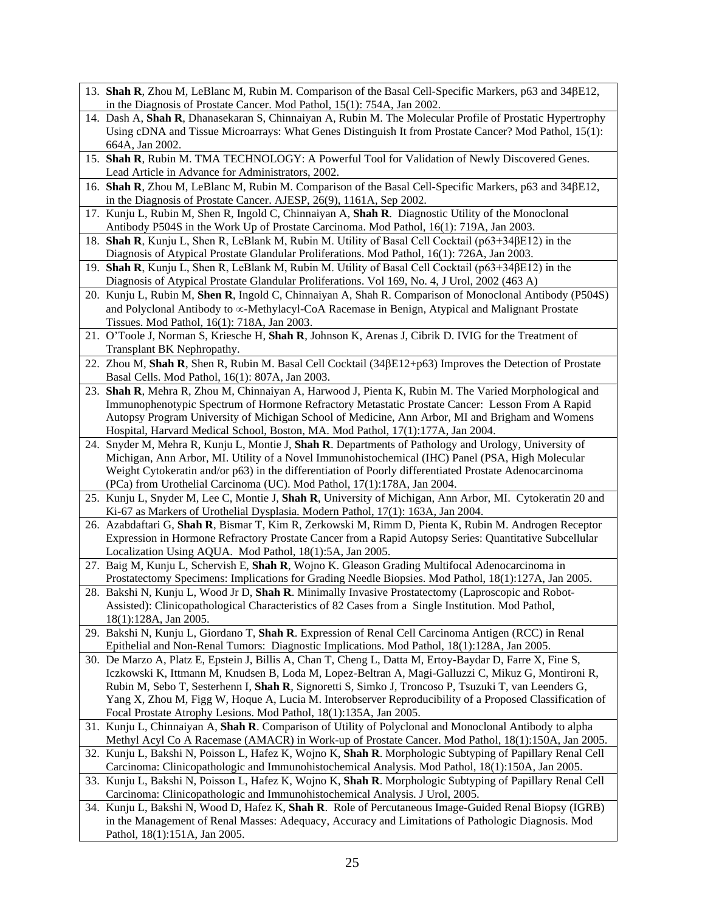13. **Shah R**, Zhou M, LeBlanc M, Rubin M. Comparison of the Basal Cell-Specific Markers, p63 and 34βE12, in the Diagnosis of Prostate Cancer. Mod Pathol, 15(1): 754A, Jan 2002.
14. Dash A, **Shah R**, Dhanasekaran S, Chinnaiyan A, Rubin M. The Molecular Profile of Prostatic Hypertrophy Using cDNA and Tissue Microarrays: What Genes Distinguish It from Prostate Cancer? Mod Pathol, 15(1): 664A, Jan 2002.
15. **Shah R**, Rubin M. TMA TECHNOLOGY: A Powerful Tool for Validation of Newly Discovered Genes. Lead Article in Advance for Administrators, 2002.
16. **Shah R**, Zhou M, LeBlanc M, Rubin M. Comparison of the Basal Cell-Specific Markers, p63 and 34βE12, in the Diagnosis of Prostate Cancer. AJESP, 26(9), 1161A, Sep 2002.
17. Kunju L, Rubin M, Shen R, Ingold C, Chinnaiyan A, **Shah R**. Diagnostic Utility of the Monoclonal Antibody P504S in the Work Up of Prostate Carcinoma. Mod Pathol, 16(1): 719A, Jan 2003.
18. **Shah R**, Kunju L, Shen R, LeBlank M, Rubin M. Utility of Basal Cell Cocktail (p63+34βE12) in the Diagnosis of Atypical Prostate Glandular Proliferations. Mod Pathol, 16(1): 726A, Jan 2003.
19. **Shah R**, Kunju L, Shen R, LeBlank M, Rubin M. Utility of Basal Cell Cocktail (p63+34βE12) in the Diagnosis of Atypical Prostate Glandular Proliferations. Vol 169, No. 4, J Urol, 2002 (463 A)
20. Kunju L, Rubin M, **Shen R**, Ingold C, Chinnaiyan A, Shah R. Comparison of Monoclonal Antibody (P504S) and Polyclonal Antibody to ∝-Methylacyl-CoA Racemase in Benign, Atypical and Malignant Prostate Tissues. Mod Pathol, 16(1): 718A, Jan 2003.
21. O'Toole J, Norman S, Kriesche H, **Shah R**, Johnson K, Arenas J, Cibrik D. IVIG for the Treatment of Transplant BK Nephropathy.
22. Zhou M, **Shah R**, Shen R, Rubin M. Basal Cell Cocktail (34βE12+p63) Improves the Detection of Prostate Basal Cells. Mod Pathol, 16(1): 807A, Jan 2003.
23. **Shah R**, Mehra R, Zhou M, Chinnaiyan A, Harwood J, Pienta K, Rubin M. The Varied Morphological and Immunophenotypic Spectrum of Hormone Refractory Metastatic Prostate Cancer: Lesson From A Rapid Autopsy Program University of Michigan School of Medicine, Ann Arbor, MI and Brigham and Womens Hospital, Harvard Medical School, Boston, MA. Mod Pathol, 17(1):177A, Jan 2004.
24. Snyder M, Mehra R, Kunju L, Montie J, **Shah R**. Departments of Pathology and Urology, University of Michigan, Ann Arbor, MI. Utility of a Novel Immunohistochemical (IHC) Panel (PSA, High Molecular Weight Cytokeratin and/or p63) in the differentiation of Poorly differentiated Prostate Adenocarcinoma (PCa) from Urothelial Carcinoma (UC). Mod Pathol, 17(1):178A, Jan 2004.
25. Kunju L, Snyder M, Lee C, Montie J, **Shah R**, University of Michigan, Ann Arbor, MI. Cytokeratin 20 and Ki-67 as Markers of Urothelial Dysplasia. Modern Pathol, 17(1): 163A, Jan 2004.
26. Azabdaftari G, **Shah R**, Bismar T, Kim R, Zerkowski M, Rimm D, Pienta K, Rubin M. Androgen Receptor Expression in Hormone Refractory Prostate Cancer from a Rapid Autopsy Series: Quantitative Subcellular Localization Using AQUA. Mod Pathol, 18(1):5A, Jan 2005.
27. Baig M, Kunju L, Schervish E, **Shah R**, Wojno K. Gleason Grading Multifocal Adenocarcinoma in Prostatectomy Specimens: Implications for Grading Needle Biopsies. Mod Pathol, 18(1):127A, Jan 2005.
28. Bakshi N, Kunju L, Wood Jr D, **Shah R**. Minimally Invasive Prostatectomy (Laproscopic and Robot-Assisted): Clinicopathological Characteristics of 82 Cases from a Single Institution. Mod Pathol, 18(1):128A, Jan 2005.
29. Bakshi N, Kunju L, Giordano T, **Shah R**. Expression of Renal Cell Carcinoma Antigen (RCC) in Renal Epithelial and Non-Renal Tumors: Diagnostic Implications. Mod Pathol, 18(1):128A, Jan 2005.
30. De Marzo A, Platz E, Epstein J, Billis A, Chan T, Cheng L, Datta M, Ertoy-Baydar D, Farre X, Fine S, Iczkowski K, Ittmann M, Knudsen B, Loda M, Lopez-Beltran A, Magi-Galluzzi C, Mikuz G, Montironi R, Rubin M, Sebo T, Sesterhenn I, **Shah R**, Signoretti S, Simko J, Troncoso P, Tsuzuki T, van Leenders G, Yang X, Zhou M, Figg W, Hoque A, Lucia M. Interobserver Reproducibility of a Proposed Classification of Focal Prostate Atrophy Lesions. Mod Pathol, 18(1):135A, Jan 2005.
31. Kunju L, Chinnaiyan A, **Shah R**. Comparison of Utility of Polyclonal and Monoclonal Antibody to alpha Methyl Acyl Co A Racemase (AMACR) in Work-up of Prostate Cancer. Mod Pathol, 18(1):150A, Jan 2005.
32. Kunju L, Bakshi N, Poisson L, Hafez K, Wojno K, **Shah R**. Morphologic Subtyping of Papillary Renal Cell Carcinoma: Clinicopathologic and Immunohistochemical Analysis. Mod Pathol, 18(1):150A, Jan 2005.
33. Kunju L, Bakshi N, Poisson L, Hafez K, Wojno K, **Shah R**. Morphologic Subtyping of Papillary Renal Cell Carcinoma: Clinicopathologic and Immunohistochemical Analysis. J Urol, 2005.
34. Kunju L, Bakshi N, Wood D, Hafez K, **Shah R**. Role of Percutaneous Image-Guided Renal Biopsy (IGRB) in the Management of Renal Masses: Adequacy, Accuracy and Limitations of Pathologic Diagnosis. Mod Pathol, 18(1):151A, Jan 2005.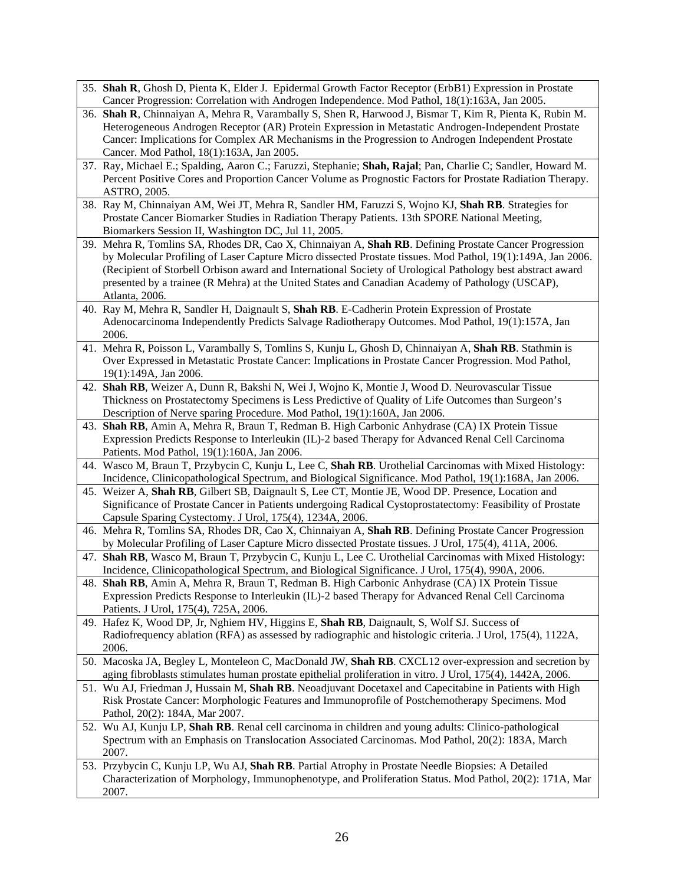35. **Shah R**, Ghosh D, Pienta K, Elder J. Epidermal Growth Factor Receptor (ErbB1) Expression in Prostate Cancer Progression: Correlation with Androgen Independence. Mod Pathol, 18(1):163A, Jan 2005.
36. **Shah R**, Chinnaiyan A, Mehra R, Varambally S, Shen R, Harwood J, Bismar T, Kim R, Pienta K, Rubin M. Heterogeneous Androgen Receptor (AR) Protein Expression in Metastatic Androgen-Independent Prostate Cancer: Implications for Complex AR Mechanisms in the Progression to Androgen Independent Prostate Cancer. Mod Pathol, 18(1):163A, Jan 2005.
37. Ray, Michael E.; Spalding, Aaron C.; Faruzzi, Stephanie; **Shah, Rajal**; Pan, Charlie C; Sandler, Howard M. Percent Positive Cores and Proportion Cancer Volume as Prognostic Factors for Prostate Radiation Therapy. ASTRO, 2005.
38. Ray M, Chinnaiyan AM, Wei JT, Mehra R, Sandler HM, Faruzzi S, Wojno KJ, **Shah RB**. Strategies for Prostate Cancer Biomarker Studies in Radiation Therapy Patients. 13th SPORE National Meeting, Biomarkers Session II, Washington DC, Jul 11, 2005.
39. Mehra R, Tomlins SA, Rhodes DR, Cao X, Chinnaiyan A, **Shah RB**. Defining Prostate Cancer Progression by Molecular Profiling of Laser Capture Micro dissected Prostate tissues. Mod Pathol, 19(1):149A, Jan 2006. (Recipient of Storbell Orbison award and International Society of Urological Pathology best abstract award presented by a trainee (R Mehra) at the United States and Canadian Academy of Pathology (USCAP), Atlanta, 2006.
40. Ray M, Mehra R, Sandler H, Daignault S, **Shah RB**. E-Cadherin Protein Expression of Prostate Adenocarcinoma Independently Predicts Salvage Radiotherapy Outcomes. Mod Pathol, 19(1):157A, Jan 2006.
41. Mehra R, Poisson L, Varambally S, Tomlins S, Kunju L, Ghosh D, Chinnaiyan A, **Shah RB**. Stathmin is Over Expressed in Metastatic Prostate Cancer: Implications in Prostate Cancer Progression. Mod Pathol, 19(1):149A, Jan 2006.
42. **Shah RB**, Weizer A, Dunn R, Bakshi N, Wei J, Wojno K, Montie J, Wood D. Neurovascular Tissue Thickness on Prostatectomy Specimens is Less Predictive of Quality of Life Outcomes than Surgeon's Description of Nerve sparing Procedure. Mod Pathol, 19(1):160A, Jan 2006.
43. **Shah RB**, Amin A, Mehra R, Braun T, Redman B. High Carbonic Anhydrase (CA) IX Protein Tissue Expression Predicts Response to Interleukin (IL)-2 based Therapy for Advanced Renal Cell Carcinoma Patients. Mod Pathol, 19(1):160A, Jan 2006.
44. Wasco M, Braun T, Przybycin C, Kunju L, Lee C, **Shah RB**. Urothelial Carcinomas with Mixed Histology: Incidence, Clinicopathological Spectrum, and Biological Significance. Mod Pathol, 19(1):168A, Jan 2006.
45. Weizer A, **Shah RB**, Gilbert SB, Daignault S, Lee CT, Montie JE, Wood DP. Presence, Location and Significance of Prostate Cancer in Patients undergoing Radical Cystoprostatectomy: Feasibility of Prostate Capsule Sparing Cystectomy. J Urol, 175(4), 1234A, 2006.
46. Mehra R, Tomlins SA, Rhodes DR, Cao X, Chinnaiyan A, **Shah RB**. Defining Prostate Cancer Progression by Molecular Profiling of Laser Capture Micro dissected Prostate tissues. J Urol, 175(4), 411A, 2006.
47. **Shah RB**, Wasco M, Braun T, Przybycin C, Kunju L, Lee C. Urothelial Carcinomas with Mixed Histology: Incidence, Clinicopathological Spectrum, and Biological Significance. J Urol, 175(4), 990A, 2006.
48. **Shah RB**, Amin A, Mehra R, Braun T, Redman B. High Carbonic Anhydrase (CA) IX Protein Tissue Expression Predicts Response to Interleukin (IL)-2 based Therapy for Advanced Renal Cell Carcinoma Patients. J Urol, 175(4), 725A, 2006.
49. Hafez K, Wood DP, Jr, Nghiem HV, Higgins E, **Shah RB**, Daignault, S, Wolf SJ. Success of Radiofrequency ablation (RFA) as assessed by radiographic and histologic criteria. J Urol, 175(4), 1122A, 2006.
50. Macoska JA, Begley L, Monteleon C, MacDonald JW, **Shah RB**. CXCL12 over-expression and secretion by aging fibroblasts stimulates human prostate epithelial proliferation in vitro. J Urol, 175(4), 1442A, 2006.
51. Wu AJ, Friedman J, Hussain M, **Shah RB**. Neoadjuvant Docetaxel and Capecitabine in Patients with High Risk Prostate Cancer: Morphologic Features and Immunoprofile of Postchemotherapy Specimens. Mod Pathol, 20(2): 184A, Mar 2007.
52. Wu AJ, Kunju LP, **Shah RB**. Renal cell carcinoma in children and young adults: Clinico-pathological Spectrum with an Emphasis on Translocation Associated Carcinomas. Mod Pathol, 20(2): 183A, March 2007.
53. Przybycin C, Kunju LP, Wu AJ, **Shah RB**. Partial Atrophy in Prostate Needle Biopsies: A Detailed Characterization of Morphology, Immunophenotype, and Proliferation Status. Mod Pathol, 20(2): 171A, Mar 2007.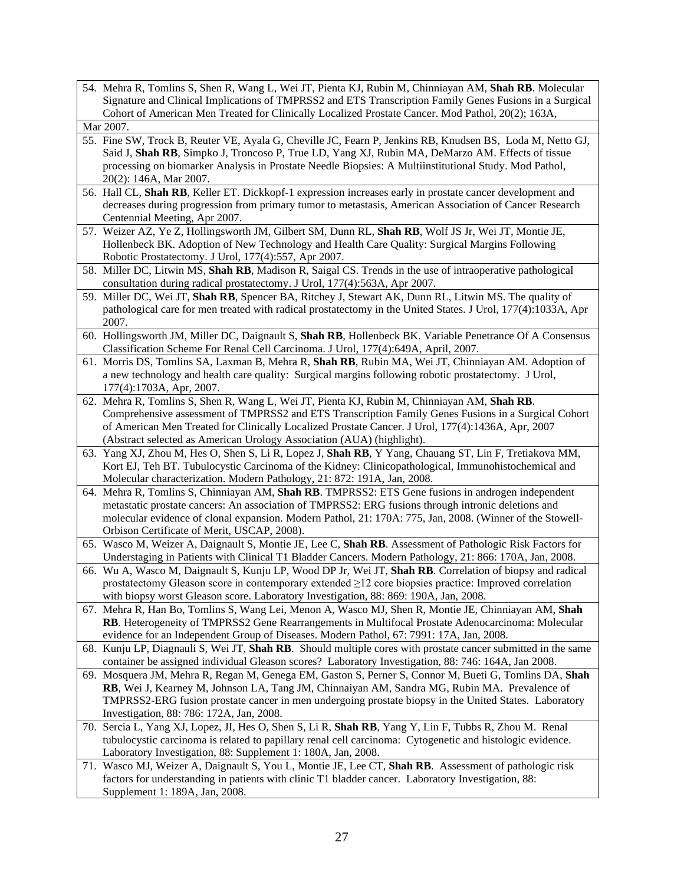54. Mehra R, Tomlins S, Shen R, Wang L, Wei JT, Pienta KJ, Rubin M, Chinniayan AM, **Shah RB**. Molecular Signature and Clinical Implications of TMPRSS2 and ETS Transcription Family Genes Fusions in a Surgical Cohort of American Men Treated for Clinically Localized Prostate Cancer. Mod Pathol, 20(2); 163A, Mar 2007.
55. Fine SW, Trock B, Reuter VE, Ayala G, Cheville JC, Fearn P, Jenkins RB, Knudsen BS, Loda M, Netto GJ, Said J, **Shah RB**, Simpko J, Troncoso P, True LD, Yang XJ, Rubin MA, DeMarzo AM. Effects of tissue processing on biomarker Analysis in Prostate Needle Biopsies: A Multiinstitutional Study. Mod Pathol, 20(2): 146A, Mar 2007.
56. Hall CL, **Shah RB**, Keller ET. Dickkopf-1 expression increases early in prostate cancer development and decreases during progression from primary tumor to metastasis, American Association of Cancer Research Centennial Meeting, Apr 2007.
57. Weizer AZ, Ye Z, Hollingsworth JM, Gilbert SM, Dunn RL, **Shah RB**, Wolf JS Jr, Wei JT, Montie JE, Hollenbeck BK. Adoption of New Technology and Health Care Quality: Surgical Margins Following Robotic Prostatectomy. J Urol, 177(4):557, Apr 2007.
58. Miller DC, Litwin MS, **Shah RB**, Madison R, Saigal CS. Trends in the use of intraoperative pathological consultation during radical prostatectomy. J Urol, 177(4):563A, Apr 2007.
59. Miller DC, Wei JT, **Shah RB**, Spencer BA, Ritchey J, Stewart AK, Dunn RL, Litwin MS. The quality of pathological care for men treated with radical prostatectomy in the United States. J Urol, 177(4):1033A, Apr 2007.
60. Hollingsworth JM, Miller DC, Daignault S, **Shah RB**, Hollenbeck BK. Variable Penetrance Of A Consensus Classification Scheme For Renal Cell Carcinoma. J Urol, 177(4):649A, April, 2007.
61. Morris DS, Tomlins SA, Laxman B, Mehra R, **Shah RB**, Rubin MA, Wei JT, Chinniayan AM. Adoption of a new technology and health care quality: Surgical margins following robotic prostatectomy. J Urol, 177(4):1703A, Apr, 2007.
62. Mehra R, Tomlins S, Shen R, Wang L, Wei JT, Pienta KJ, Rubin M, Chinniayan AM, **Shah RB**. Comprehensive assessment of TMPRSS2 and ETS Transcription Family Genes Fusions in a Surgical Cohort of American Men Treated for Clinically Localized Prostate Cancer. J Urol, 177(4):1436A, Apr, 2007 (Abstract selected as American Urology Association (AUA) (highlight).
63. Yang XJ, Zhou M, Hes O, Shen S, Li R, Lopez J, **Shah RB**, Y Yang, Chauang ST, Lin F, Tretiakova MM, Kort EJ, Teh BT. Tubulocystic Carcinoma of the Kidney: Clinicopathological, Immunohistochemical and Molecular characterization. Modern Pathology, 21: 872: 191A, Jan, 2008.
64. Mehra R, Tomlins S, Chinniayan AM, **Shah RB**. TMPRSS2: ETS Gene fusions in androgen independent metastatic prostate cancers: An association of TMPRSS2: ERG fusions through intronic deletions and molecular evidence of clonal expansion. Modern Pathol, 21: 170A: 775, Jan, 2008. (Winner of the Stowell-Orbison Certificate of Merit, USCAP, 2008).
65. Wasco M, Weizer A, Daignault S, Montie JE, Lee C, **Shah RB**. Assessment of Pathologic Risk Factors for Understaging in Patients with Clinical T1 Bladder Cancers. Modern Pathology, 21: 866: 170A, Jan, 2008.
66. Wu A, Wasco M, Daignault S, Kunju LP, Wood DP Jr, Wei JT, **Shah RB**. Correlation of biopsy and radical prostatectomy Gleason score in contemporary extended ≥12 core biopsies practice: Improved correlation with biopsy worst Gleason score. Laboratory Investigation, 88: 869: 190A, Jan, 2008.
67. Mehra R, Han Bo, Tomlins S, Wang Lei, Menon A, Wasco MJ, Shen R, Montie JE, Chinniayan AM, **Shah RB**. Heterogeneity of TMPRSS2 Gene Rearrangements in Multifocal Prostate Adenocarcinoma: Molecular evidence for an Independent Group of Diseases. Modern Pathol, 67: 7991: 17A, Jan, 2008.
68. Kunju LP, Diagnauli S, Wei JT, **Shah RB**. Should multiple cores with prostate cancer submitted in the same container be assigned individual Gleason scores? Laboratory Investigation, 88: 746: 164A, Jan 2008.
69. Mosquera JM, Mehra R, Regan M, Genega EM, Gaston S, Perner S, Connor M, Bueti G, Tomlins DA, **Shah RB**, Wei J, Kearney M, Johnson LA, Tang JM, Chinnaiyan AM, Sandra MG, Rubin MA. Prevalence of TMPRSS2-ERG fusion prostate cancer in men undergoing prostate biopsy in the United States. Laboratory Investigation, 88: 786: 172A, Jan, 2008.
70. Sercia L, Yang XJ, Lopez, JI, Hes O, Shen S, Li R, **Shah RB**, Yang Y, Lin F, Tubbs R, Zhou M. Renal tubulocystic carcinoma is related to papillary renal cell carcinoma: Cytogenetic and histologic evidence. Laboratory Investigation, 88: Supplement 1: 180A, Jan, 2008.
71. Wasco MJ, Weizer A, Daignault S, You L, Montie JE, Lee CT, **Shah RB**. Assessment of pathologic risk factors for understanding in patients with clinic T1 bladder cancer. Laboratory Investigation, 88: Supplement 1: 189A, Jan, 2008.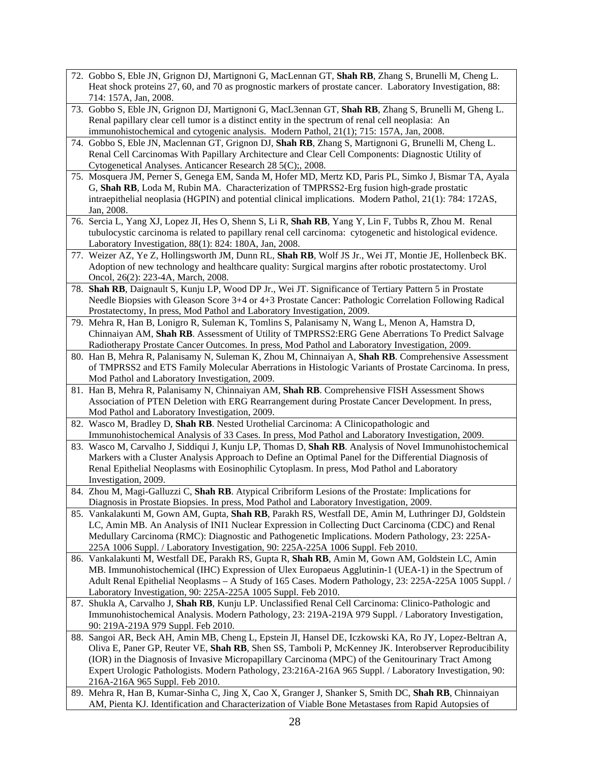72. Gobbo S, Eble JN, Grignon DJ, Martignoni G, MacLennan GT, **Shah RB**, Zhang S, Brunelli M, Cheng L. Heat shock proteins 27, 60, and 70 as prognostic markers of prostate cancer. Laboratory Investigation, 88: 714: 157A, Jan, 2008.
73. Gobbo S, Eble JN, Grignon DJ, Martignoni G, MacL3ennan GT, **Shah RB**, Zhang S, Brunelli M, Gheng L. Renal papillary clear cell tumor is a distinct entity in the spectrum of renal cell neoplasia: An immunohistochemical and cytogenic analysis. Modern Pathol, 21(1); 715: 157A, Jan, 2008.
74. Gobbo S, Eble JN, Maclennan GT, Grignon DJ, **Shah RB**, Zhang S, Martignoni G, Brunelli M, Cheng L. Renal Cell Carcinomas With Papillary Architecture and Clear Cell Components: Diagnostic Utility of Cytogenetical Analyses. Anticancer Research 28 5(C);, 2008.
75. Mosquera JM, Perner S, Genega EM, Sanda M, Hofer MD, Mertz KD, Paris PL, Simko J, Bismar TA, Ayala G, **Shah RB**, Loda M, Rubin MA. Characterization of TMPRSS2-Erg fusion high-grade prostatic intraepithelial neoplasia (HGPIN) and potential clinical implications. Modern Pathol, 21(1): 784: 172AS, Jan, 2008.
76. Sercia L, Yang XJ, Lopez JI, Hes O, Shenn S, Li R, **Shah RB**, Yang Y, Lin F, Tubbs R, Zhou M. Renal tubulocystic carcinoma is related to papillary renal cell carcinoma: cytogenetic and histological evidence. Laboratory Investigation, 88(1): 824: 180A, Jan, 2008.
77. Weizer AZ, Ye Z, Hollingsworth JM, Dunn RL, **Shah RB**, Wolf JS Jr., Wei JT, Montie JE, Hollenbeck BK. Adoption of new technology and healthcare quality: Surgical margins after robotic prostatectomy. Urol Oncol, 26(2): 223-4A, March, 2008.
78. **Shah RB**, Daignault S, Kunju LP, Wood DP Jr., Wei JT. Significance of Tertiary Pattern 5 in Prostate Needle Biopsies with Gleason Score 3+4 or 4+3 Prostate Cancer: Pathologic Correlation Following Radical Prostatectomy, In press, Mod Pathol and Laboratory Investigation, 2009.
79. Mehra R, Han B, Lonigro R, Suleman K, Tomlins S, Palanisamy N, Wang L, Menon A, Hamstra D, Chinnaiyan AM, **Shah RB**. Assessment of Utility of TMPRSS2:ERG Gene Aberrations To Predict Salvage Radiotherapy Prostate Cancer Outcomes. In press, Mod Pathol and Laboratory Investigation, 2009.
80. Han B, Mehra R, Palanisamy N, Suleman K, Zhou M, Chinnaiyan A, **Shah RB**. Comprehensive Assessment of TMPRSS2 and ETS Family Molecular Aberrations in Histologic Variants of Prostate Carcinoma. In press, Mod Pathol and Laboratory Investigation, 2009.
81. Han B, Mehra R, Palanisamy N, Chinnaiyan AM, **Shah RB**. Comprehensive FISH Assessment Shows Association of PTEN Deletion with ERG Rearrangement during Prostate Cancer Development. In press, Mod Pathol and Laboratory Investigation, 2009.
82. Wasco M, Bradley D, **Shah RB**. Nested Urothelial Carcinoma: A Clinicopathologic and Immunohistochemical Analysis of 33 Cases. In press, Mod Pathol and Laboratory Investigation, 2009.
83. Wasco M, Carvalho J, Siddiqui J, Kunju LP, Thomas D, **Shah RB**. Analysis of Novel Immunohistochemical Markers with a Cluster Analysis Approach to Define an Optimal Panel for the Differential Diagnosis of Renal Epithelial Neoplasms with Eosinophilic Cytoplasm. In press, Mod Pathol and Laboratory Investigation, 2009.
84. Zhou M, Magi-Galluzzi C, **Shah RB**. Atypical Cribriform Lesions of the Prostate: Implications for Diagnosis in Prostate Biopsies. In press, Mod Pathol and Laboratory Investigation, 2009.
85. Vankalakunti M, Gown AM, Gupta, **Shah RB**, Parakh RS, Westfall DE, Amin M, Luthringer DJ, Goldstein LC, Amin MB. An Analysis of INI1 Nuclear Expression in Collecting Duct Carcinoma (CDC) and Renal Medullary Carcinoma (RMC): Diagnostic and Pathogenetic Implications. Modern Pathology, 23: 225A-225A 1006 Suppl. / Laboratory Investigation, 90: 225A-225A 1006 Suppl. Feb 2010.
86. Vankalakunti M, Westfall DE, Parakh RS, Gupta R, **Shah RB**, Amin M, Gown AM, Goldstein LC, Amin MB. Immunohistochemical (IHC) Expression of Ulex Europaeus Agglutinin-1 (UEA-1) in the Spectrum of Adult Renal Epithelial Neoplasms – A Study of 165 Cases. Modern Pathology, 23: 225A-225A 1005 Suppl. / Laboratory Investigation, 90: 225A-225A 1005 Suppl. Feb 2010.
87. Shukla A, Carvalho J, **Shah RB**, Kunju LP. Unclassified Renal Cell Carcinoma: Clinico-Pathologic and Immunohistochemical Analysis. Modern Pathology, 23: 219A-219A 979 Suppl. / Laboratory Investigation, 90: 219A-219A 979 Suppl. Feb 2010.
88. Sangoi AR, Beck AH, Amin MB, Cheng L, Epstein JI, Hansel DE, Iczkowski KA, Ro JY, Lopez-Beltran A, Oliva E, Paner GP, Reuter VE, **Shah RB**, Shen SS, Tamboli P, McKenney JK. Interobserver Reproducibility (IOR) in the Diagnosis of Invasive Micropapillary Carcinoma (MPC) of the Genitourinary Tract Among Expert Urologic Pathologists. Modern Pathology, 23:216A-216A 965 Suppl. / Laboratory Investigation, 90: 216A-216A 965 Suppl. Feb 2010.
89. Mehra R, Han B, Kumar-Sinha C, Jing X, Cao X, Granger J, Shanker S, Smith DC, **Shah RB**, Chinnaiyan AM, Pienta KJ. Identification and Characterization of Viable Bone Metastases from Rapid Autopsies of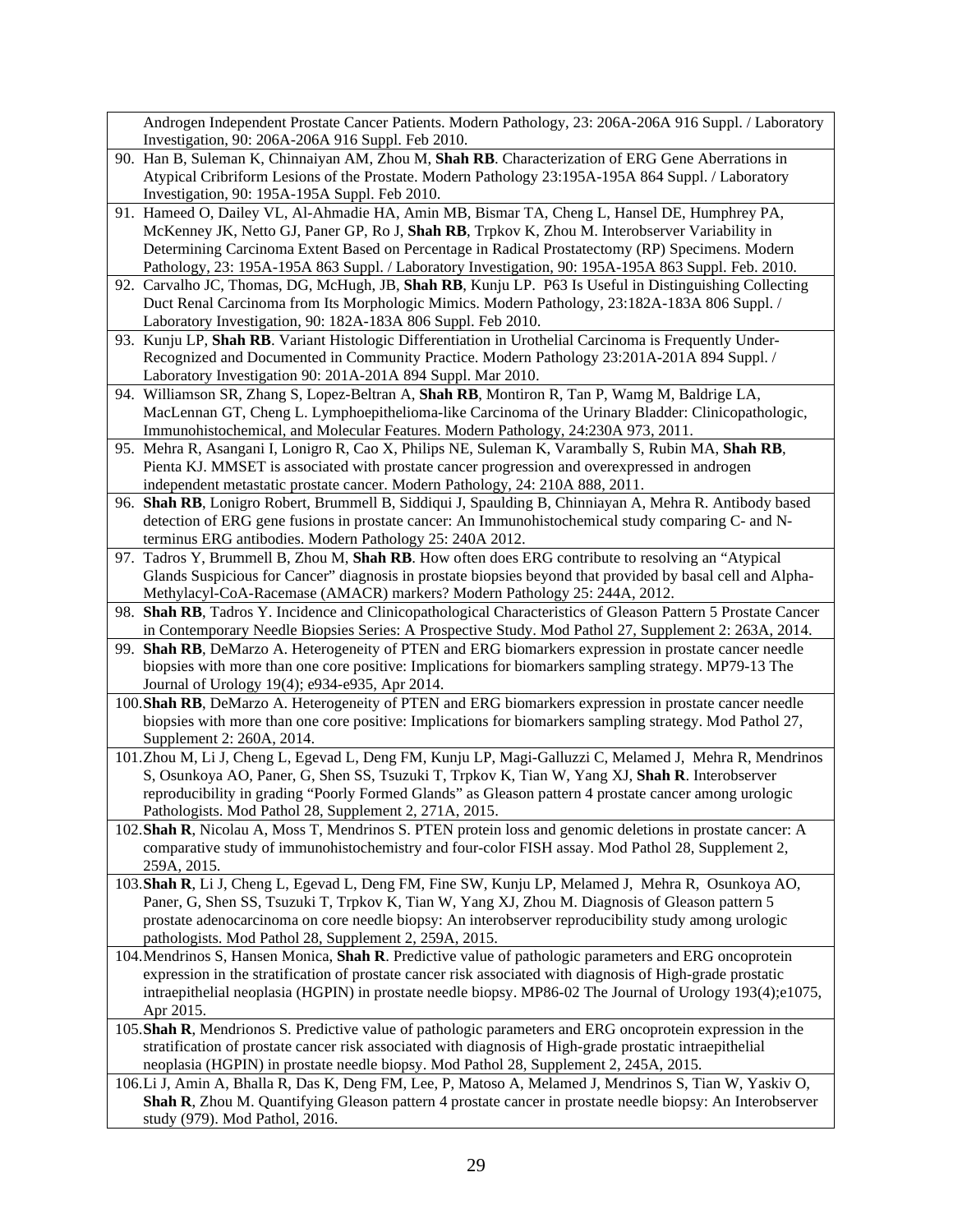Androgen Independent Prostate Cancer Patients. Modern Pathology, 23: 206A-206A 916 Suppl. / Laboratory Investigation, 90: 206A-206A 916 Suppl. Feb 2010.

90. Han B, Suleman K, Chinnaiyan AM, Zhou M, **Shah RB**. Characterization of ERG Gene Aberrations in Atypical Cribriform Lesions of the Prostate. Modern Pathology 23:195A-195A 864 Suppl. / Laboratory Investigation, 90: 195A-195A Suppl. Feb 2010.
91. Hameed O, Dailey VL, Al-Ahmadie HA, Amin MB, Bismar TA, Cheng L, Hansel DE, Humphrey PA, McKenney JK, Netto GJ, Paner GP, Ro J, **Shah RB**, Trpkov K, Zhou M. Interobserver Variability in Determining Carcinoma Extent Based on Percentage in Radical Prostatectomy (RP) Specimens. Modern Pathology, 23: 195A-195A 863 Suppl. / Laboratory Investigation, 90: 195A-195A 863 Suppl. Feb. 2010.
92. Carvalho JC, Thomas, DG, McHugh, JB, **Shah RB**, Kunju LP. P63 Is Useful in Distinguishing Collecting Duct Renal Carcinoma from Its Morphologic Mimics. Modern Pathology, 23:182A-183A 806 Suppl. / Laboratory Investigation, 90: 182A-183A 806 Suppl. Feb 2010.
93. Kunju LP, **Shah RB**. Variant Histologic Differentiation in Urothelial Carcinoma is Frequently Under-Recognized and Documented in Community Practice. Modern Pathology 23:201A-201A 894 Suppl. / Laboratory Investigation 90: 201A-201A 894 Suppl. Mar 2010.
94. Williamson SR, Zhang S, Lopez-Beltran A, **Shah RB**, Montiron R, Tan P, Wamg M, Baldrige LA, MacLennan GT, Cheng L. Lymphoepithelioma-like Carcinoma of the Urinary Bladder: Clinicopathologic, Immunohistochemical, and Molecular Features. Modern Pathology, 24:230A 973, 2011.
95. Mehra R, Asangani I, Lonigro R, Cao X, Philips NE, Suleman K, Varambally S, Rubin MA, **Shah RB**, Pienta KJ. MMSET is associated with prostate cancer progression and overexpressed in androgen independent metastatic prostate cancer. Modern Pathology, 24: 210A 888, 2011.
96. **Shah RB**, Lonigro Robert, Brummell B, Siddiqui J, Spaulding B, Chinniayan A, Mehra R. Antibody based detection of ERG gene fusions in prostate cancer: An Immunohistochemical study comparing C- and N-terminus ERG antibodies. Modern Pathology 25: 240A 2012.
97. Tadros Y, Brummell B, Zhou M, **Shah RB**. How often does ERG contribute to resolving an "Atypical Glands Suspicious for Cancer" diagnosis in prostate biopsies beyond that provided by basal cell and Alpha-Methylacyl-CoA-Racemase (AMACR) markers? Modern Pathology 25: 244A, 2012.
98. **Shah RB**, Tadros Y. Incidence and Clinicopathological Characteristics of Gleason Pattern 5 Prostate Cancer in Contemporary Needle Biopsies Series: A Prospective Study. Mod Pathol 27, Supplement 2: 263A, 2014.
99. **Shah RB**, DeMarzo A. Heterogeneity of PTEN and ERG biomarkers expression in prostate cancer needle biopsies with more than one core positive: Implications for biomarkers sampling strategy. MP79-13 The Journal of Urology 19(4); e934-e935, Apr 2014.
100. **Shah RB**, DeMarzo A. Heterogeneity of PTEN and ERG biomarkers expression in prostate cancer needle biopsies with more than one core positive: Implications for biomarkers sampling strategy. Mod Pathol 27, Supplement 2: 260A, 2014.
101. Zhou M, Li J, Cheng L, Egevad L, Deng FM, Kunju LP, Magi-Galluzzi C, Melamed J, Mehra R, Mendrinos S, Osunkoya AO, Paner, G, Shen SS, Tsuzuki T, Trpkov K, Tian W, Yang XJ, **Shah R**. Interobserver reproducibility in grading "Poorly Formed Glands" as Gleason pattern 4 prostate cancer among urologic Pathologists. Mod Pathol 28, Supplement 2, 271A, 2015.
102. **Shah R**, Nicolau A, Moss T, Mendrinos S. PTEN protein loss and genomic deletions in prostate cancer: A comparative study of immunohistochemistry and four-color FISH assay. Mod Pathol 28, Supplement 2, 259A, 2015.
103. **Shah R**, Li J, Cheng L, Egevad L, Deng FM, Fine SW, Kunju LP, Melamed J, Mehra R, Osunkoya AO, Paner, G, Shen SS, Tsuzuki T, Trpkov K, Tian W, Yang XJ, Zhou M. Diagnosis of Gleason pattern 5 prostate adenocarcinoma on core needle biopsy: An interobserver reproducibility study among urologic pathologists. Mod Pathol 28, Supplement 2, 259A, 2015.
104. Mendrinos S, Hansen Monica, **Shah R**. Predictive value of pathologic parameters and ERG oncoprotein expression in the stratification of prostate cancer risk associated with diagnosis of High-grade prostatic intraepithelial neoplasia (HGPIN) in prostate needle biopsy. MP86-02 The Journal of Urology 193(4);e1075, Apr 2015.
105. **Shah R**, Mendrionos S. Predictive value of pathologic parameters and ERG oncoprotein expression in the stratification of prostate cancer risk associated with diagnosis of High-grade prostatic intraepithelial neoplasia (HGPIN) in prostate needle biopsy. Mod Pathol 28, Supplement 2, 245A, 2015.
106. Li J, Amin A, Bhalla R, Das K, Deng FM, Lee, P, Matoso A, Melamed J, Mendrinos S, Tian W, Yaskiv O, **Shah R**, Zhou M. Quantifying Gleason pattern 4 prostate cancer in prostate needle biopsy: An Interobserver study (979). Mod Pathol, 2016.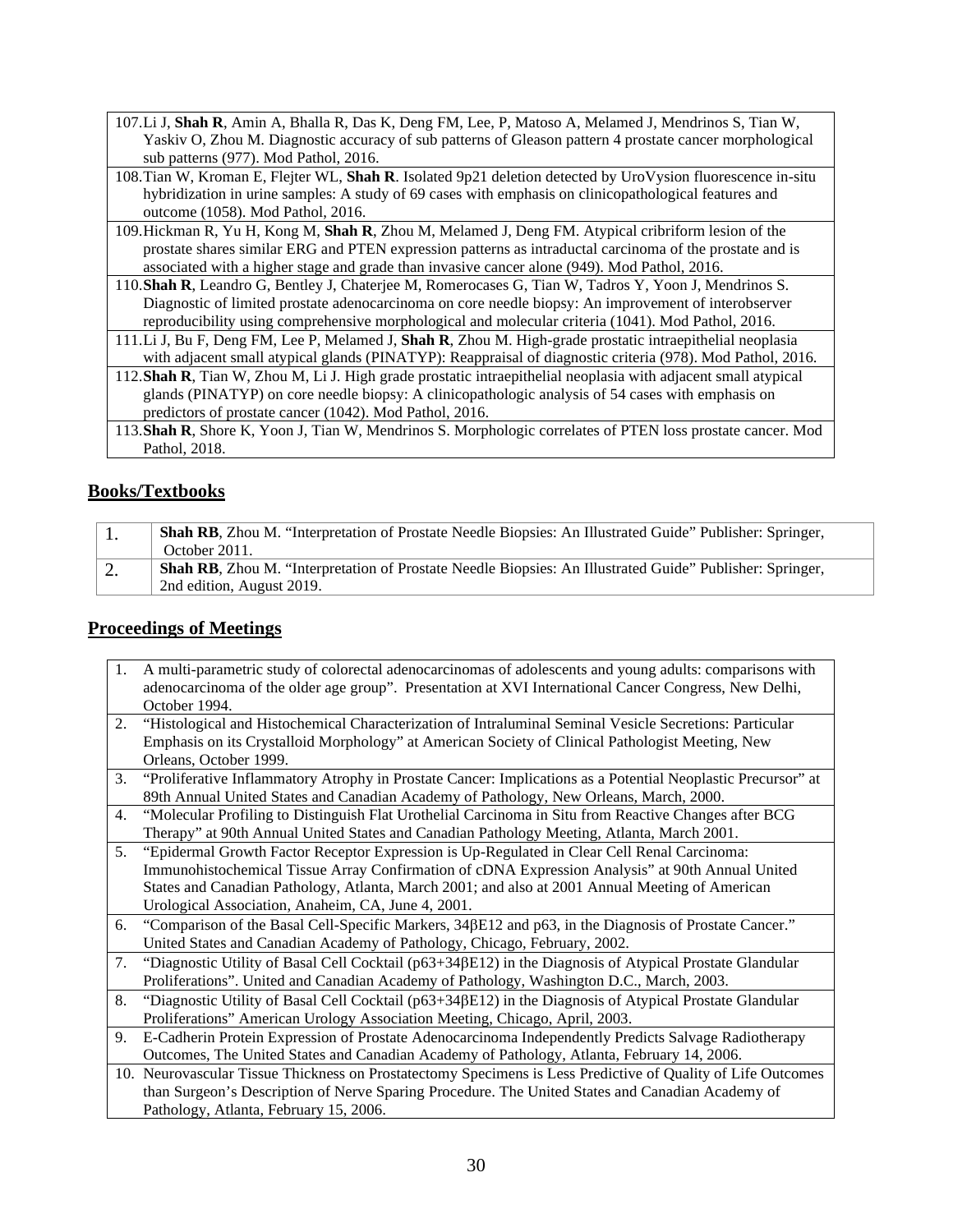107. Li J, **Shah R**, Amin A, Bhalla R, Das K, Deng FM, Lee, P, Matoso A, Melamed J, Mendrinos S, Tian W, Yaskiv O, Zhou M. Diagnostic accuracy of sub patterns of Gleason pattern 4 prostate cancer morphological sub patterns (977). Mod Pathol, 2016.
108. Tian W, Kroman E, Flejter WL, **Shah R**. Isolated 9p21 deletion detected by UroVysion fluorescence in-situ hybridization in urine samples: A study of 69 cases with emphasis on clinicopathological features and outcome (1058). Mod Pathol, 2016.
109. Hickman R, Yu H, Kong M, **Shah R**, Zhou M, Melamed J, Deng FM. Atypical cribriform lesion of the prostate shares similar ERG and PTEN expression patterns as intraductal carcinoma of the prostate and is associated with a higher stage and grade than invasive cancer alone (949). Mod Pathol, 2016.
110. **Shah R**, Leandro G, Bentley J, Chaterjee M, Romerocases G, Tian W, Tadros Y, Yoon J, Mendrinos S. Diagnostic of limited prostate adenocarcinoma on core needle biopsy: An improvement of interobserver reproducibility using comprehensive morphological and molecular criteria (1041). Mod Pathol, 2016.
111. Li J, Bu F, Deng FM, Lee P, Melamed J, **Shah R**, Zhou M. High-grade prostatic intraepithelial neoplasia with adjacent small atypical glands (PINATYP): Reappraisal of diagnostic criteria (978). Mod Pathol, 2016.
112. **Shah R**, Tian W, Zhou M, Li J. High grade prostatic intraepithelial neoplasia with adjacent small atypical glands (PINATYP) on core needle biopsy: A clinicopathologic analysis of 54 cases with emphasis on predictors of prostate cancer (1042). Mod Pathol, 2016.
113. **Shah R**, Shore K, Yoon J, Tian W, Mendrinos S. Morphologic correlates of PTEN loss prostate cancer. Mod Pathol, 2018.

## Books/Textbooks

1. **Shah RB**, Zhou M. "Interpretation of Prostate Needle Biopsies: An Illustrated Guide" Publisher: Springer, October 2011.
2. **Shah RB**, Zhou M. "Interpretation of Prostate Needle Biopsies: An Illustrated Guide" Publisher: Springer, 2nd edition, August 2019.

## Proceedings of Meetings

1. A multi-parametric study of colorectal adenocarcinomas of adolescents and young adults: comparisons with adenocarcinoma of the older age group". Presentation at XVI International Cancer Congress, New Delhi, October 1994.
2. "Histological and Histochemical Characterization of Intraluminal Seminal Vesicle Secretions: Particular Emphasis on its Crystalloid Morphology" at American Society of Clinical Pathologist Meeting, New Orleans, October 1999.
3. "Proliferative Inflammatory Atrophy in Prostate Cancer: Implications as a Potential Neoplastic Precursor" at 89th Annual United States and Canadian Academy of Pathology, New Orleans, March, 2000.
4. "Molecular Profiling to Distinguish Flat Urothelial Carcinoma in Situ from Reactive Changes after BCG Therapy" at 90th Annual United States and Canadian Pathology Meeting, Atlanta, March 2001.
5. "Epidermal Growth Factor Receptor Expression is Up-Regulated in Clear Cell Renal Carcinoma: Immunohistochemical Tissue Array Confirmation of cDNA Expression Analysis" at 90th Annual United States and Canadian Pathology, Atlanta, March 2001; and also at 2001 Annual Meeting of American Urological Association, Anaheim, CA, June 4, 2001.
6. "Comparison of the Basal Cell-Specific Markers, 34βE12 and p63, in the Diagnosis of Prostate Cancer." United States and Canadian Academy of Pathology, Chicago, February, 2002.
7. "Diagnostic Utility of Basal Cell Cocktail (p63+34βE12) in the Diagnosis of Atypical Prostate Glandular Proliferations". United and Canadian Academy of Pathology, Washington D.C., March, 2003.
8. "Diagnostic Utility of Basal Cell Cocktail (p63+34βE12) in the Diagnosis of Atypical Prostate Glandular Proliferations" American Urology Association Meeting, Chicago, April, 2003.
9. E-Cadherin Protein Expression of Prostate Adenocarcinoma Independently Predicts Salvage Radiotherapy Outcomes, The United States and Canadian Academy of Pathology, Atlanta, February 14, 2006.
10. Neurovascular Tissue Thickness on Prostatectomy Specimens is Less Predictive of Quality of Life Outcomes than Surgeon's Description of Nerve Sparing Procedure. The United States and Canadian Academy of Pathology, Atlanta, February 15, 2006.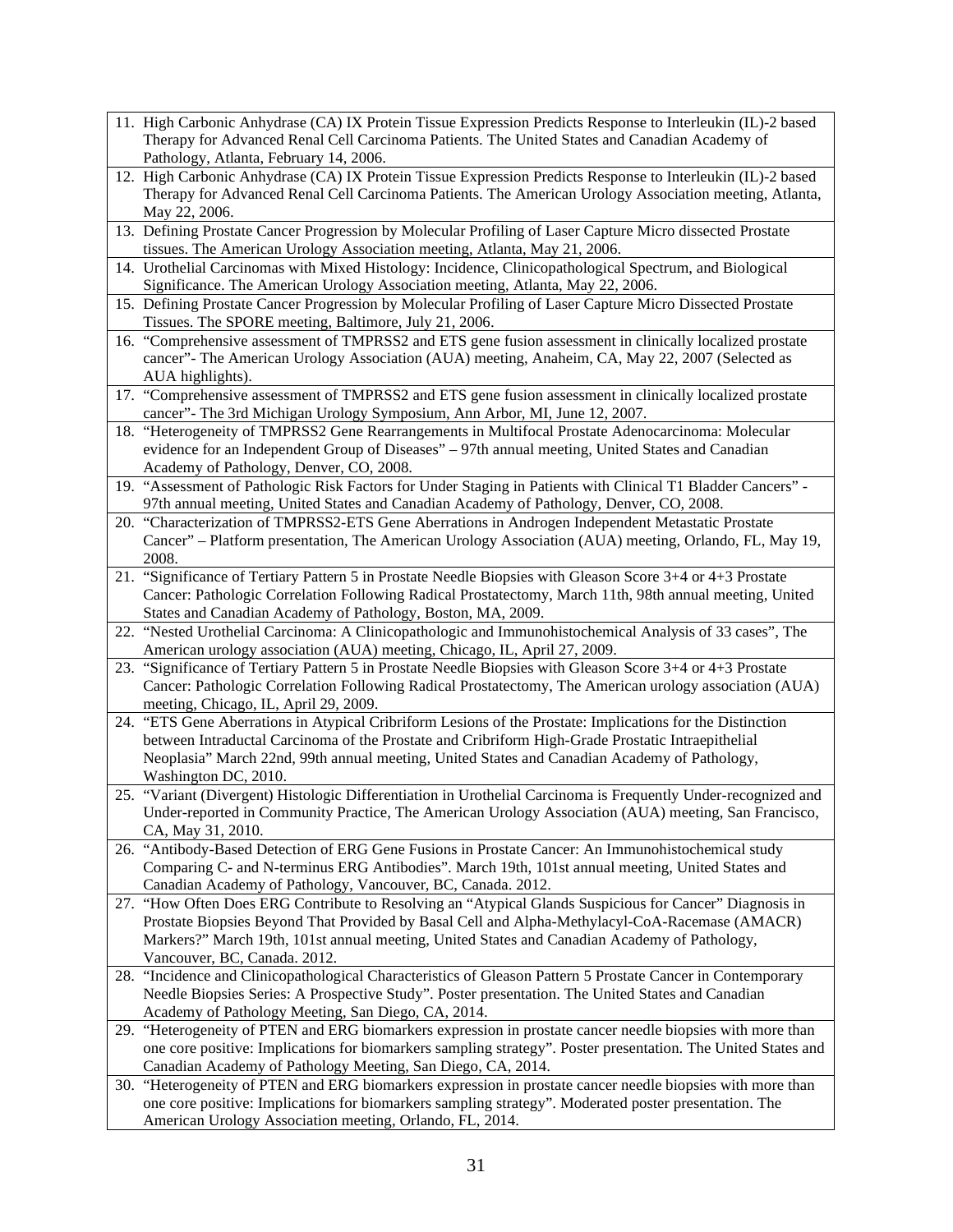11. High Carbonic Anhydrase (CA) IX Protein Tissue Expression Predicts Response to Interleukin (IL)-2 based Therapy for Advanced Renal Cell Carcinoma Patients. The United States and Canadian Academy of Pathology, Atlanta, February 14, 2006.
12. High Carbonic Anhydrase (CA) IX Protein Tissue Expression Predicts Response to Interleukin (IL)-2 based Therapy for Advanced Renal Cell Carcinoma Patients. The American Urology Association meeting, Atlanta, May 22, 2006.
13. Defining Prostate Cancer Progression by Molecular Profiling of Laser Capture Micro dissected Prostate tissues. The American Urology Association meeting, Atlanta, May 21, 2006.
14. Urothelial Carcinomas with Mixed Histology: Incidence, Clinicopathological Spectrum, and Biological Significance. The American Urology Association meeting, Atlanta, May 22, 2006.
15. Defining Prostate Cancer Progression by Molecular Profiling of Laser Capture Micro Dissected Prostate Tissues. The SPORE meeting, Baltimore, July 21, 2006.
16. "Comprehensive assessment of TMPRSS2 and ETS gene fusion assessment in clinically localized prostate cancer"- The American Urology Association (AUA) meeting, Anaheim, CA, May 22, 2007 (Selected as AUA highlights).
17. "Comprehensive assessment of TMPRSS2 and ETS gene fusion assessment in clinically localized prostate cancer"- The 3rd Michigan Urology Symposium, Ann Arbor, MI, June 12, 2007.
18. "Heterogeneity of TMPRSS2 Gene Rearrangements in Multifocal Prostate Adenocarcinoma: Molecular evidence for an Independent Group of Diseases" – 97th annual meeting, United States and Canadian Academy of Pathology, Denver, CO, 2008.
19. "Assessment of Pathologic Risk Factors for Under Staging in Patients with Clinical T1 Bladder Cancers" - 97th annual meeting, United States and Canadian Academy of Pathology, Denver, CO, 2008.
20. "Characterization of TMPRSS2-ETS Gene Aberrations in Androgen Independent Metastatic Prostate Cancer" – Platform presentation, The American Urology Association (AUA) meeting, Orlando, FL, May 19, 2008.
21. "Significance of Tertiary Pattern 5 in Prostate Needle Biopsies with Gleason Score 3+4 or 4+3 Prostate Cancer: Pathologic Correlation Following Radical Prostatectomy, March 11th, 98th annual meeting, United States and Canadian Academy of Pathology, Boston, MA, 2009.
22. "Nested Urothelial Carcinoma: A Clinicopathologic and Immunohistochemical Analysis of 33 cases", The American urology association (AUA) meeting, Chicago, IL, April 27, 2009.
23. "Significance of Tertiary Pattern 5 in Prostate Needle Biopsies with Gleason Score 3+4 or 4+3 Prostate Cancer: Pathologic Correlation Following Radical Prostatectomy, The American urology association (AUA) meeting, Chicago, IL, April 29, 2009.
24. "ETS Gene Aberrations in Atypical Cribriform Lesions of the Prostate: Implications for the Distinction between Intraductal Carcinoma of the Prostate and Cribriform High-Grade Prostatic Intraepithelial Neoplasia" March 22nd, 99th annual meeting, United States and Canadian Academy of Pathology, Washington DC, 2010.
25. "Variant (Divergent) Histologic Differentiation in Urothelial Carcinoma is Frequently Under-recognized and Under-reported in Community Practice, The American Urology Association (AUA) meeting, San Francisco, CA, May 31, 2010.
26. "Antibody-Based Detection of ERG Gene Fusions in Prostate Cancer: An Immunohistochemical study Comparing C- and N-terminus ERG Antibodies". March 19th, 101st annual meeting, United States and Canadian Academy of Pathology, Vancouver, BC, Canada. 2012.
27. "How Often Does ERG Contribute to Resolving an "Atypical Glands Suspicious for Cancer" Diagnosis in Prostate Biopsies Beyond That Provided by Basal Cell and Alpha-Methylacyl-CoA-Racemase (AMACR) Markers?" March 19th, 101st annual meeting, United States and Canadian Academy of Pathology, Vancouver, BC, Canada. 2012.
28. "Incidence and Clinicopathological Characteristics of Gleason Pattern 5 Prostate Cancer in Contemporary Needle Biopsies Series: A Prospective Study". Poster presentation. The United States and Canadian Academy of Pathology Meeting, San Diego, CA, 2014.
29. "Heterogeneity of PTEN and ERG biomarkers expression in prostate cancer needle biopsies with more than one core positive: Implications for biomarkers sampling strategy". Poster presentation. The United States and Canadian Academy of Pathology Meeting, San Diego, CA, 2014.
30. "Heterogeneity of PTEN and ERG biomarkers expression in prostate cancer needle biopsies with more than one core positive: Implications for biomarkers sampling strategy". Moderated poster presentation. The American Urology Association meeting, Orlando, FL, 2014.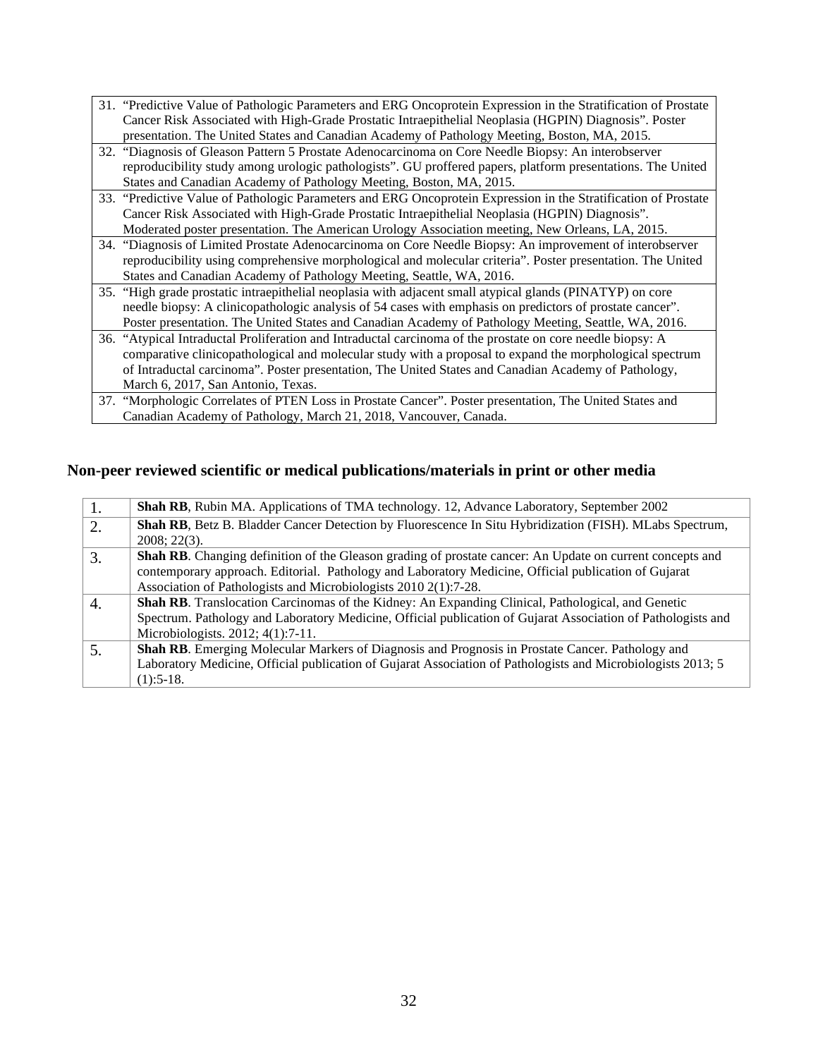31. “Predictive Value of Pathologic Parameters and ERG Oncoprotein Expression in the Stratification of Prostate Cancer Risk Associated with High-Grade Prostatic Intraepithelial Neoplasia (HGPIN) Diagnosis”. Poster presentation. The United States and Canadian Academy of Pathology Meeting, Boston, MA, 2015.
32. “Diagnosis of Gleason Pattern 5 Prostate Adenocarcinoma on Core Needle Biopsy: An interobserver reproducibility study among urologic pathologists”. GU proffered papers, platform presentations. The United States and Canadian Academy of Pathology Meeting, Boston, MA, 2015.
33. “Predictive Value of Pathologic Parameters and ERG Oncoprotein Expression in the Stratification of Prostate Cancer Risk Associated with High-Grade Prostatic Intraepithelial Neoplasia (HGPIN) Diagnosis”. Moderated poster presentation. The American Urology Association meeting, New Orleans, LA, 2015.
34. “Diagnosis of Limited Prostate Adenocarcinoma on Core Needle Biopsy: An improvement of interobserver reproducibility using comprehensive morphological and molecular criteria”. Poster presentation. The United States and Canadian Academy of Pathology Meeting, Seattle, WA, 2016.
35. “High grade prostatic intraepithelial neoplasia with adjacent small atypical glands (PINATYP) on core needle biopsy: A clinicopathologic analysis of 54 cases with emphasis on predictors of prostate cancer”. Poster presentation. The United States and Canadian Academy of Pathology Meeting, Seattle, WA, 2016.
36. “Atypical Intraductal Proliferation and Intraductal carcinoma of the prostate on core needle biopsy: A comparative clinicopathological and molecular study with a proposal to expand the morphological spectrum of Intraductal carcinoma”. Poster presentation, The United States and Canadian Academy of Pathology, March 6, 2017, San Antonio, Texas.
37. “Morphologic Correlates of PTEN Loss in Prostate Cancer”. Poster presentation, The United States and Canadian Academy of Pathology, March 21, 2018, Vancouver, Canada.

## Non-peer reviewed scientific or medical publications/materials in print or other media

| | |
|---|---|
| 1. | **Shah RB**, Rubin MA. Applications of TMA technology. 12, Advance Laboratory, September 2002 |
| 2. | **Shah RB**, Betz B. Bladder Cancer Detection by Fluorescence In Situ Hybridization (FISH). MLabs Spectrum, 2008; 22(3). |
| 3. | **Shah RB**. Changing definition of the Gleason grading of prostate cancer: An Update on current concepts and contemporary approach. Editorial. Pathology and Laboratory Medicine, Official publication of Gujarat Association of Pathologists and Microbiologists 2010 2(1):7-28. |
| 4. | **Shah RB**. Translocation Carcinomas of the Kidney: An Expanding Clinical, Pathological, and Genetic Spectrum. Pathology and Laboratory Medicine, Official publication of Gujarat Association of Pathologists and Microbiologists. 2012; 4(1):7-11. |
| 5. | **Shah RB**. Emerging Molecular Markers of Diagnosis and Prognosis in Prostate Cancer. Pathology and Laboratory Medicine, Official publication of Gujarat Association of Pathologists and Microbiologists 2013; 5 (1):5-18. |